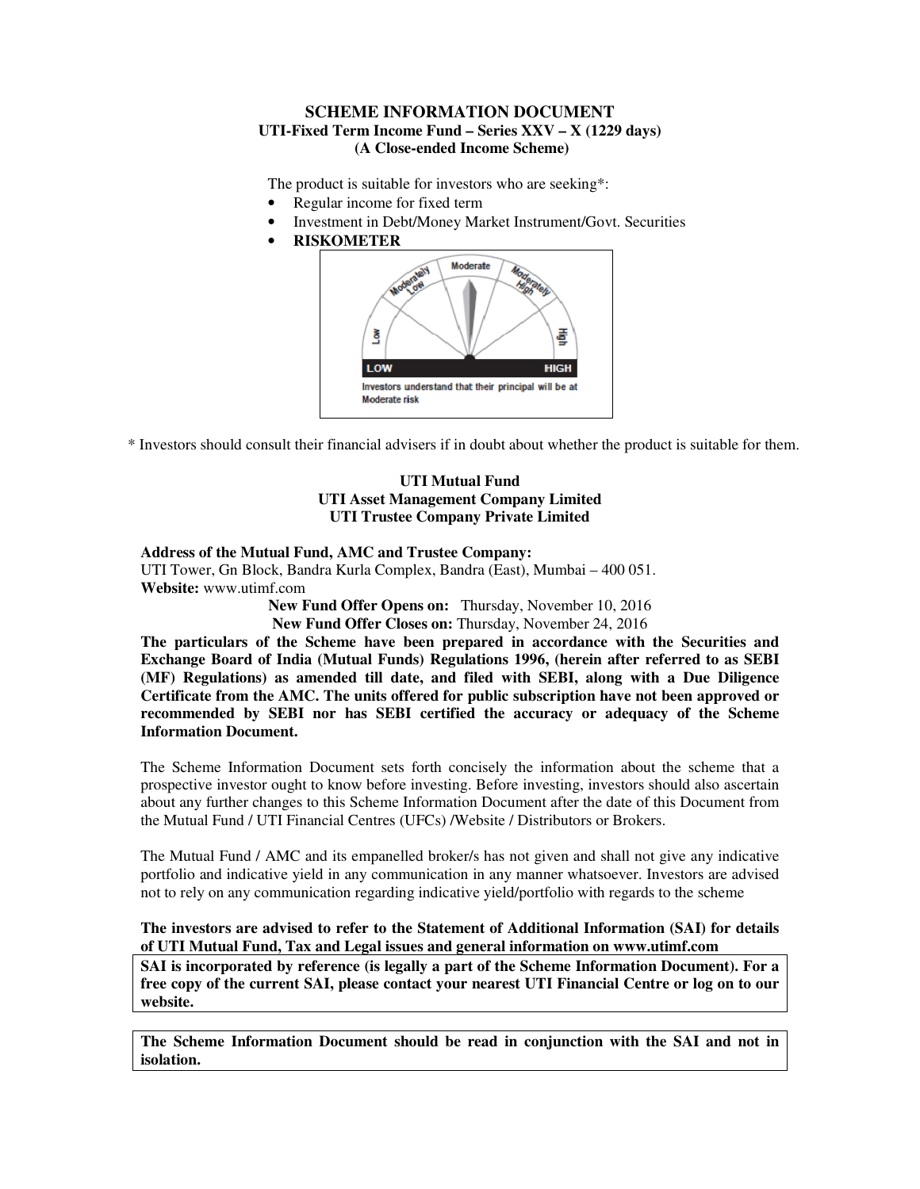# SCHEME INFORMATION DOCUMENT

## UTI-Fixed Term Income Fund – Series XXV – X (1229 days)

## (A Close-ended Income Scheme)

The product is suitable for investors who are seeking*:

- Regular income for fixed term
- Investment in Debt/Money Market Instrument/Govt. Securities
- **RISKOMETER**

Investors understand that their principal will be at Moderate risk

\* Investors should consult their financial advisers if in doubt about whether the product is suitable for them.

**UTI Mutual Fund**
**UTI Asset Management Company Limited**
**UTI Trustee Company Private Limited**

**Address of the Mutual Fund, AMC and Trustee Company:**
UTI Tower, Gn Block, Bandra Kurla Complex, Bandra (East), Mumbai – 400 051.
**Website:** www.utimf.com

**New Fund Offer Opens on:** Thursday, November 10, 2016
**New Fund Offer Closes on:** Thursday, November 24, 2016

**The particulars of the Scheme have been prepared in accordance with the Securities and Exchange Board of India (Mutual Funds) Regulations 1996, (herein after referred to as SEBI (MF) Regulations) as amended till date, and filed with SEBI, along with a Due Diligence Certificate from the AMC. The units offered for public subscription have not been approved or recommended by SEBI nor has SEBI certified the accuracy or adequacy of the Scheme Information Document.**

The Scheme Information Document sets forth concisely the information about the scheme that a prospective investor ought to know before investing. Before investing, investors should also ascertain about any further changes to this Scheme Information Document after the date of this Document from the Mutual Fund / UTI Financial Centres (UFCs) /Website / Distributors or Brokers.

The Mutual Fund / AMC and its empanelled broker/s has not given and shall not give any indicative portfolio and indicative yield in any communication in any manner whatsoever. Investors are advised not to rely on any communication regarding indicative yield/portfolio with regards to the scheme

**The investors are advised to refer to the Statement of Additional Information (SAI) for details of UTI Mutual Fund, Tax and Legal issues and general information on www.utimf.com**

**SAI is incorporated by reference (is legally a part of the Scheme Information Document). For a free copy of the current SAI, please contact your nearest UTI Financial Centre or log on to our website.**

**The Scheme Information Document should be read in conjunction with the SAI and not in isolation.**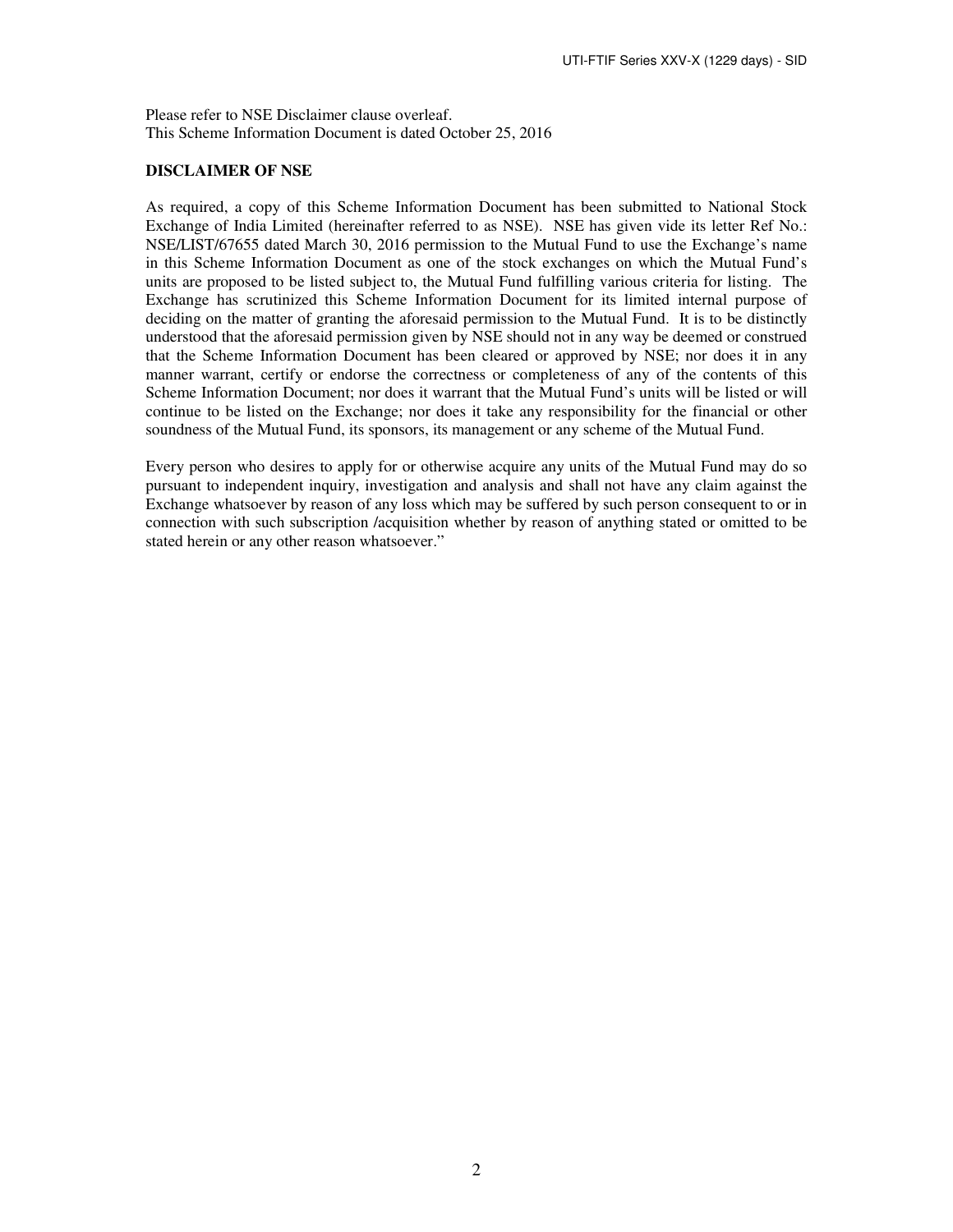Please refer to NSE Disclaimer clause overleaf.
This Scheme Information Document is dated October 25, 2016

**DISCLAIMER OF NSE**

As required, a copy of this Scheme Information Document has been submitted to National Stock Exchange of India Limited (hereinafter referred to as NSE). NSE has given vide its letter Ref No.: NSE/LIST/67655 dated March 30, 2016 permission to the Mutual Fund to use the Exchange's name in this Scheme Information Document as one of the stock exchanges on which the Mutual Fund's units are proposed to be listed subject to, the Mutual Fund fulfilling various criteria for listing. The Exchange has scrutinized this Scheme Information Document for its limited internal purpose of deciding on the matter of granting the aforesaid permission to the Mutual Fund. It is to be distinctly understood that the aforesaid permission given by NSE should not in any way be deemed or construed that the Scheme Information Document has been cleared or approved by NSE; nor does it in any manner warrant, certify or endorse the correctness or completeness of any of the contents of this Scheme Information Document; nor does it warrant that the Mutual Fund's units will be listed or will continue to be listed on the Exchange; nor does it take any responsibility for the financial or other soundness of the Mutual Fund, its sponsors, its management or any scheme of the Mutual Fund.

Every person who desires to apply for or otherwise acquire any units of the Mutual Fund may do so pursuant to independent inquiry, investigation and analysis and shall not have any claim against the Exchange whatsoever by reason of any loss which may be suffered by such person consequent to or in connection with such subscription /acquisition whether by reason of anything stated or omitted to be stated herein or any other reason whatsoever."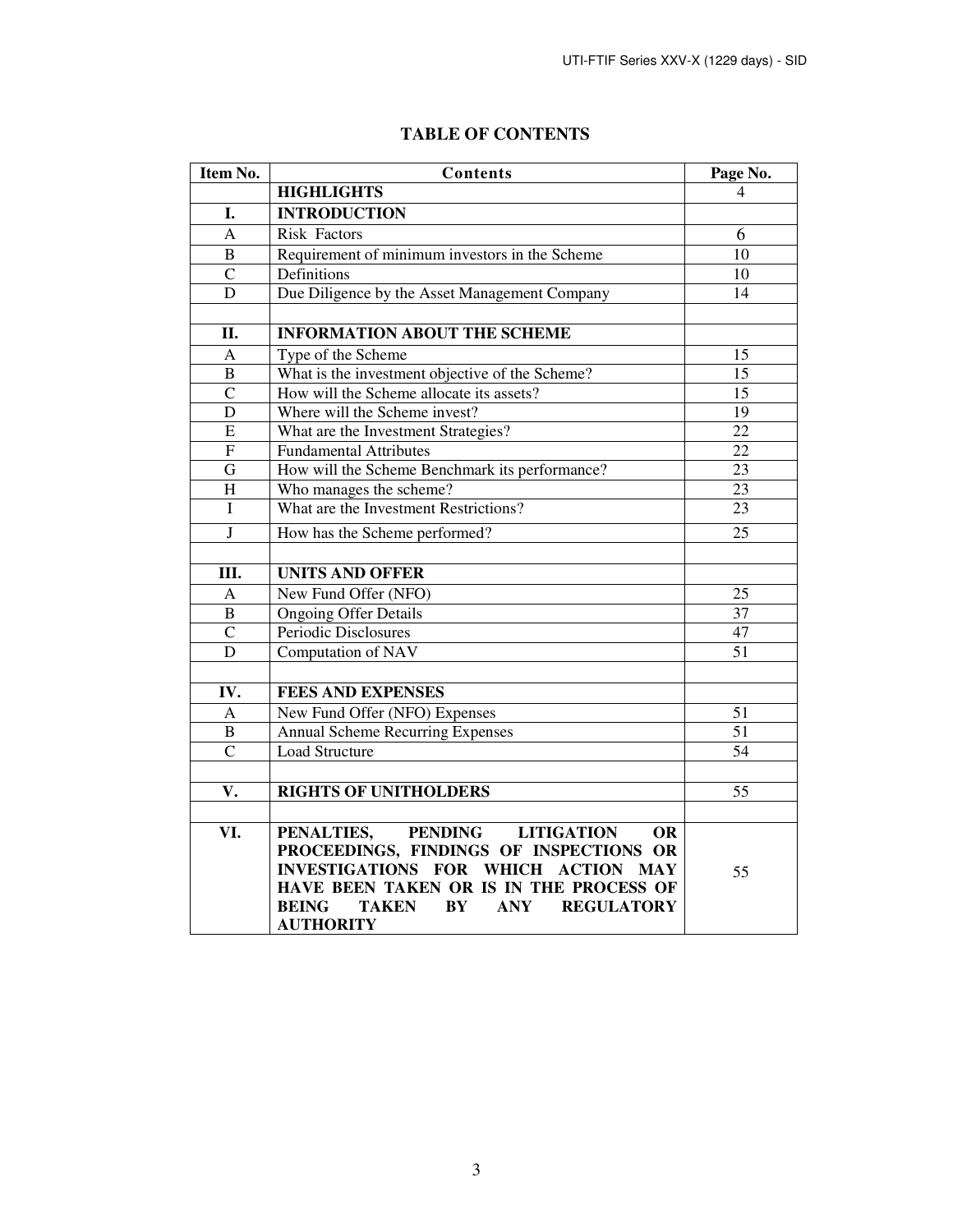# TABLE OF CONTENTS

| Item No. | Contents | Page No. |
|---|---|---|
| | **HIGHLIGHTS** | 4 |
| **I.** | **INTRODUCTION** | |
| A | Risk Factors | 6 |
| B | Requirement of minimum investors in the Scheme | 10 |
| C | Definitions | 10 |
| D | Due Diligence by the Asset Management Company | 14 |
| | | |
| **II.** | **INFORMATION ABOUT THE SCHEME** | |
| A | Type of the Scheme | 15 |
| B | What is the investment objective of the Scheme? | 15 |
| C | How will the Scheme allocate its assets? | 15 |
| D | Where will the Scheme invest? | 19 |
| E | What are the Investment Strategies? | 22 |
| F | Fundamental Attributes | 22 |
| G | How will the Scheme Benchmark its performance? | 23 |
| H | Who manages the scheme? | 23 |
| I | What are the Investment Restrictions? | 23 |
| J | How has the Scheme performed? | 25 |
| | | |
| **III.** | **UNITS AND OFFER** | |
| A | New Fund Offer (NFO) | 25 |
| B | Ongoing Offer Details | 37 |
| C | Periodic Disclosures | 47 |
| D | Computation of NAV | 51 |
| | | |
| **IV.** | **FEES AND EXPENSES** | |
| A | New Fund Offer (NFO) Expenses | 51 |
| B | Annual Scheme Recurring Expenses | 51 |
| C | Load Structure | 54 |
| | | |
| **V.** | **RIGHTS OF UNITHOLDERS** | 55 |
| | | |
| **VI.** | **PENALTIES, PENDING LITIGATION OR PROCEEDINGS, FINDINGS OF INSPECTIONS OR INVESTIGATIONS FOR WHICH ACTION MAY HAVE BEEN TAKEN OR IS IN THE PROCESS OF BEING TAKEN BY ANY REGULATORY AUTHORITY** | 55 |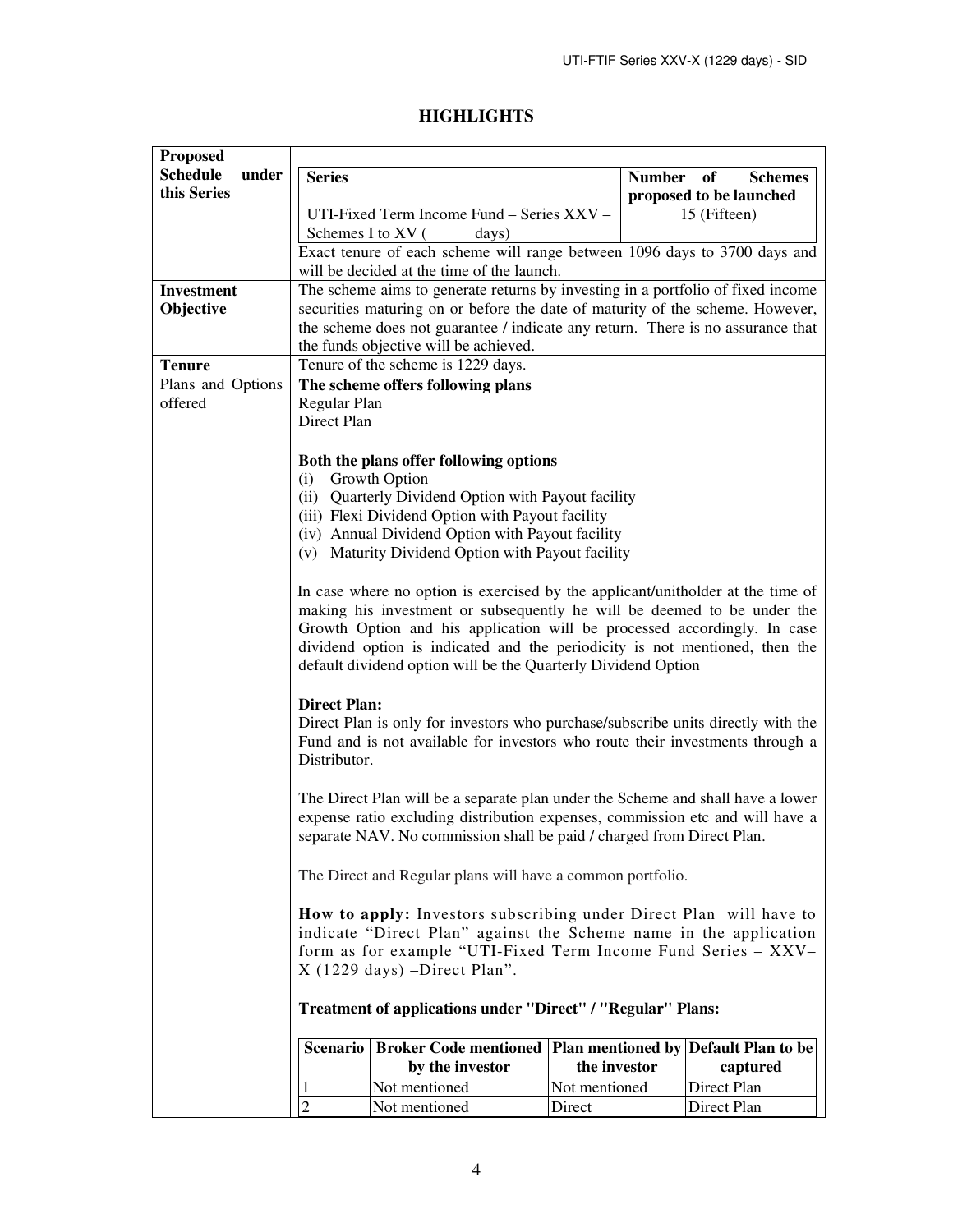# HIGHLIGHTS

| | |
|---|---|
| **Proposed Schedule under this Series** | **Series**: UTI-Fixed Term Income Fund – Series XXV – Schemes I to XV (          days) — **Number of Schemes proposed to be launched**: 15 (Fifteen)<br><br>Exact tenure of each scheme will range between 1096 days to 3700 days and will be decided at the time of the launch. |
| **Investment Objective** | The scheme aims to generate returns by investing in a portfolio of fixed income securities maturing on or before the date of maturity of the scheme. However, the scheme does not guarantee / indicate any return. There is no assurance that the funds objective will be achieved. |
| **Tenure** | Tenure of the scheme is 1229 days. |
| Plans and Options offered | **The scheme offers following plans**<br>Regular Plan<br>Direct Plan<br><br>**Both the plans offer following options**<br>(i) Growth Option<br>(ii) Quarterly Dividend Option with Payout facility<br>(iii) Flexi Dividend Option with Payout facility<br>(iv) Annual Dividend Option with Payout facility<br>(v) Maturity Dividend Option with Payout facility<br><br>In case where no option is exercised by the applicant/unitholder at the time of making his investment or subsequently he will be deemed to be under the Growth Option and his application will be processed accordingly. In case dividend option is indicated and the periodicity is not mentioned, then the default dividend option will be the Quarterly Dividend Option<br><br>**Direct Plan:**<br>Direct Plan is only for investors who purchase/subscribe units directly with the Fund and is not available for investors who route their investments through a Distributor.<br><br>The Direct Plan will be a separate plan under the Scheme and shall have a lower expense ratio excluding distribution expenses, commission etc and will have a separate NAV. No commission shall be paid / charged from Direct Plan.<br><br>The Direct and Regular plans will have a common portfolio.<br><br>**How to apply:** Investors subscribing under Direct Plan will have to indicate "Direct Plan" against the Scheme name in the application form as for example "UTI-Fixed Term Income Fund Series – XXV– X (1229 days) –Direct Plan".<br><br>**Treatment of applications under "Direct" / "Regular" Plans:** |

| Scenario | Broker Code mentioned by the investor | Plan mentioned by the investor | Default Plan to be captured |
|---|---|---|---|
| 1 | Not mentioned | Not mentioned | Direct Plan |
| 2 | Not mentioned | Direct | Direct Plan |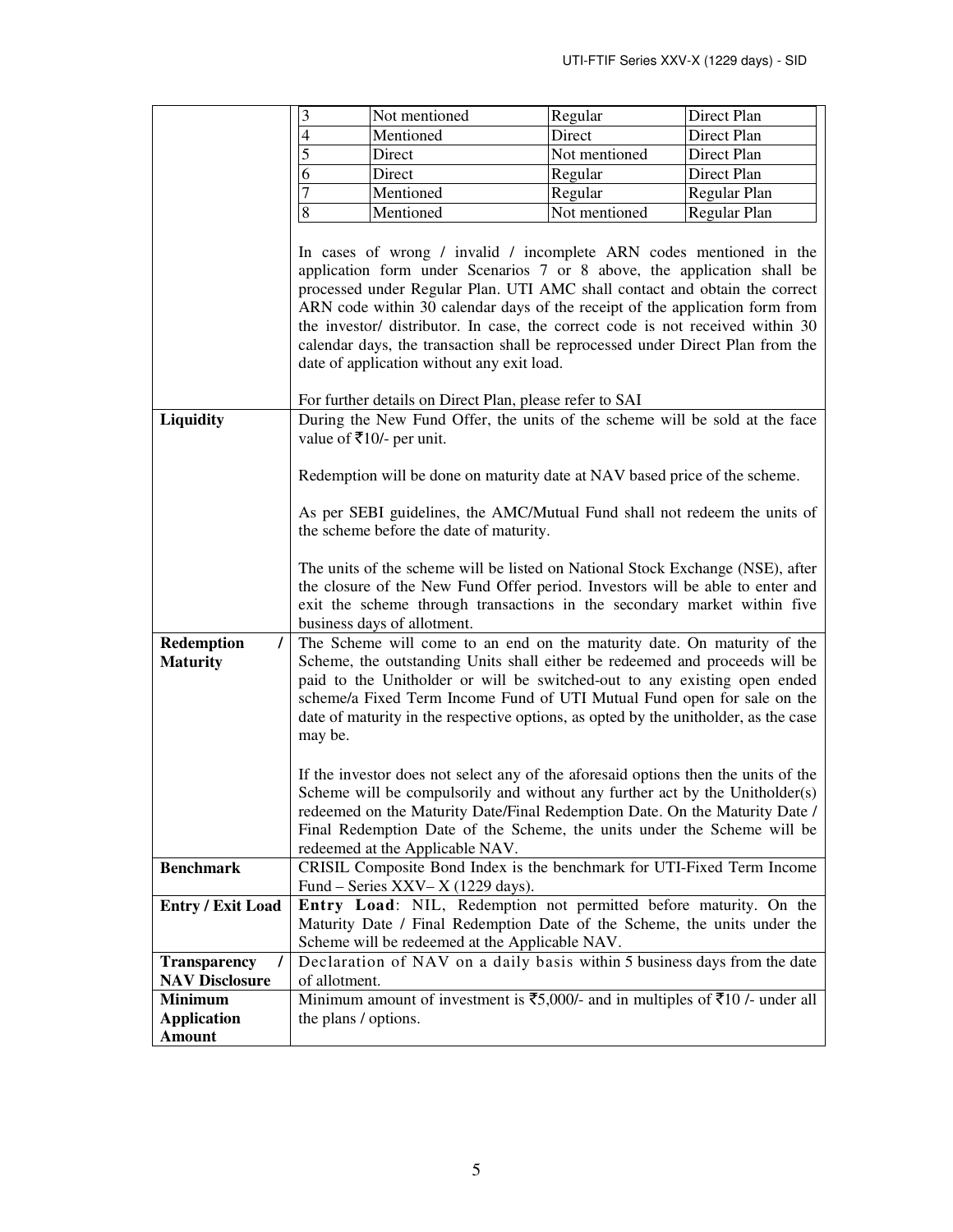| | |
|---|---|
| | <table><tr><td>3</td><td>Not mentioned</td><td>Regular</td><td>Direct Plan</td></tr><tr><td>4</td><td>Mentioned</td><td>Direct</td><td>Direct Plan</td></tr><tr><td>5</td><td>Direct</td><td>Not mentioned</td><td>Direct Plan</td></tr><tr><td>6</td><td>Direct</td><td>Regular</td><td>Direct Plan</td></tr><tr><td>7</td><td>Mentioned</td><td>Regular</td><td>Regular Plan</td></tr><tr><td>8</td><td>Mentioned</td><td>Not mentioned</td><td>Regular Plan</td></tr></table><br><br>In cases of wrong / invalid / incomplete ARN codes mentioned in the application form under Scenarios 7 or 8 above, the application shall be processed under Regular Plan. UTI AMC shall contact and obtain the correct ARN code within 30 calendar days of the receipt of the application form from the investor/ distributor. In case, the correct code is not received within 30 calendar days, the transaction shall be reprocessed under Direct Plan from the date of application without any exit load.<br><br>For further details on Direct Plan, please refer to SAI |
| **Liquidity** | During the New Fund Offer, the units of the scheme will be sold at the face value of ₹10/- per unit.<br><br>Redemption will be done on maturity date at NAV based price of the scheme.<br><br>As per SEBI guidelines, the AMC/Mutual Fund shall not redeem the units of the scheme before the date of maturity.<br><br>The units of the scheme will be listed on National Stock Exchange (NSE), after the closure of the New Fund Offer period. Investors will be able to enter and exit the scheme through transactions in the secondary market within five business days of allotment. |
| **Redemption / Maturity** | The Scheme will come to an end on the maturity date. On maturity of the Scheme, the outstanding Units shall either be redeemed and proceeds will be paid to the Unitholder or will be switched-out to any existing open ended scheme/a Fixed Term Income Fund of UTI Mutual Fund open for sale on the date of maturity in the respective options, as opted by the unitholder, as the case may be.<br><br>If the investor does not select any of the aforesaid options then the units of the Scheme will be compulsorily and without any further act by the Unitholder(s) redeemed on the Maturity Date/Final Redemption Date. On the Maturity Date / Final Redemption Date of the Scheme, the units under the Scheme will be redeemed at the Applicable NAV. |
| **Benchmark** | CRISIL Composite Bond Index is the benchmark for UTI-Fixed Term Income Fund – Series XXV– X (1229 days). |
| **Entry / Exit Load** | **Entry Load**: NIL, Redemption not permitted before maturity. On the Maturity Date / Final Redemption Date of the Scheme, the units under the Scheme will be redeemed at the Applicable NAV. |
| **Transparency / NAV Disclosure** | Declaration of NAV on a daily basis within 5 business days from the date of allotment. |
| **Minimum Application Amount** | Minimum amount of investment is ₹5,000/- and in multiples of ₹10 /- under all the plans / options. |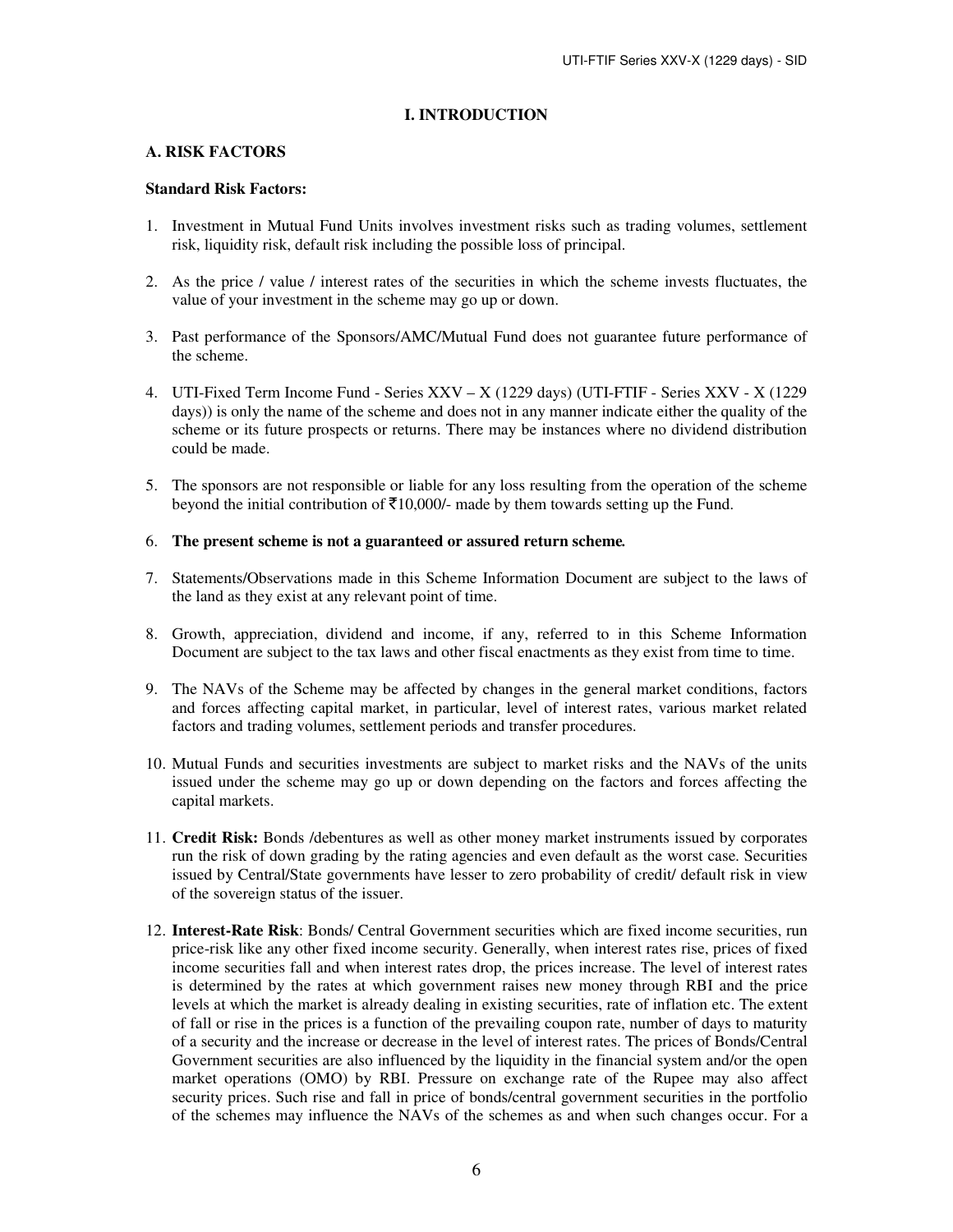# I. INTRODUCTION

## A. RISK FACTORS

**Standard Risk Factors:**

1. Investment in Mutual Fund Units involves investment risks such as trading volumes, settlement risk, liquidity risk, default risk including the possible loss of principal.

2. As the price / value / interest rates of the securities in which the scheme invests fluctuates, the value of your investment in the scheme may go up or down.

3. Past performance of the Sponsors/AMC/Mutual Fund does not guarantee future performance of the scheme.

4. UTI-Fixed Term Income Fund - Series XXV – X (1229 days) (UTI-FTIF - Series XXV - X (1229 days)) is only the name of the scheme and does not in any manner indicate either the quality of the scheme or its future prospects or returns. There may be instances where no dividend distribution could be made.

5. The sponsors are not responsible or liable for any loss resulting from the operation of the scheme beyond the initial contribution of ₹10,000/- made by them towards setting up the Fund.

6. **The present scheme is not a guaranteed or assured return scheme.**

7. Statements/Observations made in this Scheme Information Document are subject to the laws of the land as they exist at any relevant point of time.

8. Growth, appreciation, dividend and income, if any, referred to in this Scheme Information Document are subject to the tax laws and other fiscal enactments as they exist from time to time.

9. The NAVs of the Scheme may be affected by changes in the general market conditions, factors and forces affecting capital market, in particular, level of interest rates, various market related factors and trading volumes, settlement periods and transfer procedures.

10. Mutual Funds and securities investments are subject to market risks and the NAVs of the units issued under the scheme may go up or down depending on the factors and forces affecting the capital markets.

11. **Credit Risk:** Bonds /debentures as well as other money market instruments issued by corporates run the risk of down grading by the rating agencies and even default as the worst case. Securities issued by Central/State governments have lesser to zero probability of credit/ default risk in view of the sovereign status of the issuer.

12. **Interest-Rate Risk**: Bonds/ Central Government securities which are fixed income securities, run price-risk like any other fixed income security. Generally, when interest rates rise, prices of fixed income securities fall and when interest rates drop, the prices increase. The level of interest rates is determined by the rates at which government raises new money through RBI and the price levels at which the market is already dealing in existing securities, rate of inflation etc. The extent of fall or rise in the prices is a function of the prevailing coupon rate, number of days to maturity of a security and the increase or decrease in the level of interest rates. The prices of Bonds/Central Government securities are also influenced by the liquidity in the financial system and/or the open market operations (OMO) by RBI. Pressure on exchange rate of the Rupee may also affect security prices. Such rise and fall in price of bonds/central government securities in the portfolio of the schemes may influence the NAVs of the schemes as and when such changes occur. For a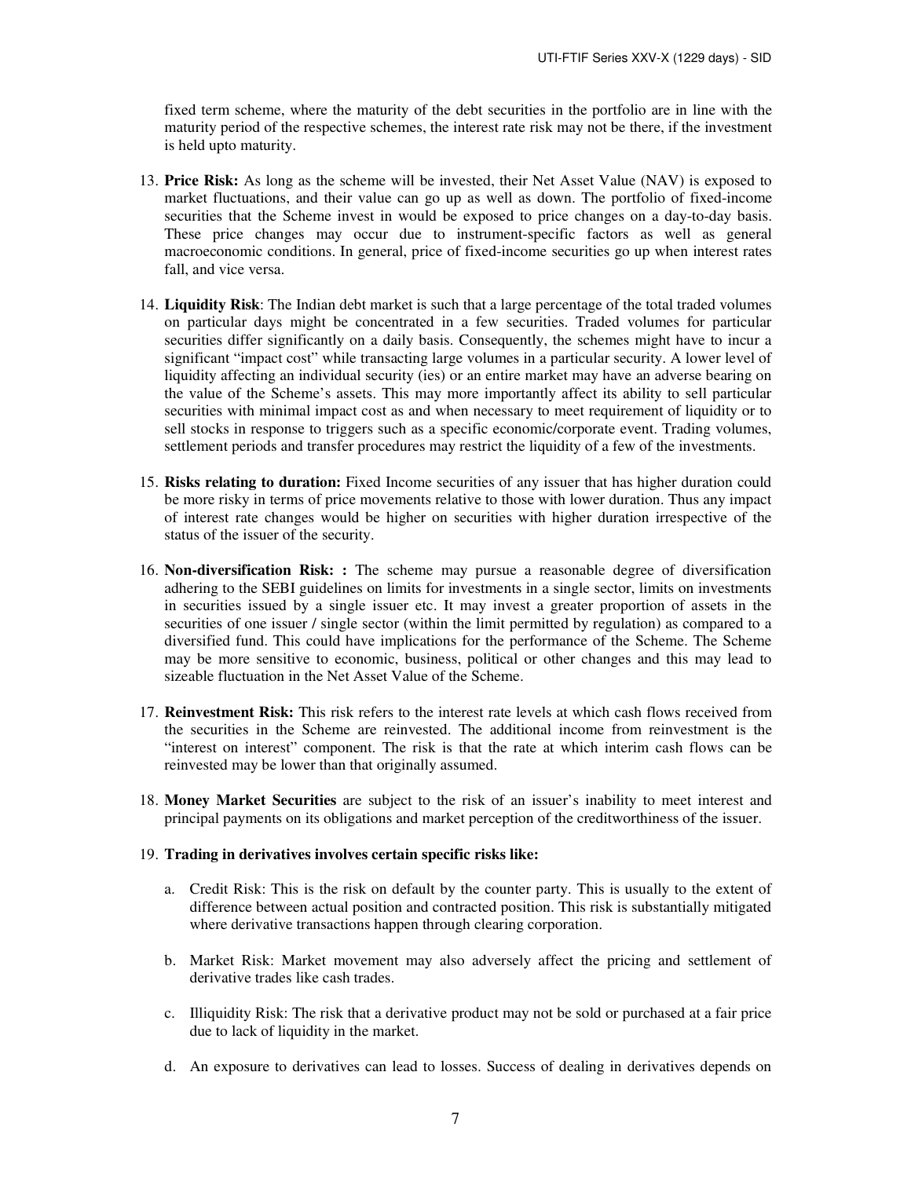fixed term scheme, where the maturity of the debt securities in the portfolio are in line with the maturity period of the respective schemes, the interest rate risk may not be there, if the investment is held upto maturity.

13. **Price Risk:** As long as the scheme will be invested, their Net Asset Value (NAV) is exposed to market fluctuations, and their value can go up as well as down. The portfolio of fixed-income securities that the Scheme invest in would be exposed to price changes on a day-to-day basis. These price changes may occur due to instrument-specific factors as well as general macroeconomic conditions. In general, price of fixed-income securities go up when interest rates fall, and vice versa.

14. **Liquidity Risk**: The Indian debt market is such that a large percentage of the total traded volumes on particular days might be concentrated in a few securities. Traded volumes for particular securities differ significantly on a daily basis. Consequently, the schemes might have to incur a significant "impact cost" while transacting large volumes in a particular security. A lower level of liquidity affecting an individual security (ies) or an entire market may have an adverse bearing on the value of the Scheme's assets. This may more importantly affect its ability to sell particular securities with minimal impact cost as and when necessary to meet requirement of liquidity or to sell stocks in response to triggers such as a specific economic/corporate event. Trading volumes, settlement periods and transfer procedures may restrict the liquidity of a few of the investments.

15. **Risks relating to duration:** Fixed Income securities of any issuer that has higher duration could be more risky in terms of price movements relative to those with lower duration. Thus any impact of interest rate changes would be higher on securities with higher duration irrespective of the status of the issuer of the security.

16. **Non-diversification Risk: :** The scheme may pursue a reasonable degree of diversification adhering to the SEBI guidelines on limits for investments in a single sector, limits on investments in securities issued by a single issuer etc. It may invest a greater proportion of assets in the securities of one issuer / single sector (within the limit permitted by regulation) as compared to a diversified fund. This could have implications for the performance of the Scheme. The Scheme may be more sensitive to economic, business, political or other changes and this may lead to sizeable fluctuation in the Net Asset Value of the Scheme.

17. **Reinvestment Risk:** This risk refers to the interest rate levels at which cash flows received from the securities in the Scheme are reinvested. The additional income from reinvestment is the "interest on interest" component. The risk is that the rate at which interim cash flows can be reinvested may be lower than that originally assumed.

18. **Money Market Securities** are subject to the risk of an issuer's inability to meet interest and principal payments on its obligations and market perception of the creditworthiness of the issuer.

19. **Trading in derivatives involves certain specific risks like:**

    a. Credit Risk: This is the risk on default by the counter party. This is usually to the extent of difference between actual position and contracted position. This risk is substantially mitigated where derivative transactions happen through clearing corporation.

    b. Market Risk: Market movement may also adversely affect the pricing and settlement of derivative trades like cash trades.

    c. Illiquidity Risk: The risk that a derivative product may not be sold or purchased at a fair price due to lack of liquidity in the market.

    d. An exposure to derivatives can lead to losses. Success of dealing in derivatives depends on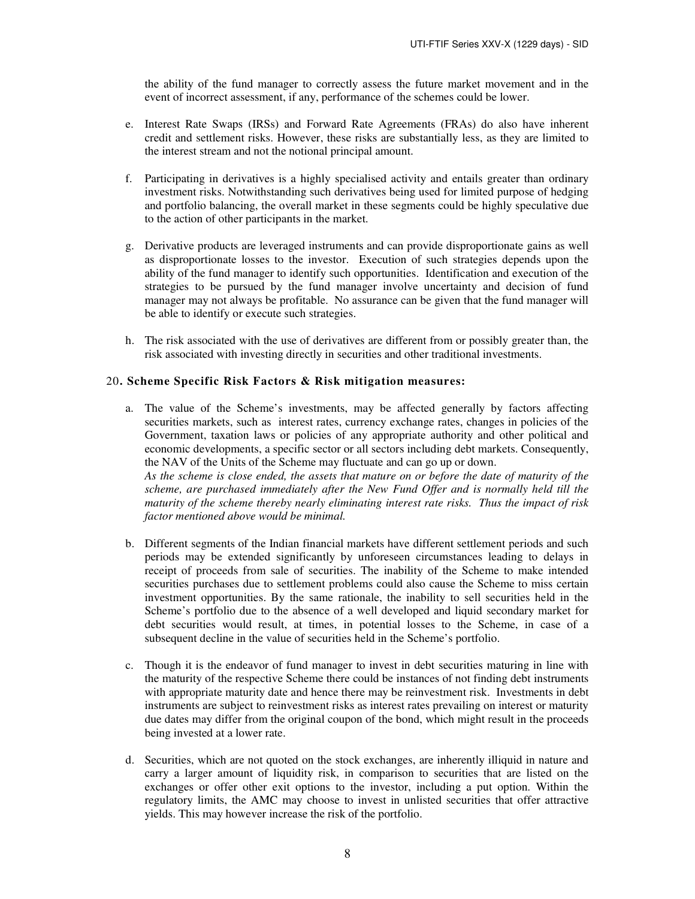the ability of the fund manager to correctly assess the future market movement and in the event of incorrect assessment, if any, performance of the schemes could be lower.

e. Interest Rate Swaps (IRSs) and Forward Rate Agreements (FRAs) do also have inherent credit and settlement risks. However, these risks are substantially less, as they are limited to the interest stream and not the notional principal amount.

f. Participating in derivatives is a highly specialised activity and entails greater than ordinary investment risks. Notwithstanding such derivatives being used for limited purpose of hedging and portfolio balancing, the overall market in these segments could be highly speculative due to the action of other participants in the market.

g. Derivative products are leveraged instruments and can provide disproportionate gains as well as disproportionate losses to the investor. Execution of such strategies depends upon the ability of the fund manager to identify such opportunities. Identification and execution of the strategies to be pursued by the fund manager involve uncertainty and decision of fund manager may not always be profitable. No assurance can be given that the fund manager will be able to identify or execute such strategies.

h. The risk associated with the use of derivatives are different from or possibly greater than, the risk associated with investing directly in securities and other traditional investments.

20**. Scheme Specific Risk Factors & Risk mitigation measures:**

a. The value of the Scheme's investments, may be affected generally by factors affecting securities markets, such as interest rates, currency exchange rates, changes in policies of the Government, taxation laws or policies of any appropriate authority and other political and economic developments, a specific sector or all sectors including debt markets. Consequently, the NAV of the Units of the Scheme may fluctuate and can go up or down.
*As the scheme is close ended, the assets that mature on or before the date of maturity of the scheme, are purchased immediately after the New Fund Offer and is normally held till the maturity of the scheme thereby nearly eliminating interest rate risks. Thus the impact of risk factor mentioned above would be minimal.*

b. Different segments of the Indian financial markets have different settlement periods and such periods may be extended significantly by unforeseen circumstances leading to delays in receipt of proceeds from sale of securities. The inability of the Scheme to make intended securities purchases due to settlement problems could also cause the Scheme to miss certain investment opportunities. By the same rationale, the inability to sell securities held in the Scheme's portfolio due to the absence of a well developed and liquid secondary market for debt securities would result, at times, in potential losses to the Scheme, in case of a subsequent decline in the value of securities held in the Scheme's portfolio.

c. Though it is the endeavor of fund manager to invest in debt securities maturing in line with the maturity of the respective Scheme there could be instances of not finding debt instruments with appropriate maturity date and hence there may be reinvestment risk. Investments in debt instruments are subject to reinvestment risks as interest rates prevailing on interest or maturity due dates may differ from the original coupon of the bond, which might result in the proceeds being invested at a lower rate.

d. Securities, which are not quoted on the stock exchanges, are inherently illiquid in nature and carry a larger amount of liquidity risk, in comparison to securities that are listed on the exchanges or offer other exit options to the investor, including a put option. Within the regulatory limits, the AMC may choose to invest in unlisted securities that offer attractive yields. This may however increase the risk of the portfolio.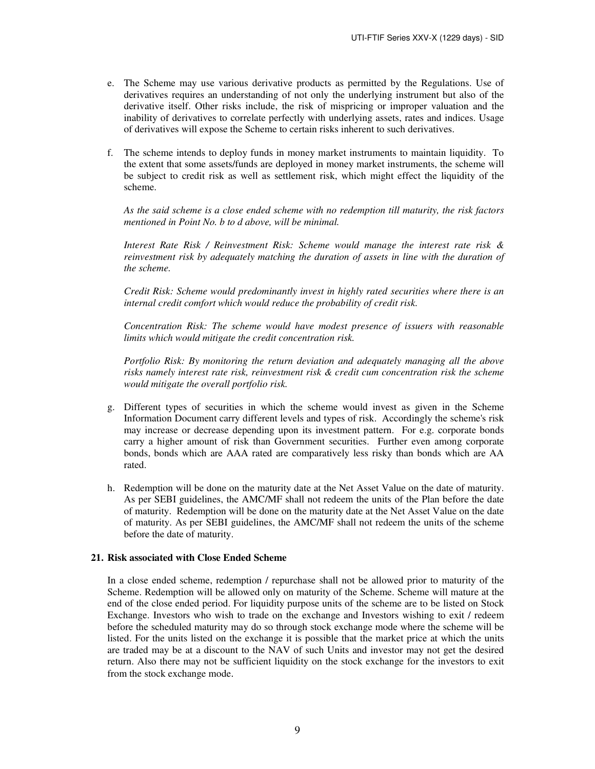e. The Scheme may use various derivative products as permitted by the Regulations. Use of derivatives requires an understanding of not only the underlying instrument but also of the derivative itself. Other risks include, the risk of mispricing or improper valuation and the inability of derivatives to correlate perfectly with underlying assets, rates and indices. Usage of derivatives will expose the Scheme to certain risks inherent to such derivatives.

f. The scheme intends to deploy funds in money market instruments to maintain liquidity. To the extent that some assets/funds are deployed in money market instruments, the scheme will be subject to credit risk as well as settlement risk, which might effect the liquidity of the scheme.

   *As the said scheme is a close ended scheme with no redemption till maturity, the risk factors mentioned in Point No. b to d above, will be minimal.*

   *Interest Rate Risk / Reinvestment Risk: Scheme would manage the interest rate risk & reinvestment risk by adequately matching the duration of assets in line with the duration of the scheme.*

   *Credit Risk: Scheme would predominantly invest in highly rated securities where there is an internal credit comfort which would reduce the probability of credit risk.*

   *Concentration Risk: The scheme would have modest presence of issuers with reasonable limits which would mitigate the credit concentration risk.*

   *Portfolio Risk: By monitoring the return deviation and adequately managing all the above risks namely interest rate risk, reinvestment risk & credit cum concentration risk the scheme would mitigate the overall portfolio risk.*

g. Different types of securities in which the scheme would invest as given in the Scheme Information Document carry different levels and types of risk. Accordingly the scheme's risk may increase or decrease depending upon its investment pattern. For e.g. corporate bonds carry a higher amount of risk than Government securities. Further even among corporate bonds, bonds which are AAA rated are comparatively less risky than bonds which are AA rated.

h. Redemption will be done on the maturity date at the Net Asset Value on the date of maturity. As per SEBI guidelines, the AMC/MF shall not redeem the units of the Plan before the date of maturity. Redemption will be done on the maturity date at the Net Asset Value on the date of maturity. As per SEBI guidelines, the AMC/MF shall not redeem the units of the scheme before the date of maturity.

**21. Risk associated with Close Ended Scheme**

In a close ended scheme, redemption / repurchase shall not be allowed prior to maturity of the Scheme. Redemption will be allowed only on maturity of the Scheme. Scheme will mature at the end of the close ended period. For liquidity purpose units of the scheme are to be listed on Stock Exchange. Investors who wish to trade on the exchange and Investors wishing to exit / redeem before the scheduled maturity may do so through stock exchange mode where the scheme will be listed. For the units listed on the exchange it is possible that the market price at which the units are traded may be at a discount to the NAV of such Units and investor may not get the desired return. Also there may not be sufficient liquidity on the stock exchange for the investors to exit from the stock exchange mode.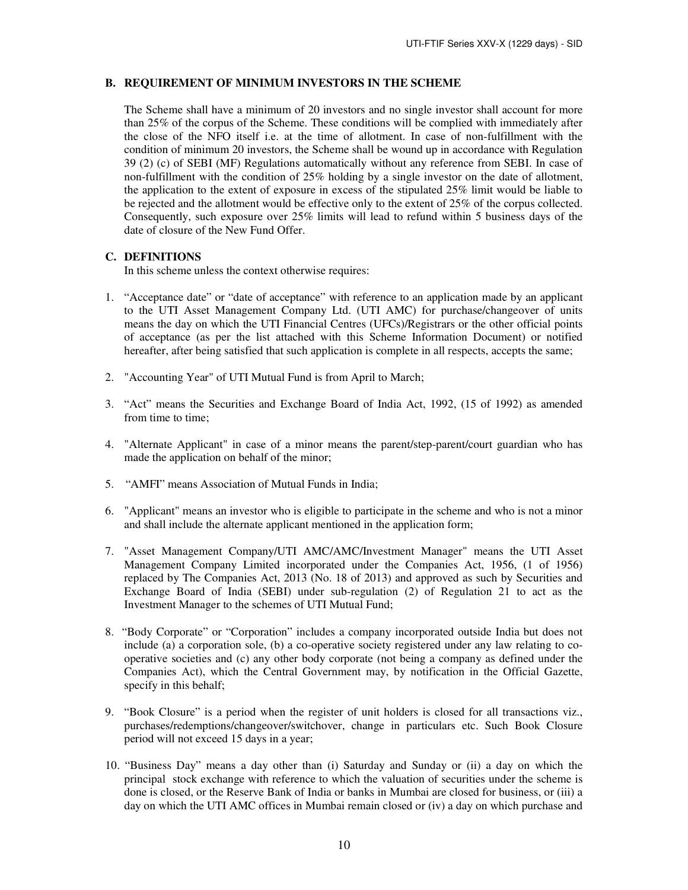## B. REQUIREMENT OF MINIMUM INVESTORS IN THE SCHEME

The Scheme shall have a minimum of 20 investors and no single investor shall account for more than 25% of the corpus of the Scheme. These conditions will be complied with immediately after the close of the NFO itself i.e. at the time of allotment. In case of non-fulfillment with the condition of minimum 20 investors, the Scheme shall be wound up in accordance with Regulation 39 (2) (c) of SEBI (MF) Regulations automatically without any reference from SEBI. In case of non-fulfillment with the condition of 25% holding by a single investor on the date of allotment, the application to the extent of exposure in excess of the stipulated 25% limit would be liable to be rejected and the allotment would be effective only to the extent of 25% of the corpus collected. Consequently, such exposure over 25% limits will lead to refund within 5 business days of the date of closure of the New Fund Offer.

## C. DEFINITIONS

In this scheme unless the context otherwise requires:

1. "Acceptance date" or "date of acceptance" with reference to an application made by an applicant to the UTI Asset Management Company Ltd. (UTI AMC) for purchase/changeover of units means the day on which the UTI Financial Centres (UFCs)/Registrars or the other official points of acceptance (as per the list attached with this Scheme Information Document) or notified hereafter, after being satisfied that such application is complete in all respects, accepts the same;

2. "Accounting Year" of UTI Mutual Fund is from April to March;

3. "Act" means the Securities and Exchange Board of India Act, 1992, (15 of 1992) as amended from time to time;

4. "Alternate Applicant" in case of a minor means the parent/step-parent/court guardian who has made the application on behalf of the minor;

5. "AMFI" means Association of Mutual Funds in India;

6. "Applicant" means an investor who is eligible to participate in the scheme and who is not a minor and shall include the alternate applicant mentioned in the application form;

7. "Asset Management Company/UTI AMC/AMC/Investment Manager" means the UTI Asset Management Company Limited incorporated under the Companies Act, 1956, (1 of 1956) replaced by The Companies Act, 2013 (No. 18 of 2013) and approved as such by Securities and Exchange Board of India (SEBI) under sub-regulation (2) of Regulation 21 to act as the Investment Manager to the schemes of UTI Mutual Fund;

8. "Body Corporate" or "Corporation" includes a company incorporated outside India but does not include (a) a corporation sole, (b) a co-operative society registered under any law relating to co-operative societies and (c) any other body corporate (not being a company as defined under the Companies Act), which the Central Government may, by notification in the Official Gazette, specify in this behalf;

9. "Book Closure" is a period when the register of unit holders is closed for all transactions viz., purchases/redemptions/changeover/switchover, change in particulars etc. Such Book Closure period will not exceed 15 days in a year;

10. "Business Day" means a day other than (i) Saturday and Sunday or (ii) a day on which the principal stock exchange with reference to which the valuation of securities under the scheme is done is closed, or the Reserve Bank of India or banks in Mumbai are closed for business, or (iii) a day on which the UTI AMC offices in Mumbai remain closed or (iv) a day on which purchase and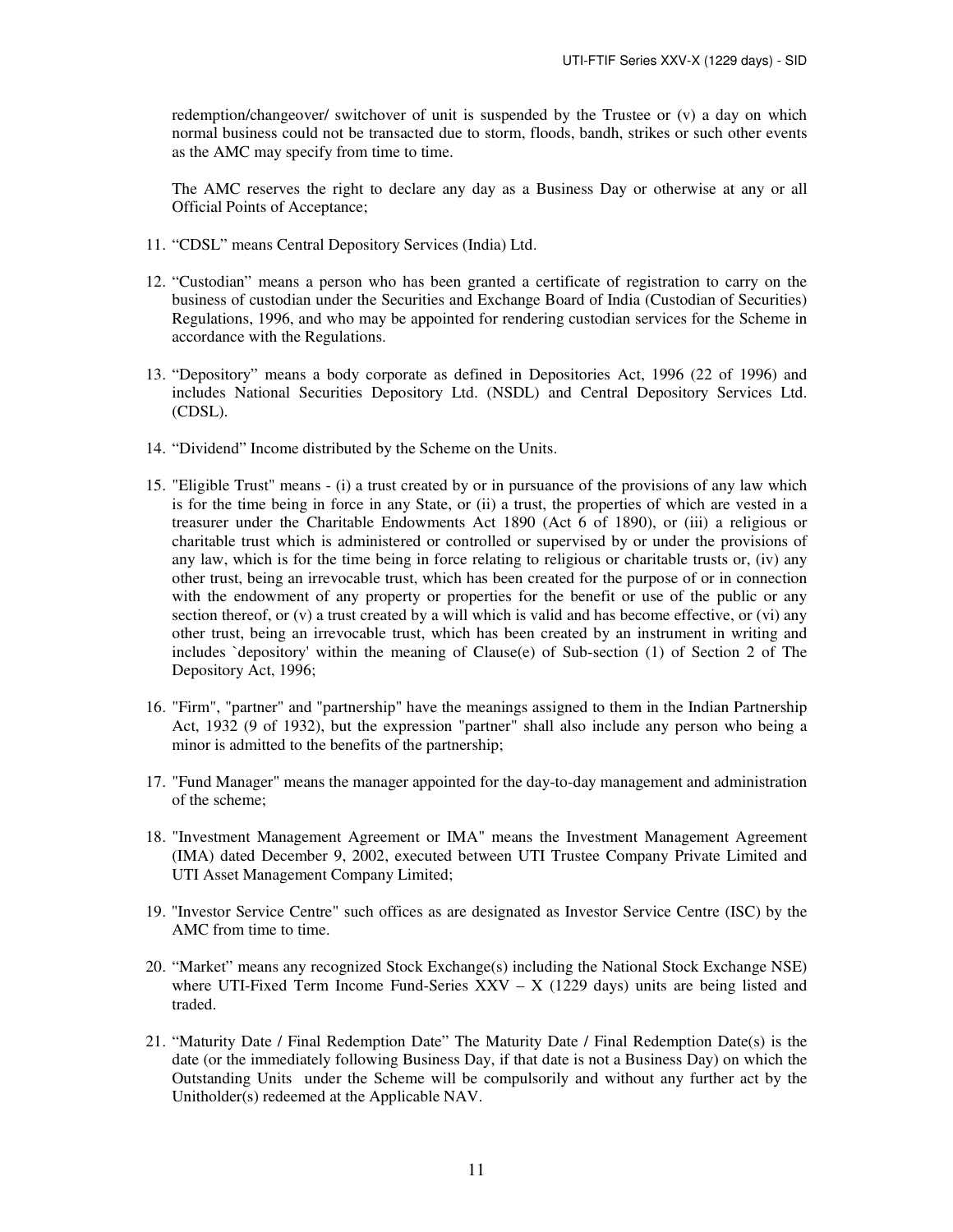redemption/changeover/ switchover of unit is suspended by the Trustee or (v) a day on which normal business could not be transacted due to storm, floods, bandh, strikes or such other events as the AMC may specify from time to time.

The AMC reserves the right to declare any day as a Business Day or otherwise at any or all Official Points of Acceptance;

11. "CDSL" means Central Depository Services (India) Ltd.

12. "Custodian" means a person who has been granted a certificate of registration to carry on the business of custodian under the Securities and Exchange Board of India (Custodian of Securities) Regulations, 1996, and who may be appointed for rendering custodian services for the Scheme in accordance with the Regulations.

13. "Depository" means a body corporate as defined in Depositories Act, 1996 (22 of 1996) and includes National Securities Depository Ltd. (NSDL) and Central Depository Services Ltd. (CDSL).

14. "Dividend" Income distributed by the Scheme on the Units.

15. "Eligible Trust" means - (i) a trust created by or in pursuance of the provisions of any law which is for the time being in force in any State, or (ii) a trust, the properties of which are vested in a treasurer under the Charitable Endowments Act 1890 (Act 6 of 1890), or (iii) a religious or charitable trust which is administered or controlled or supervised by or under the provisions of any law, which is for the time being in force relating to religious or charitable trusts or, (iv) any other trust, being an irrevocable trust, which has been created for the purpose of or in connection with the endowment of any property or properties for the benefit or use of the public or any section thereof, or (v) a trust created by a will which is valid and has become effective, or (vi) any other trust, being an irrevocable trust, which has been created by an instrument in writing and includes `depository' within the meaning of Clause(e) of Sub-section (1) of Section 2 of The Depository Act, 1996;

16. "Firm", "partner" and "partnership" have the meanings assigned to them in the Indian Partnership Act, 1932 (9 of 1932), but the expression "partner" shall also include any person who being a minor is admitted to the benefits of the partnership;

17. "Fund Manager" means the manager appointed for the day-to-day management and administration of the scheme;

18. "Investment Management Agreement or IMA" means the Investment Management Agreement (IMA) dated December 9, 2002, executed between UTI Trustee Company Private Limited and UTI Asset Management Company Limited;

19. "Investor Service Centre" such offices as are designated as Investor Service Centre (ISC) by the AMC from time to time.

20. "Market" means any recognized Stock Exchange(s) including the National Stock Exchange NSE) where UTI-Fixed Term Income Fund-Series XXV – X (1229 days) units are being listed and traded.

21. "Maturity Date / Final Redemption Date" The Maturity Date / Final Redemption Date(s) is the date (or the immediately following Business Day, if that date is not a Business Day) on which the Outstanding Units under the Scheme will be compulsorily and without any further act by the Unitholder(s) redeemed at the Applicable NAV.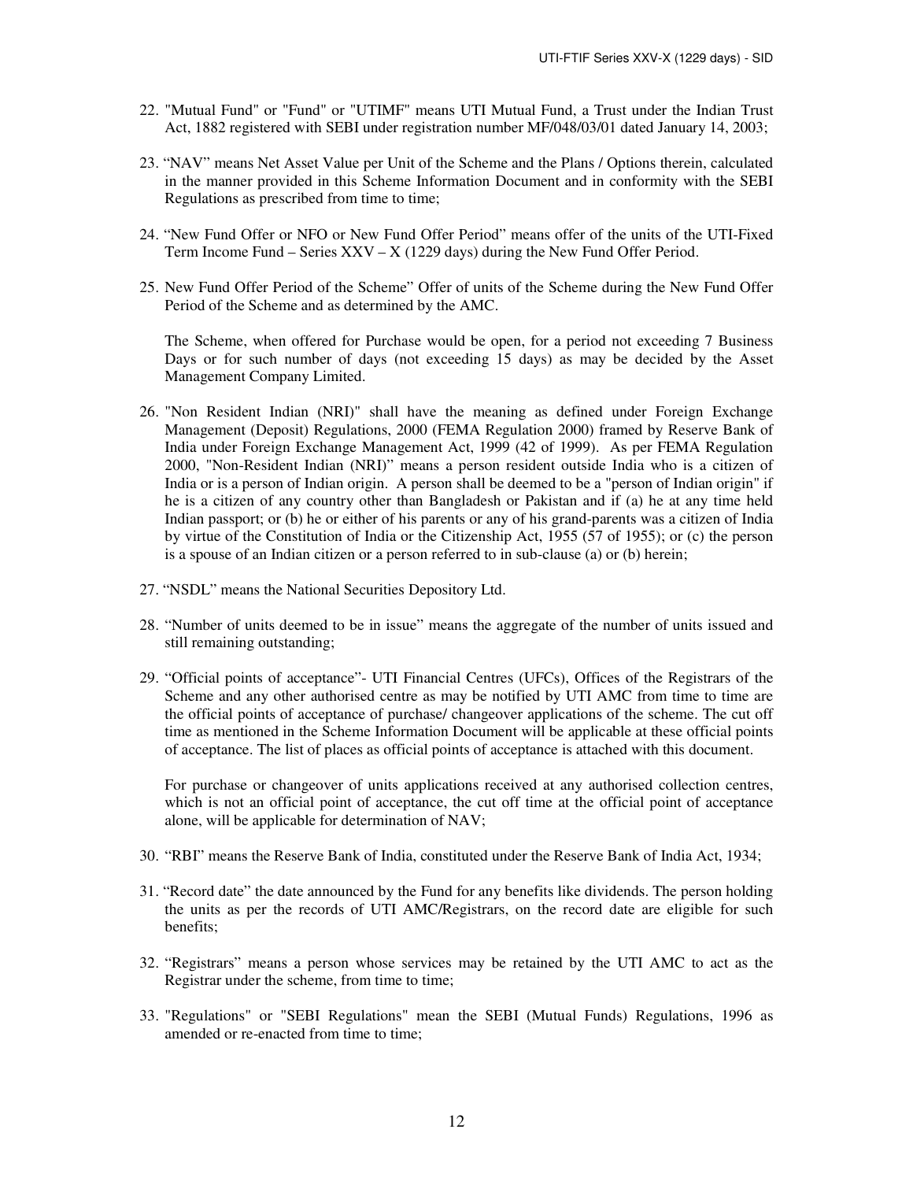22. "Mutual Fund" or "Fund" or "UTIMF" means UTI Mutual Fund, a Trust under the Indian Trust Act, 1882 registered with SEBI under registration number MF/048/03/01 dated January 14, 2003;

23. "NAV" means Net Asset Value per Unit of the Scheme and the Plans / Options therein, calculated in the manner provided in this Scheme Information Document and in conformity with the SEBI Regulations as prescribed from time to time;

24. "New Fund Offer or NFO or New Fund Offer Period" means offer of the units of the UTI-Fixed Term Income Fund – Series XXV – X (1229 days) during the New Fund Offer Period.

25. New Fund Offer Period of the Scheme" Offer of units of the Scheme during the New Fund Offer Period of the Scheme and as determined by the AMC.

    The Scheme, when offered for Purchase would be open, for a period not exceeding 7 Business Days or for such number of days (not exceeding 15 days) as may be decided by the Asset Management Company Limited.

26. "Non Resident Indian (NRI)" shall have the meaning as defined under Foreign Exchange Management (Deposit) Regulations, 2000 (FEMA Regulation 2000) framed by Reserve Bank of India under Foreign Exchange Management Act, 1999 (42 of 1999). As per FEMA Regulation 2000, "Non-Resident Indian (NRI)" means a person resident outside India who is a citizen of India or is a person of Indian origin. A person shall be deemed to be a "person of Indian origin" if he is a citizen of any country other than Bangladesh or Pakistan and if (a) he at any time held Indian passport; or (b) he or either of his parents or any of his grand-parents was a citizen of India by virtue of the Constitution of India or the Citizenship Act, 1955 (57 of 1955); or (c) the person is a spouse of an Indian citizen or a person referred to in sub-clause (a) or (b) herein;

27. "NSDL" means the National Securities Depository Ltd.

28. "Number of units deemed to be in issue" means the aggregate of the number of units issued and still remaining outstanding;

29. "Official points of acceptance"- UTI Financial Centres (UFCs), Offices of the Registrars of the Scheme and any other authorised centre as may be notified by UTI AMC from time to time are the official points of acceptance of purchase/ changeover applications of the scheme. The cut off time as mentioned in the Scheme Information Document will be applicable at these official points of acceptance. The list of places as official points of acceptance is attached with this document.

    For purchase or changeover of units applications received at any authorised collection centres, which is not an official point of acceptance, the cut off time at the official point of acceptance alone, will be applicable for determination of NAV;

30. "RBI" means the Reserve Bank of India, constituted under the Reserve Bank of India Act, 1934;

31. "Record date" the date announced by the Fund for any benefits like dividends. The person holding the units as per the records of UTI AMC/Registrars, on the record date are eligible for such benefits;

32. "Registrars" means a person whose services may be retained by the UTI AMC to act as the Registrar under the scheme, from time to time;

33. "Regulations" or "SEBI Regulations" mean the SEBI (Mutual Funds) Regulations, 1996 as amended or re-enacted from time to time;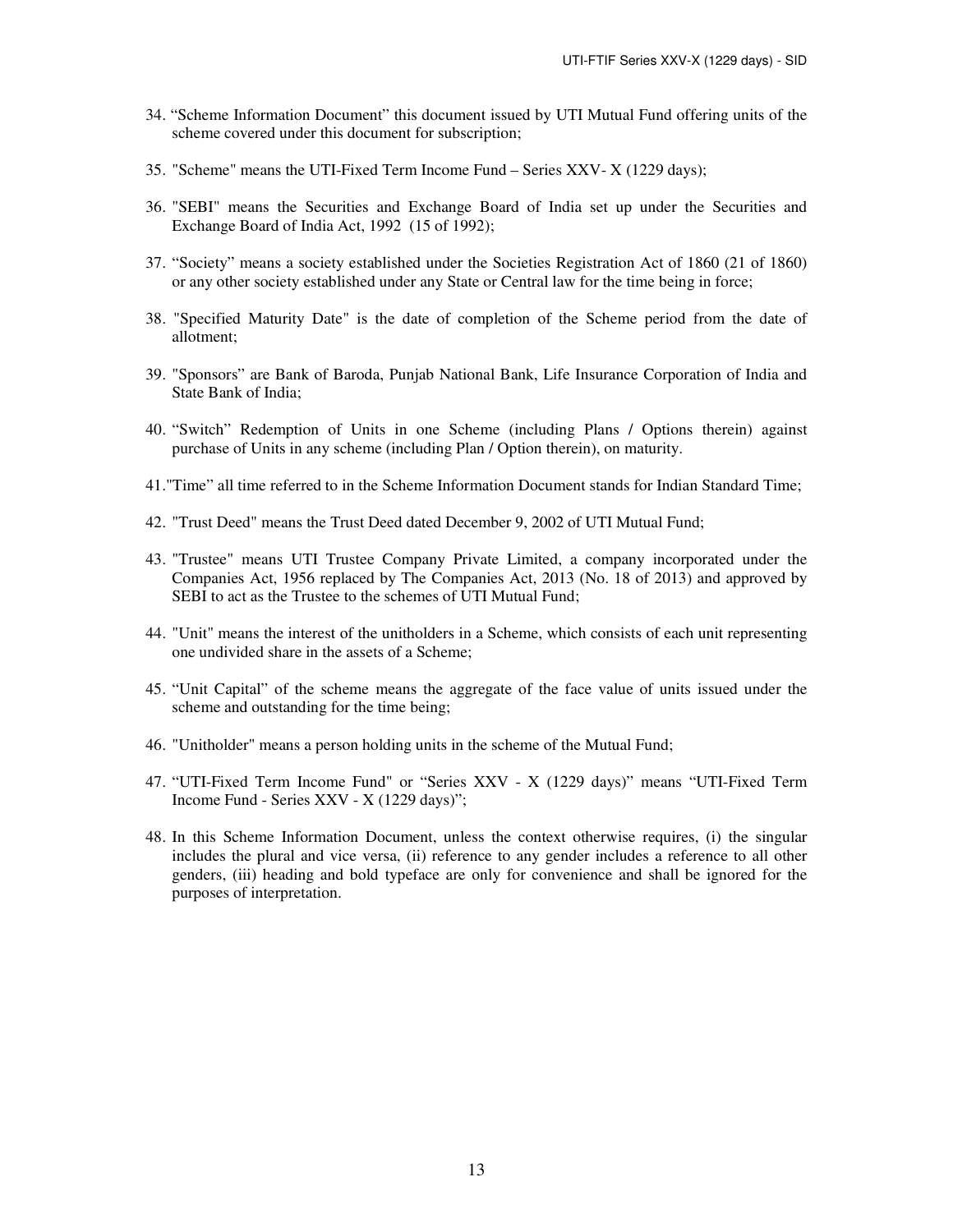34. "Scheme Information Document" this document issued by UTI Mutual Fund offering units of the scheme covered under this document for subscription;

35. "Scheme" means the UTI-Fixed Term Income Fund – Series XXV- X (1229 days);

36. "SEBI" means the Securities and Exchange Board of India set up under the Securities and Exchange Board of India Act, 1992 (15 of 1992);

37. "Society" means a society established under the Societies Registration Act of 1860 (21 of 1860) or any other society established under any State or Central law for the time being in force;

38. "Specified Maturity Date" is the date of completion of the Scheme period from the date of allotment;

39. "Sponsors" are Bank of Baroda, Punjab National Bank, Life Insurance Corporation of India and State Bank of India;

40. "Switch" Redemption of Units in one Scheme (including Plans / Options therein) against purchase of Units in any scheme (including Plan / Option therein), on maturity.

41. "Time" all time referred to in the Scheme Information Document stands for Indian Standard Time;

42. "Trust Deed" means the Trust Deed dated December 9, 2002 of UTI Mutual Fund;

43. "Trustee" means UTI Trustee Company Private Limited, a company incorporated under the Companies Act, 1956 replaced by The Companies Act, 2013 (No. 18 of 2013) and approved by SEBI to act as the Trustee to the schemes of UTI Mutual Fund;

44. "Unit" means the interest of the unitholders in a Scheme, which consists of each unit representing one undivided share in the assets of a Scheme;

45. "Unit Capital" of the scheme means the aggregate of the face value of units issued under the scheme and outstanding for the time being;

46. "Unitholder" means a person holding units in the scheme of the Mutual Fund;

47. "UTI-Fixed Term Income Fund" or "Series XXV - X (1229 days)" means "UTI-Fixed Term Income Fund - Series XXV - X (1229 days)";

48. In this Scheme Information Document, unless the context otherwise requires, (i) the singular includes the plural and vice versa, (ii) reference to any gender includes a reference to all other genders, (iii) heading and bold typeface are only for convenience and shall be ignored for the purposes of interpretation.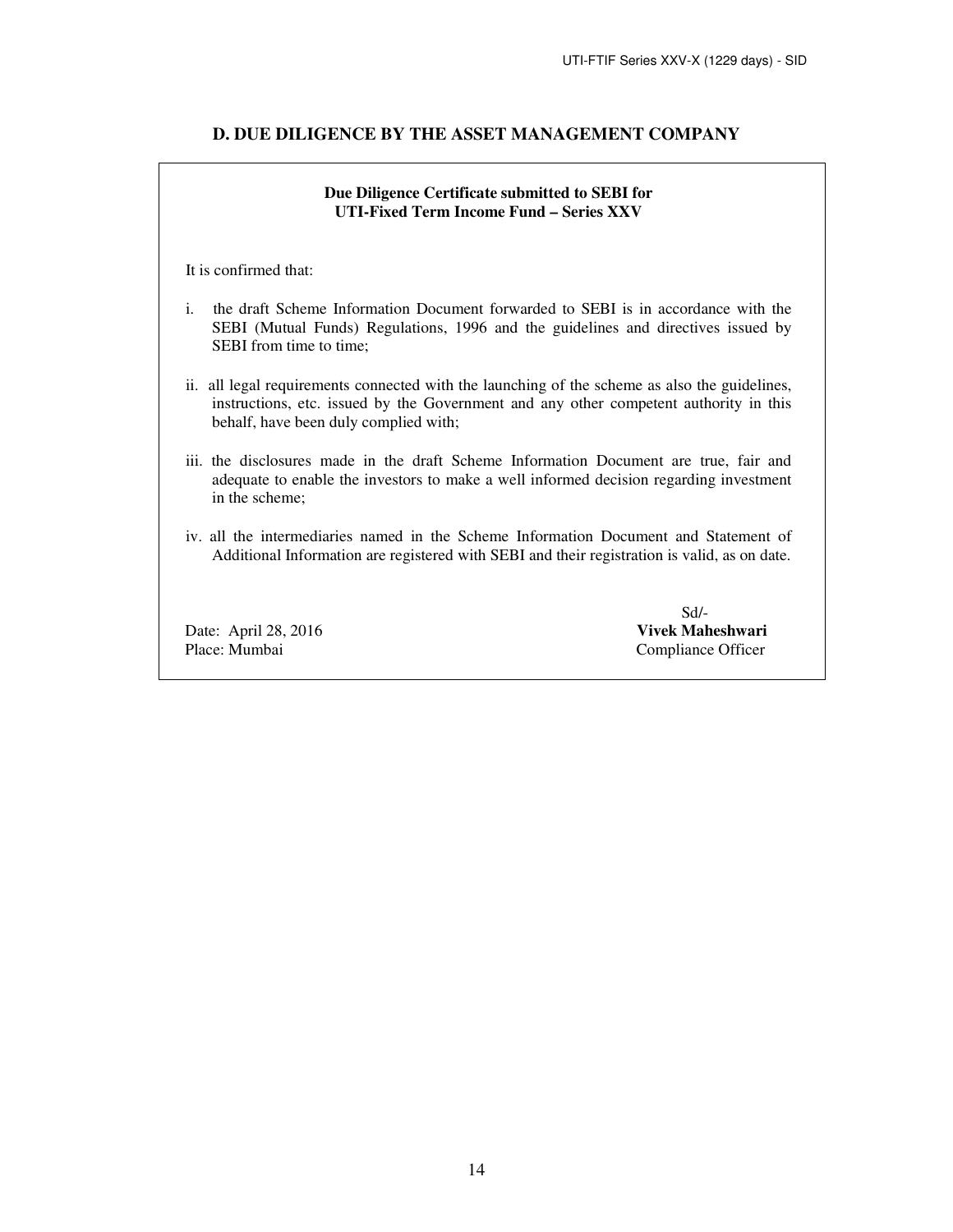## D. DUE DILIGENCE BY THE ASSET MANAGEMENT COMPANY

**Due Diligence Certificate submitted to SEBI for**
**UTI-Fixed Term Income Fund – Series XXV**

It is confirmed that:

i. the draft Scheme Information Document forwarded to SEBI is in accordance with the SEBI (Mutual Funds) Regulations, 1996 and the guidelines and directives issued by SEBI from time to time;

ii. all legal requirements connected with the launching of the scheme as also the guidelines, instructions, etc. issued by the Government and any other competent authority in this behalf, have been duly complied with;

iii. the disclosures made in the draft Scheme Information Document are true, fair and adequate to enable the investors to make a well informed decision regarding investment in the scheme;

iv. all the intermediaries named in the Scheme Information Document and Statement of Additional Information are registered with SEBI and their registration is valid, as on date.

Sd/-
Date: April 28, 2016 **Vivek Maheshwari**
Place: Mumbai Compliance Officer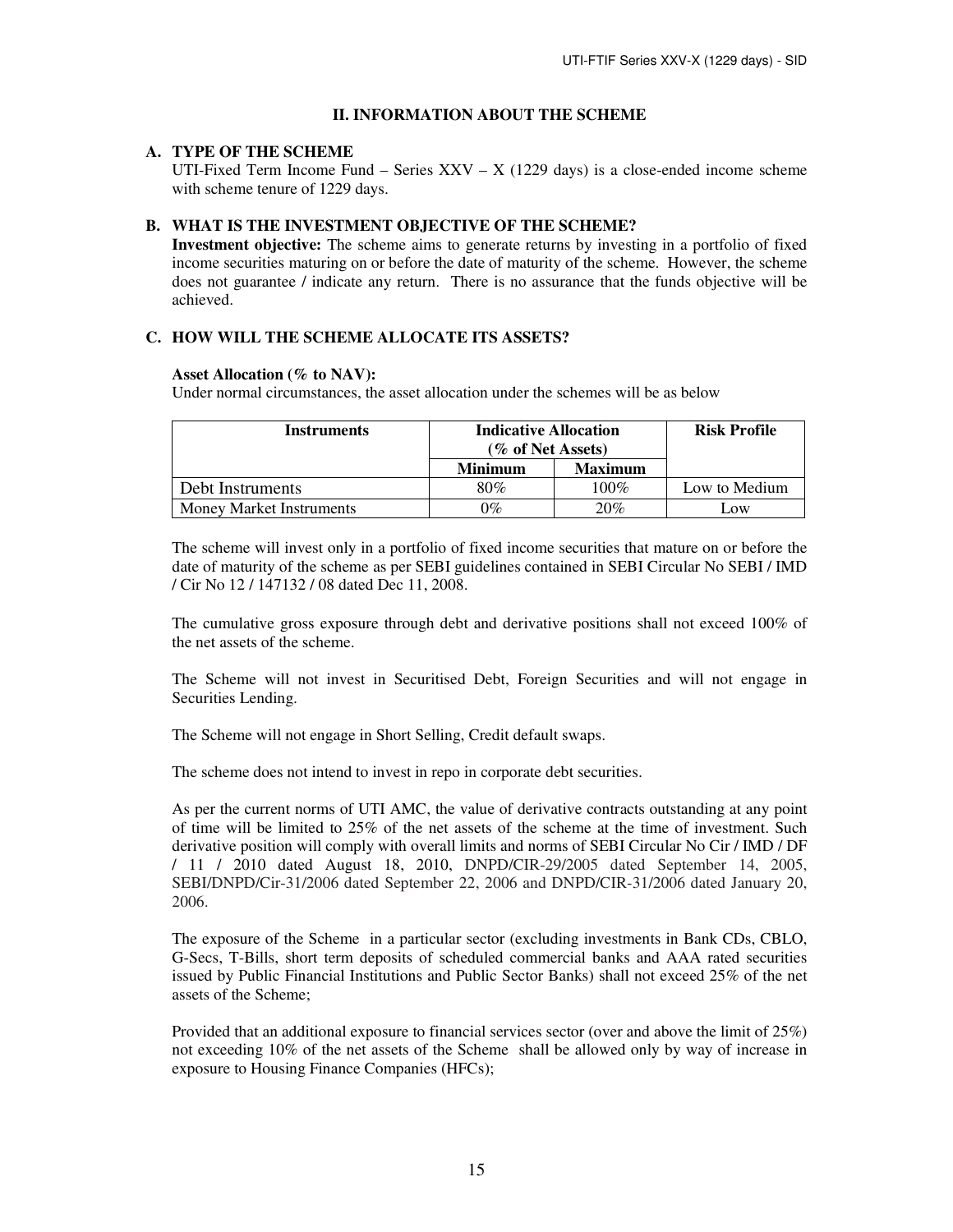## II. INFORMATION ABOUT THE SCHEME

### A. TYPE OF THE SCHEME

UTI-Fixed Term Income Fund – Series XXV – X (1229 days) is a close-ended income scheme with scheme tenure of 1229 days.

### B. WHAT IS THE INVESTMENT OBJECTIVE OF THE SCHEME?

**Investment objective:** The scheme aims to generate returns by investing in a portfolio of fixed income securities maturing on or before the date of maturity of the scheme. However, the scheme does not guarantee / indicate any return. There is no assurance that the funds objective will be achieved.

### C. HOW WILL THE SCHEME ALLOCATE ITS ASSETS?

**Asset Allocation (% to NAV):**

Under normal circumstances, the asset allocation under the schemes will be as below

| Instruments | Indicative Allocation (% of Net Assets) | | Risk Profile |
|---|---|---|---|
| | Minimum | Maximum | |
| Debt Instruments | 80% | 100% | Low to Medium |
| Money Market Instruments | 0% | 20% | Low |

The scheme will invest only in a portfolio of fixed income securities that mature on or before the date of maturity of the scheme as per SEBI guidelines contained in SEBI Circular No SEBI / IMD / Cir No 12 / 147132 / 08 dated Dec 11, 2008.

The cumulative gross exposure through debt and derivative positions shall not exceed 100% of the net assets of the scheme.

The Scheme will not invest in Securitised Debt, Foreign Securities and will not engage in Securities Lending.

The Scheme will not engage in Short Selling, Credit default swaps.

The scheme does not intend to invest in repo in corporate debt securities.

As per the current norms of UTI AMC, the value of derivative contracts outstanding at any point of time will be limited to 25% of the net assets of the scheme at the time of investment. Such derivative position will comply with overall limits and norms of SEBI Circular No Cir / IMD / DF / 11 / 2010 dated August 18, 2010, DNPD/CIR-29/2005 dated September 14, 2005, SEBI/DNPD/Cir-31/2006 dated September 22, 2006 and DNPD/CIR-31/2006 dated January 20, 2006.

The exposure of the Scheme in a particular sector (excluding investments in Bank CDs, CBLO, G-Secs, T-Bills, short term deposits of scheduled commercial banks and AAA rated securities issued by Public Financial Institutions and Public Sector Banks) shall not exceed 25% of the net assets of the Scheme;

Provided that an additional exposure to financial services sector (over and above the limit of 25%) not exceeding 10% of the net assets of the Scheme shall be allowed only by way of increase in exposure to Housing Finance Companies (HFCs);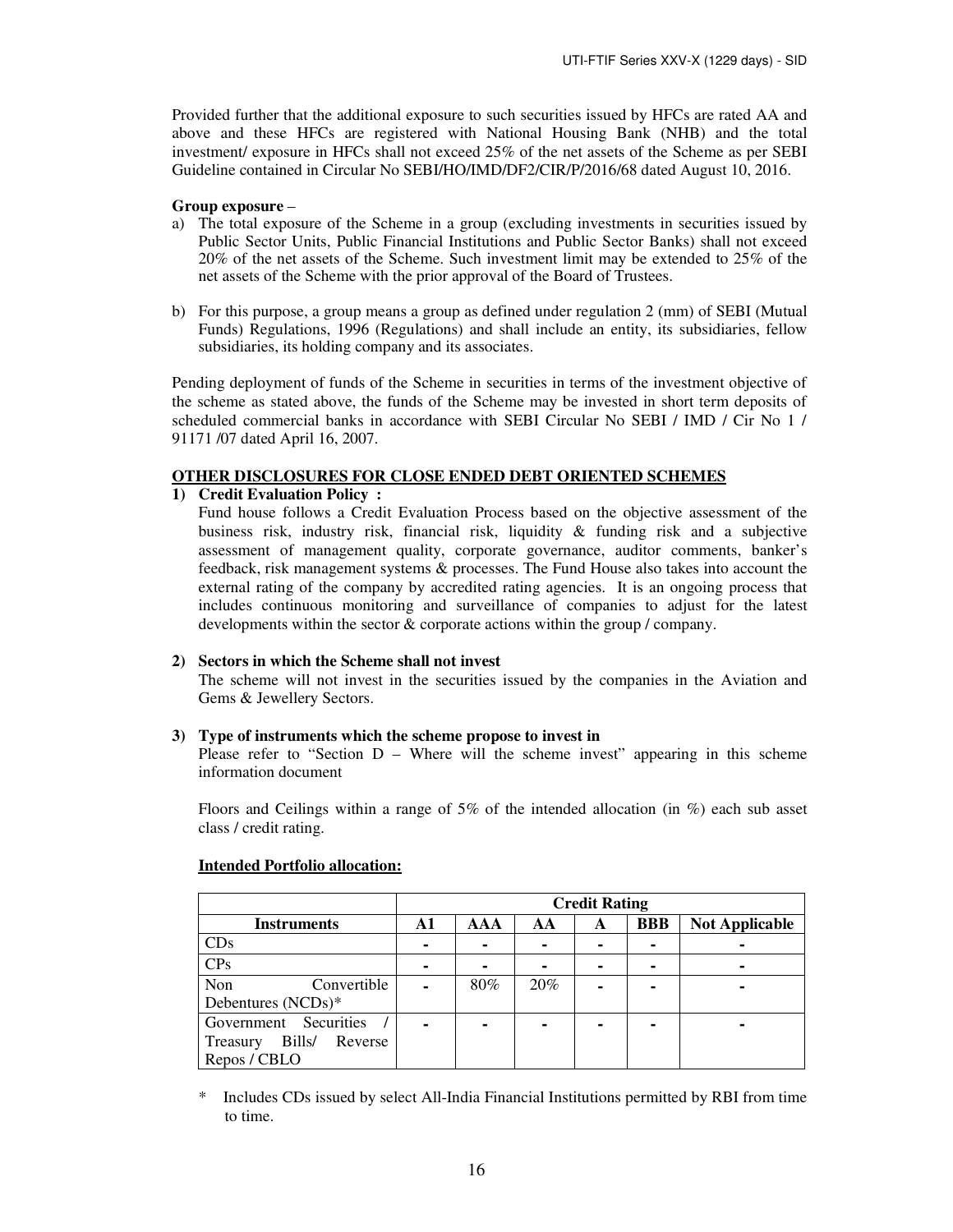Provided further that the additional exposure to such securities issued by HFCs are rated AA and above and these HFCs are registered with National Housing Bank (NHB) and the total investment/ exposure in HFCs shall not exceed 25% of the net assets of the Scheme as per SEBI Guideline contained in Circular No SEBI/HO/IMD/DF2/CIR/P/2016/68 dated August 10, 2016.

**Group exposure** –

a) The total exposure of the Scheme in a group (excluding investments in securities issued by Public Sector Units, Public Financial Institutions and Public Sector Banks) shall not exceed 20% of the net assets of the Scheme. Such investment limit may be extended to 25% of the net assets of the Scheme with the prior approval of the Board of Trustees.

b) For this purpose, a group means a group as defined under regulation 2 (mm) of SEBI (Mutual Funds) Regulations, 1996 (Regulations) and shall include an entity, its subsidiaries, fellow subsidiaries, its holding company and its associates.

Pending deployment of funds of the Scheme in securities in terms of the investment objective of the scheme as stated above, the funds of the Scheme may be invested in short term deposits of scheduled commercial banks in accordance with SEBI Circular No SEBI / IMD / Cir No 1 / 91171 /07 dated April 16, 2007.

**OTHER DISCLOSURES FOR CLOSE ENDED DEBT ORIENTED SCHEMES**

1) **Credit Evaluation Policy :**

   Fund house follows a Credit Evaluation Process based on the objective assessment of the business risk, industry risk, financial risk, liquidity & funding risk and a subjective assessment of management quality, corporate governance, auditor comments, banker's feedback, risk management systems & processes. The Fund House also takes into account the external rating of the company by accredited rating agencies. It is an ongoing process that includes continuous monitoring and surveillance of companies to adjust for the latest developments within the sector & corporate actions within the group / company.

2) **Sectors in which the Scheme shall not invest**

   The scheme will not invest in the securities issued by the companies in the Aviation and Gems & Jewellery Sectors.

3) **Type of instruments which the scheme propose to invest in**

   Please refer to "Section D – Where will the scheme invest" appearing in this scheme information document

   Floors and Ceilings within a range of 5% of the intended allocation (in %) each sub asset class / credit rating.

   **Intended Portfolio allocation:**

| | Credit Rating | | | | | |
|---|---|---|---|---|---|---|
| **Instruments** | **A1** | **AAA** | **AA** | **A** | **BBB** | **Not Applicable** |
| CDs | - | - | - | - | - | - |
| CPs | - | - | - | - | - | - |
| Non Convertible Debentures (NCDs)* | - | 80% | 20% | - | - | - |
| Government Securities / Treasury Bills/ Reverse Repos / CBLO | - | - | - | - | - | - |

\* Includes CDs issued by select All-India Financial Institutions permitted by RBI from time to time.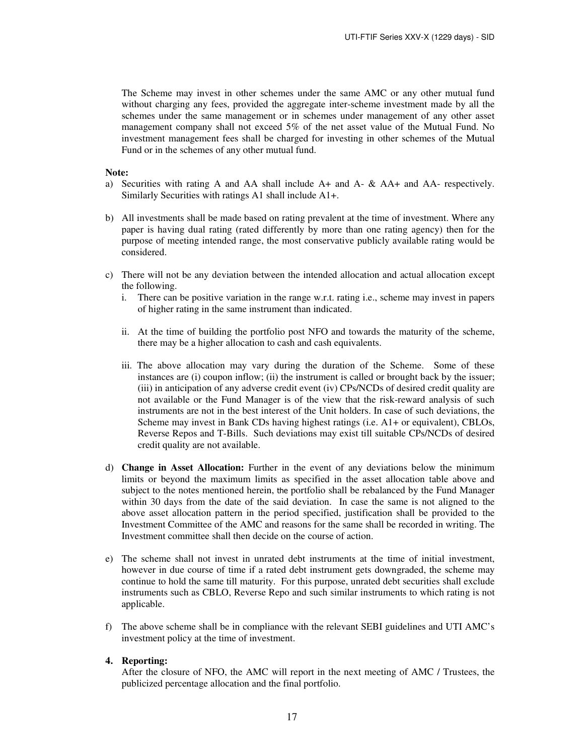The Scheme may invest in other schemes under the same AMC or any other mutual fund without charging any fees, provided the aggregate inter-scheme investment made by all the schemes under the same management or in schemes under management of any other asset management company shall not exceed 5% of the net asset value of the Mutual Fund. No investment management fees shall be charged for investing in other schemes of the Mutual Fund or in the schemes of any other mutual fund.

**Note:**

a) Securities with rating A and AA shall include A+ and A- & AA+ and AA- respectively. Similarly Securities with ratings A1 shall include A1+.

b) All investments shall be made based on rating prevalent at the time of investment. Where any paper is having dual rating (rated differently by more than one rating agency) then for the purpose of meeting intended range, the most conservative publicly available rating would be considered.

c) There will not be any deviation between the intended allocation and actual allocation except the following.
   i. There can be positive variation in the range w.r.t. rating i.e., scheme may invest in papers of higher rating in the same instrument than indicated.

   ii. At the time of building the portfolio post NFO and towards the maturity of the scheme, there may be a higher allocation to cash and cash equivalents.

   iii. The above allocation may vary during the duration of the Scheme. Some of these instances are (i) coupon inflow; (ii) the instrument is called or brought back by the issuer; (iii) in anticipation of any adverse credit event (iv) CPs/NCDs of desired credit quality are not available or the Fund Manager is of the view that the risk-reward analysis of such instruments are not in the best interest of the Unit holders. In case of such deviations, the Scheme may invest in Bank CDs having highest ratings (i.e. A1+ or equivalent), CBLOs, Reverse Repos and T-Bills. Such deviations may exist till suitable CPs/NCDs of desired credit quality are not available.

d) **Change in Asset Allocation:** Further in the event of any deviations below the minimum limits or beyond the maximum limits as specified in the asset allocation table above and subject to the notes mentioned herein, the portfolio shall be rebalanced by the Fund Manager within 30 days from the date of the said deviation. In case the same is not aligned to the above asset allocation pattern in the period specified, justification shall be provided to the Investment Committee of the AMC and reasons for the same shall be recorded in writing. The Investment committee shall then decide on the course of action.

e) The scheme shall not invest in unrated debt instruments at the time of initial investment, however in due course of time if a rated debt instrument gets downgraded, the scheme may continue to hold the same till maturity. For this purpose, unrated debt securities shall exclude instruments such as CBLO, Reverse Repo and such similar instruments to which rating is not applicable.

f) The above scheme shall be in compliance with the relevant SEBI guidelines and UTI AMC's investment policy at the time of investment.

**4. Reporting:**

After the closure of NFO, the AMC will report in the next meeting of AMC / Trustees, the publicized percentage allocation and the final portfolio.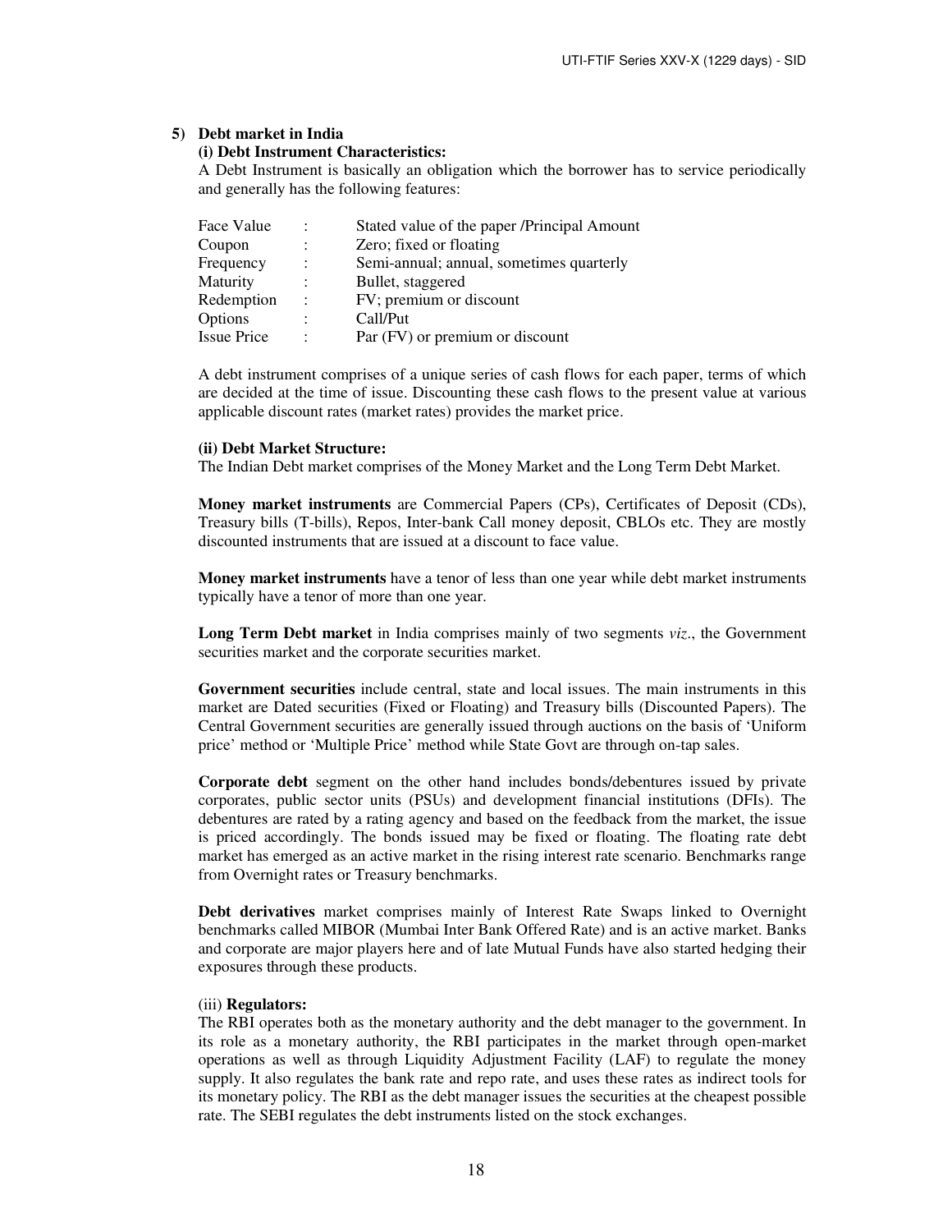**5) Debt market in India**

**(i) Debt Instrument Characteristics:**

A Debt Instrument is basically an obligation which the borrower has to service periodically and generally has the following features:

| | | |
|---|---|---|
| Face Value | : | Stated value of the paper /Principal Amount |
| Coupon | : | Zero; fixed or floating |
| Frequency | : | Semi-annual; annual, sometimes quarterly |
| Maturity | : | Bullet, staggered |
| Redemption | : | FV; premium or discount |
| Options | : | Call/Put |
| Issue Price | : | Par (FV) or premium or discount |

A debt instrument comprises of a unique series of cash flows for each paper, terms of which are decided at the time of issue. Discounting these cash flows to the present value at various applicable discount rates (market rates) provides the market price.

**(ii) Debt Market Structure:**

The Indian Debt market comprises of the Money Market and the Long Term Debt Market.

**Money market instruments** are Commercial Papers (CPs), Certificates of Deposit (CDs), Treasury bills (T-bills), Repos, Inter-bank Call money deposit, CBLOs etc. They are mostly discounted instruments that are issued at a discount to face value.

**Money market instruments** have a tenor of less than one year while debt market instruments typically have a tenor of more than one year.

**Long Term Debt market** in India comprises mainly of two segments *viz*., the Government securities market and the corporate securities market.

**Government securities** include central, state and local issues. The main instruments in this market are Dated securities (Fixed or Floating) and Treasury bills (Discounted Papers). The Central Government securities are generally issued through auctions on the basis of 'Uniform price' method or 'Multiple Price' method while State Govt are through on-tap sales.

**Corporate debt** segment on the other hand includes bonds/debentures issued by private corporates, public sector units (PSUs) and development financial institutions (DFIs). The debentures are rated by a rating agency and based on the feedback from the market, the issue is priced accordingly. The bonds issued may be fixed or floating. The floating rate debt market has emerged as an active market in the rising interest rate scenario. Benchmarks range from Overnight rates or Treasury benchmarks.

**Debt derivatives** market comprises mainly of Interest Rate Swaps linked to Overnight benchmarks called MIBOR (Mumbai Inter Bank Offered Rate) and is an active market. Banks and corporate are major players here and of late Mutual Funds have also started hedging their exposures through these products.

(iii) **Regulators:**

The RBI operates both as the monetary authority and the debt manager to the government. In its role as a monetary authority, the RBI participates in the market through open-market operations as well as through Liquidity Adjustment Facility (LAF) to regulate the money supply. It also regulates the bank rate and repo rate, and uses these rates as indirect tools for its monetary policy. The RBI as the debt manager issues the securities at the cheapest possible rate. The SEBI regulates the debt instruments listed on the stock exchanges.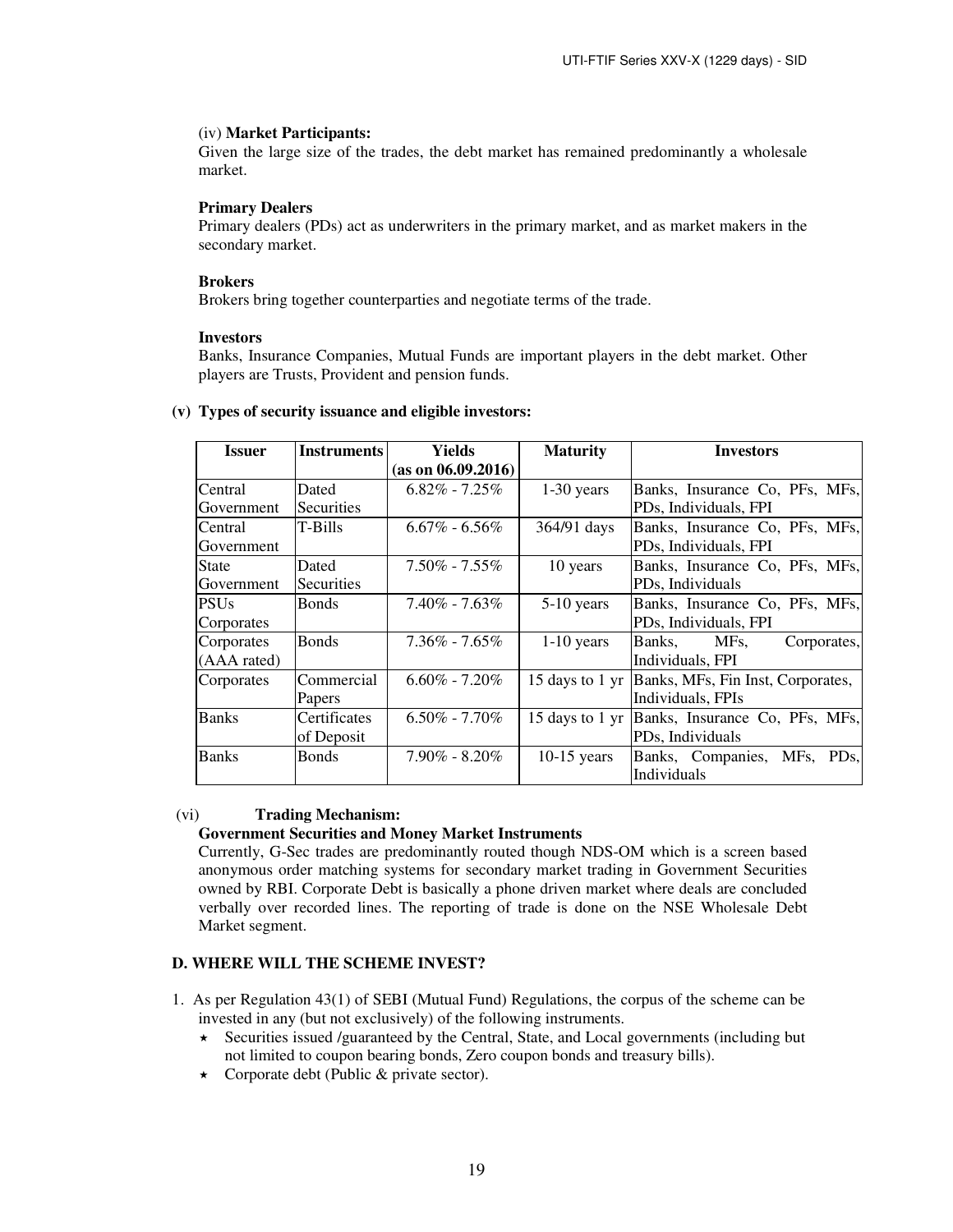(iv) **Market Participants:**

Given the large size of the trades, the debt market has remained predominantly a wholesale market.

**Primary Dealers**

Primary dealers (PDs) act as underwriters in the primary market, and as market makers in the secondary market.

**Brokers**

Brokers bring together counterparties and negotiate terms of the trade.

**Investors**

Banks, Insurance Companies, Mutual Funds are important players in the debt market. Other players are Trusts, Provident and pension funds.

**(v) Types of security issuance and eligible investors:**

| Issuer | Instruments | Yields (as on 06.09.2016) | Maturity | Investors |
|---|---|---|---|---|
| Central Government | Dated Securities | 6.82% - 7.25% | 1-30 years | Banks, Insurance Co, PFs, MFs, PDs, Individuals, FPI |
| Central Government | T-Bills | 6.67% - 6.56% | 364/91 days | Banks, Insurance Co, PFs, MFs, PDs, Individuals, FPI |
| State Government | Dated Securities | 7.50% - 7.55% | 10 years | Banks, Insurance Co, PFs, MFs, PDs, Individuals |
| PSUs Corporates | Bonds | 7.40% - 7.63% | 5-10 years | Banks, Insurance Co, PFs, MFs, PDs, Individuals, FPI |
| Corporates (AAA rated) | Bonds | 7.36% - 7.65% | 1-10 years | Banks, MFs, Corporates, Individuals, FPI |
| Corporates | Commercial Papers | 6.60% - 7.20% | 15 days to 1 yr | Banks, MFs, Fin Inst, Corporates, Individuals, FPIs |
| Banks | Certificates of Deposit | 6.50% - 7.70% | 15 days to 1 yr | Banks, Insurance Co, PFs, MFs, PDs, Individuals |
| Banks | Bonds | 7.90% - 8.20% | 10-15 years | Banks, Companies, MFs, PDs, Individuals |

(vi) **Trading Mechanism:**

**Government Securities and Money Market Instruments**

Currently, G-Sec trades are predominantly routed though NDS-OM which is a screen based anonymous order matching systems for secondary market trading in Government Securities owned by RBI. Corporate Debt is basically a phone driven market where deals are concluded verbally over recorded lines. The reporting of trade is done on the NSE Wholesale Debt Market segment.

**D. WHERE WILL THE SCHEME INVEST?**

1. As per Regulation 43(1) of SEBI (Mutual Fund) Regulations, the corpus of the scheme can be invested in any (but not exclusively) of the following instruments.
   - Securities issued /guaranteed by the Central, State, and Local governments (including but not limited to coupon bearing bonds, Zero coupon bonds and treasury bills).
   - Corporate debt (Public & private sector).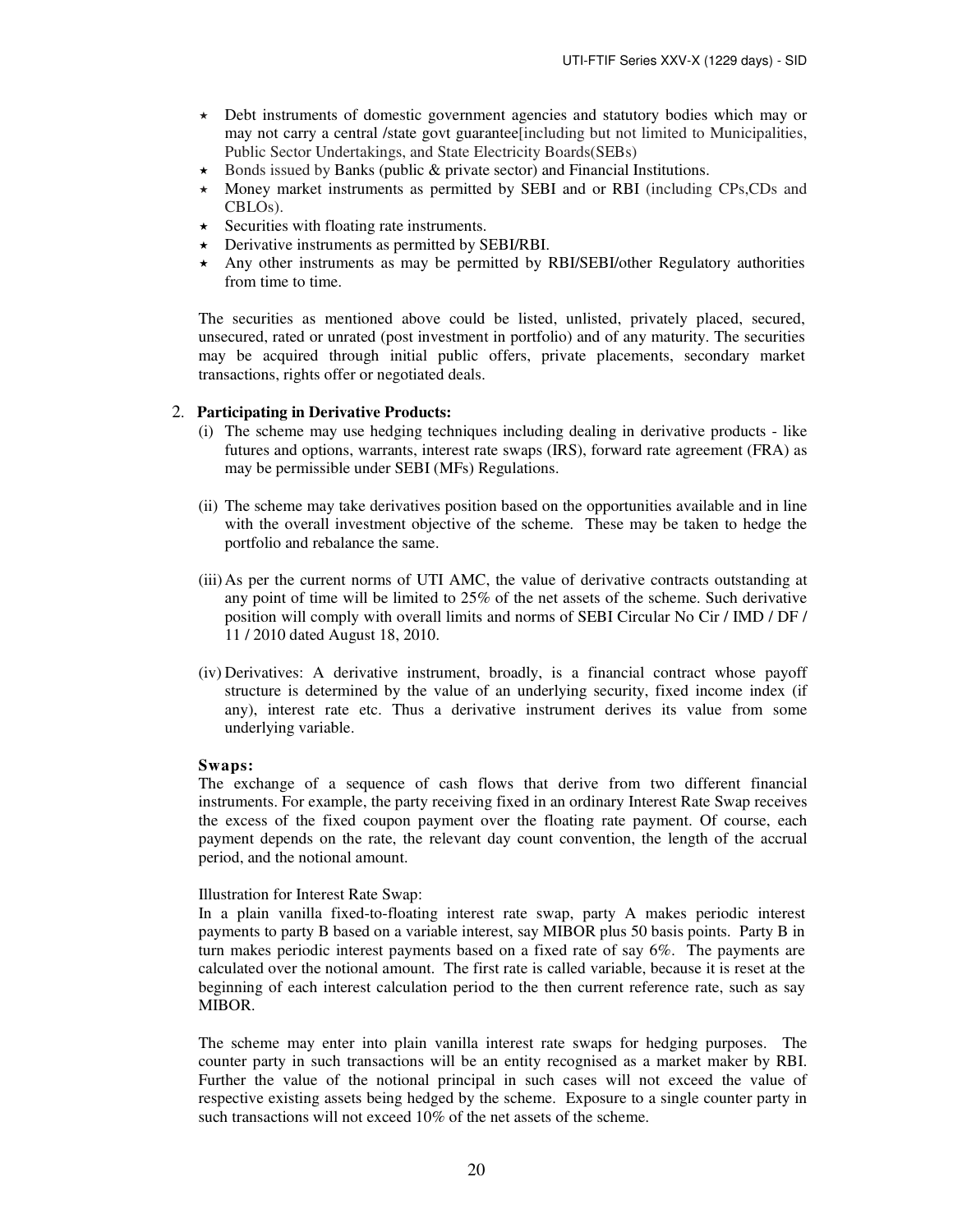- Debt instruments of domestic government agencies and statutory bodies which may or may not carry a central /state govt guarantee[including but not limited to Municipalities, Public Sector Undertakings, and State Electricity Boards(SEBs)
- Bonds issued by Banks (public & private sector) and Financial Institutions.
- Money market instruments as permitted by SEBI and or RBI (including CPs,CDs and CBLOs).
- Securities with floating rate instruments.
- Derivative instruments as permitted by SEBI/RBI.
- Any other instruments as may be permitted by RBI/SEBI/other Regulatory authorities from time to time.

The securities as mentioned above could be listed, unlisted, privately placed, secured, unsecured, rated or unrated (post investment in portfolio) and of any maturity. The securities may be acquired through initial public offers, private placements, secondary market transactions, rights offer or negotiated deals.

2. **Participating in Derivative Products:**

(i) The scheme may use hedging techniques including dealing in derivative products - like futures and options, warrants, interest rate swaps (IRS), forward rate agreement (FRA) as may be permissible under SEBI (MFs) Regulations.

(ii) The scheme may take derivatives position based on the opportunities available and in line with the overall investment objective of the scheme. These may be taken to hedge the portfolio and rebalance the same.

(iii) As per the current norms of UTI AMC, the value of derivative contracts outstanding at any point of time will be limited to 25% of the net assets of the scheme. Such derivative position will comply with overall limits and norms of SEBI Circular No Cir / IMD / DF / 11 / 2010 dated August 18, 2010.

(iv) Derivatives: A derivative instrument, broadly, is a financial contract whose payoff structure is determined by the value of an underlying security, fixed income index (if any), interest rate etc. Thus a derivative instrument derives its value from some underlying variable.

**Swaps:**

The exchange of a sequence of cash flows that derive from two different financial instruments. For example, the party receiving fixed in an ordinary Interest Rate Swap receives the excess of the fixed coupon payment over the floating rate payment. Of course, each payment depends on the rate, the relevant day count convention, the length of the accrual period, and the notional amount.

Illustration for Interest Rate Swap:

In a plain vanilla fixed-to-floating interest rate swap, party A makes periodic interest payments to party B based on a variable interest, say MIBOR plus 50 basis points. Party B in turn makes periodic interest payments based on a fixed rate of say 6%. The payments are calculated over the notional amount. The first rate is called variable, because it is reset at the beginning of each interest calculation period to the then current reference rate, such as say MIBOR.

The scheme may enter into plain vanilla interest rate swaps for hedging purposes. The counter party in such transactions will be an entity recognised as a market maker by RBI. Further the value of the notional principal in such cases will not exceed the value of respective existing assets being hedged by the scheme. Exposure to a single counter party in such transactions will not exceed 10% of the net assets of the scheme.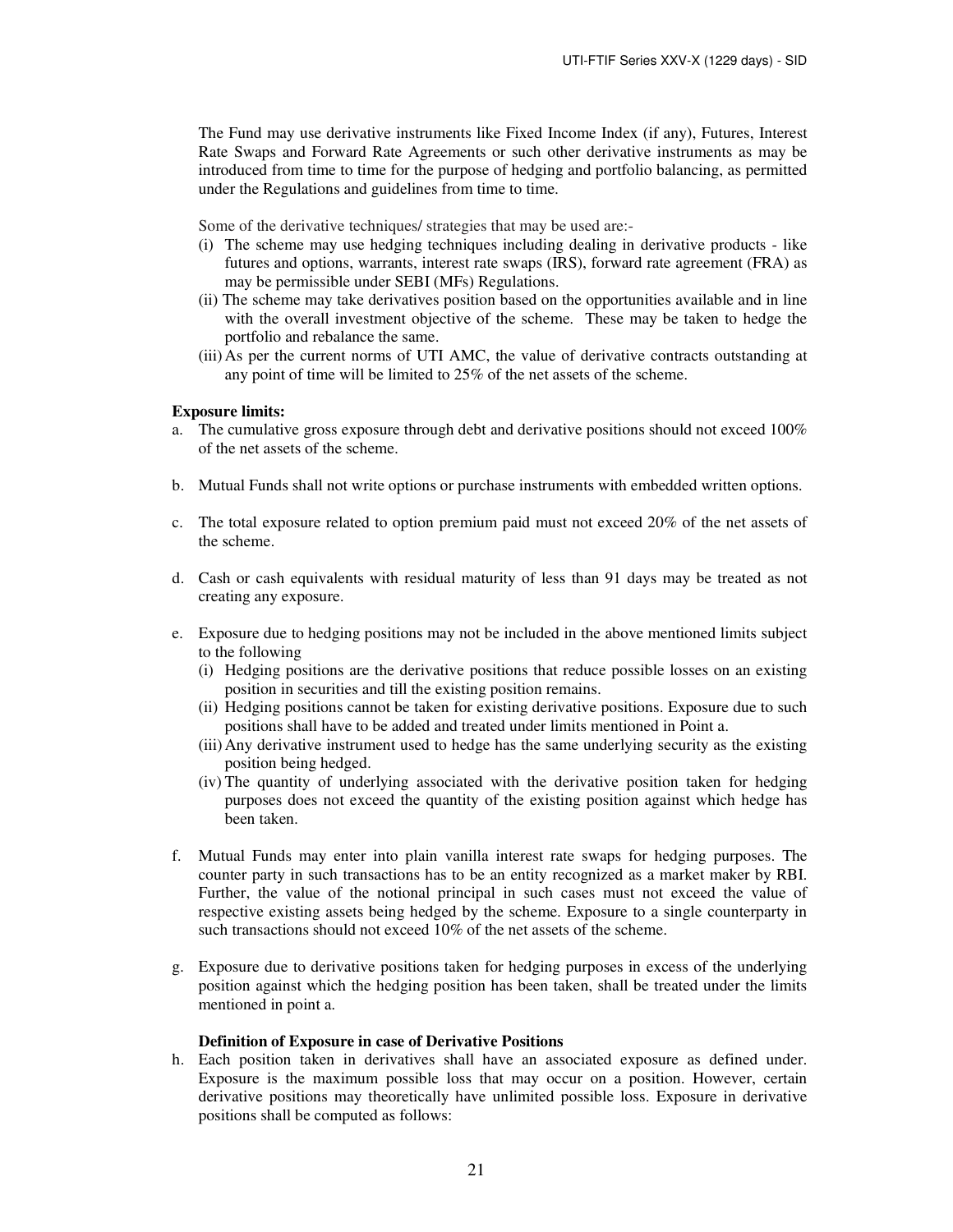The Fund may use derivative instruments like Fixed Income Index (if any), Futures, Interest Rate Swaps and Forward Rate Agreements or such other derivative instruments as may be introduced from time to time for the purpose of hedging and portfolio balancing, as permitted under the Regulations and guidelines from time to time.

Some of the derivative techniques/ strategies that may be used are:-

(i) The scheme may use hedging techniques including dealing in derivative products - like futures and options, warrants, interest rate swaps (IRS), forward rate agreement (FRA) as may be permissible under SEBI (MFs) Regulations.

(ii) The scheme may take derivatives position based on the opportunities available and in line with the overall investment objective of the scheme. These may be taken to hedge the portfolio and rebalance the same.

(iii) As per the current norms of UTI AMC, the value of derivative contracts outstanding at any point of time will be limited to 25% of the net assets of the scheme.

**Exposure limits:**

a. The cumulative gross exposure through debt and derivative positions should not exceed 100% of the net assets of the scheme.

b. Mutual Funds shall not write options or purchase instruments with embedded written options.

c. The total exposure related to option premium paid must not exceed 20% of the net assets of the scheme.

d. Cash or cash equivalents with residual maturity of less than 91 days may be treated as not creating any exposure.

e. Exposure due to hedging positions may not be included in the above mentioned limits subject to the following

   (i) Hedging positions are the derivative positions that reduce possible losses on an existing position in securities and till the existing position remains.

   (ii) Hedging positions cannot be taken for existing derivative positions. Exposure due to such positions shall have to be added and treated under limits mentioned in Point a.

   (iii) Any derivative instrument used to hedge has the same underlying security as the existing position being hedged.

   (iv) The quantity of underlying associated with the derivative position taken for hedging purposes does not exceed the quantity of the existing position against which hedge has been taken.

f. Mutual Funds may enter into plain vanilla interest rate swaps for hedging purposes. The counter party in such transactions has to be an entity recognized as a market maker by RBI. Further, the value of the notional principal in such cases must not exceed the value of respective existing assets being hedged by the scheme. Exposure to a single counterparty in such transactions should not exceed 10% of the net assets of the scheme.

g. Exposure due to derivative positions taken for hedging purposes in excess of the underlying position against which the hedging position has been taken, shall be treated under the limits mentioned in point a.

**Definition of Exposure in case of Derivative Positions**

h. Each position taken in derivatives shall have an associated exposure as defined under. Exposure is the maximum possible loss that may occur on a position. However, certain derivative positions may theoretically have unlimited possible loss. Exposure in derivative positions shall be computed as follows: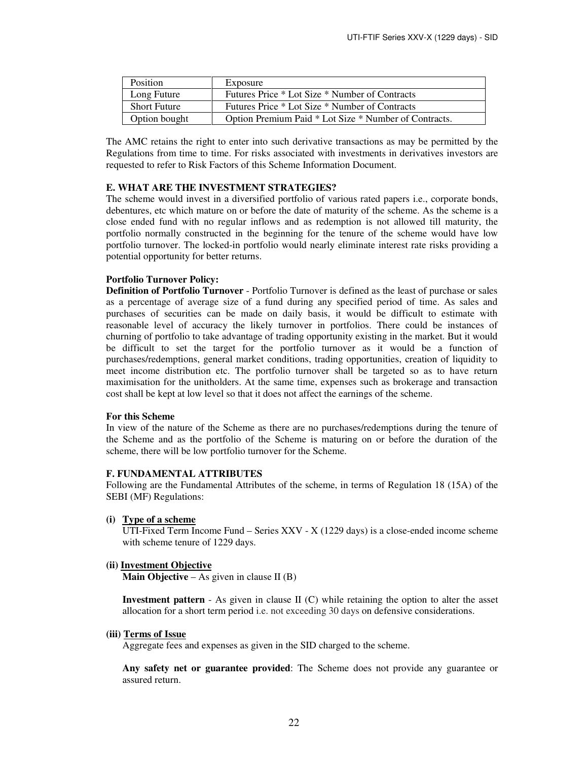| Position | Exposure |
|---|---|
| Long Future | Futures Price * Lot Size * Number of Contracts |
| Short Future | Futures Price * Lot Size * Number of Contracts |
| Option bought | Option Premium Paid * Lot Size * Number of Contracts. |

The AMC retains the right to enter into such derivative transactions as may be permitted by the Regulations from time to time. For risks associated with investments in derivatives investors are requested to refer to Risk Factors of this Scheme Information Document.

### E. WHAT ARE THE INVESTMENT STRATEGIES?

The scheme would invest in a diversified portfolio of various rated papers i.e., corporate bonds, debentures, etc which mature on or before the date of maturity of the scheme. As the scheme is a close ended fund with no regular inflows and as redemption is not allowed till maturity, the portfolio normally constructed in the beginning for the tenure of the scheme would have low portfolio turnover. The locked-in portfolio would nearly eliminate interest rate risks providing a potential opportunity for better returns.

**Portfolio Turnover Policy:**

**Definition of Portfolio Turnover** - Portfolio Turnover is defined as the least of purchase or sales as a percentage of average size of a fund during any specified period of time. As sales and purchases of securities can be made on daily basis, it would be difficult to estimate with reasonable level of accuracy the likely turnover in portfolios. There could be instances of churning of portfolio to take advantage of trading opportunity existing in the market. But it would be difficult to set the target for the portfolio turnover as it would be a function of purchases/redemptions, general market conditions, trading opportunities, creation of liquidity to meet income distribution etc. The portfolio turnover shall be targeted so as to have return maximisation for the unitholders. At the same time, expenses such as brokerage and transaction cost shall be kept at low level so that it does not affect the earnings of the scheme.

**For this Scheme**

In view of the nature of the Scheme as there are no purchases/redemptions during the tenure of the Scheme and as the portfolio of the Scheme is maturing on or before the duration of the scheme, there will be low portfolio turnover for the Scheme.

### F. FUNDAMENTAL ATTRIBUTES

Following are the Fundamental Attributes of the scheme, in terms of Regulation 18 (15A) of the SEBI (MF) Regulations:

**(i) Type of a scheme**

UTI-Fixed Term Income Fund – Series XXV - X (1229 days) is a close-ended income scheme with scheme tenure of 1229 days.

**(ii) Investment Objective**

**Main Objective** – As given in clause II (B)

**Investment pattern** - As given in clause II (C) while retaining the option to alter the asset allocation for a short term period i.e. not exceeding 30 days on defensive considerations.

**(iii) Terms of Issue**

Aggregate fees and expenses as given in the SID charged to the scheme.

**Any safety net or guarantee provided**: The Scheme does not provide any guarantee or assured return.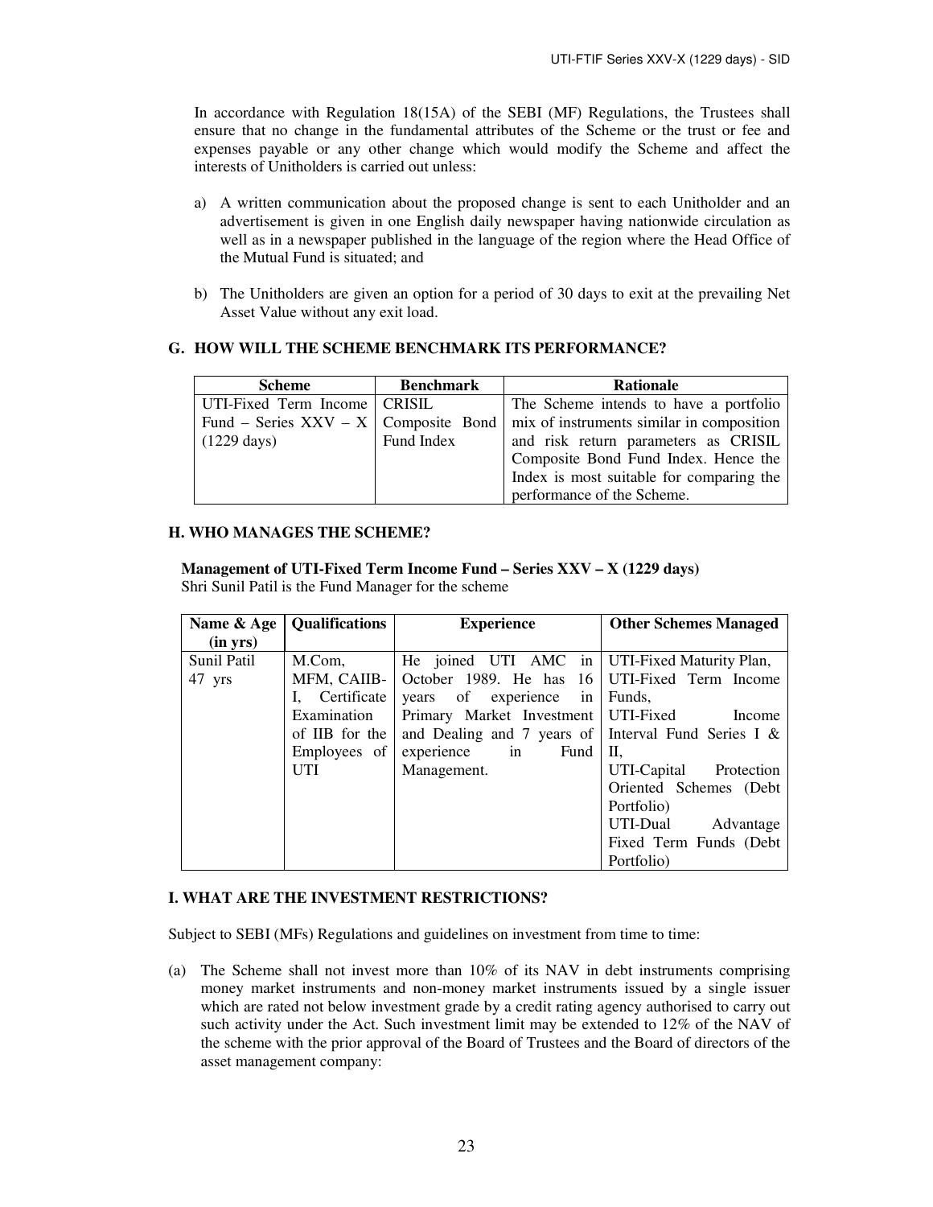In accordance with Regulation 18(15A) of the SEBI (MF) Regulations, the Trustees shall ensure that no change in the fundamental attributes of the Scheme or the trust or fee and expenses payable or any other change which would modify the Scheme and affect the interests of Unitholders is carried out unless:

a) A written communication about the proposed change is sent to each Unitholder and an advertisement is given in one English daily newspaper having nationwide circulation as well as in a newspaper published in the language of the region where the Head Office of the Mutual Fund is situated; and

b) The Unitholders are given an option for a period of 30 days to exit at the prevailing Net Asset Value without any exit load.

## G. HOW WILL THE SCHEME BENCHMARK ITS PERFORMANCE?

| Scheme | Benchmark | Rationale |
|---|---|---|
| UTI-Fixed Term Income Fund – Series XXV – X (1229 days) | CRISIL Composite Bond Fund Index | The Scheme intends to have a portfolio mix of instruments similar in composition and risk return parameters as CRISIL Composite Bond Fund Index. Hence the Index is most suitable for comparing the performance of the Scheme. |

## H. WHO MANAGES THE SCHEME?

**Management of UTI-Fixed Term Income Fund – Series XXV – X (1229 days)**
Shri Sunil Patil is the Fund Manager for the scheme

| Name & Age (in yrs) | Qualifications | Experience | Other Schemes Managed |
|---|---|---|---|
| Sunil Patil 47 yrs | M.Com, MFM, CAIIB-I, Certificate Examination of IIB for the Employees of UTI | He joined UTI AMC in October 1989. He has 16 years of experience in Primary Market Investment and Dealing and 7 years of experience in Fund Management. | UTI-Fixed Maturity Plan, UTI-Fixed Term Income Funds, UTI-Fixed Income Interval Fund Series I & II, UTI-Capital Protection Oriented Schemes (Debt Portfolio) UTI-Dual Advantage Fixed Term Funds (Debt Portfolio) |

## I. WHAT ARE THE INVESTMENT RESTRICTIONS?

Subject to SEBI (MFs) Regulations and guidelines on investment from time to time:

(a) The Scheme shall not invest more than 10% of its NAV in debt instruments comprising money market instruments and non-money market instruments issued by a single issuer which are rated not below investment grade by a credit rating agency authorised to carry out such activity under the Act. Such investment limit may be extended to 12% of the NAV of the scheme with the prior approval of the Board of Trustees and the Board of directors of the asset management company: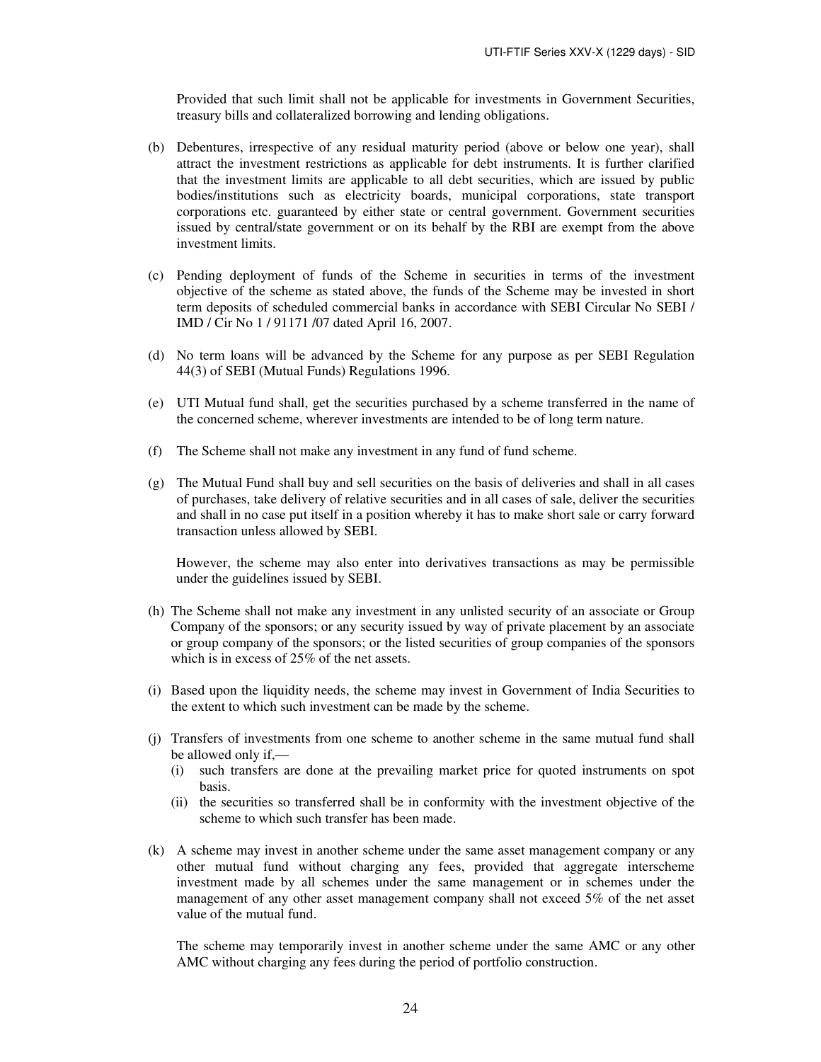Provided that such limit shall not be applicable for investments in Government Securities, treasury bills and collateralized borrowing and lending obligations.

(b) Debentures, irrespective of any residual maturity period (above or below one year), shall attract the investment restrictions as applicable for debt instruments. It is further clarified that the investment limits are applicable to all debt securities, which are issued by public bodies/institutions such as electricity boards, municipal corporations, state transport corporations etc. guaranteed by either state or central government. Government securities issued by central/state government or on its behalf by the RBI are exempt from the above investment limits.

(c) Pending deployment of funds of the Scheme in securities in terms of the investment objective of the scheme as stated above, the funds of the Scheme may be invested in short term deposits of scheduled commercial banks in accordance with SEBI Circular No SEBI / IMD / Cir No 1 / 91171 /07 dated April 16, 2007.

(d) No term loans will be advanced by the Scheme for any purpose as per SEBI Regulation 44(3) of SEBI (Mutual Funds) Regulations 1996.

(e) UTI Mutual fund shall, get the securities purchased by a scheme transferred in the name of the concerned scheme, wherever investments are intended to be of long term nature.

(f) The Scheme shall not make any investment in any fund of fund scheme.

(g) The Mutual Fund shall buy and sell securities on the basis of deliveries and shall in all cases of purchases, take delivery of relative securities and in all cases of sale, deliver the securities and shall in no case put itself in a position whereby it has to make short sale or carry forward transaction unless allowed by SEBI.

However, the scheme may also enter into derivatives transactions as may be permissible under the guidelines issued by SEBI.

(h) The Scheme shall not make any investment in any unlisted security of an associate or Group Company of the sponsors; or any security issued by way of private placement by an associate or group company of the sponsors; or the listed securities of group companies of the sponsors which is in excess of 25% of the net assets.

(i) Based upon the liquidity needs, the scheme may invest in Government of India Securities to the extent to which such investment can be made by the scheme.

(j) Transfers of investments from one scheme to another scheme in the same mutual fund shall be allowed only if,—
   (i) such transfers are done at the prevailing market price for quoted instruments on spot basis.
   (ii) the securities so transferred shall be in conformity with the investment objective of the scheme to which such transfer has been made.

(k) A scheme may invest in another scheme under the same asset management company or any other mutual fund without charging any fees, provided that aggregate interscheme investment made by all schemes under the same management or in schemes under the management of any other asset management company shall not exceed 5% of the net asset value of the mutual fund.

The scheme may temporarily invest in another scheme under the same AMC or any other AMC without charging any fees during the period of portfolio construction.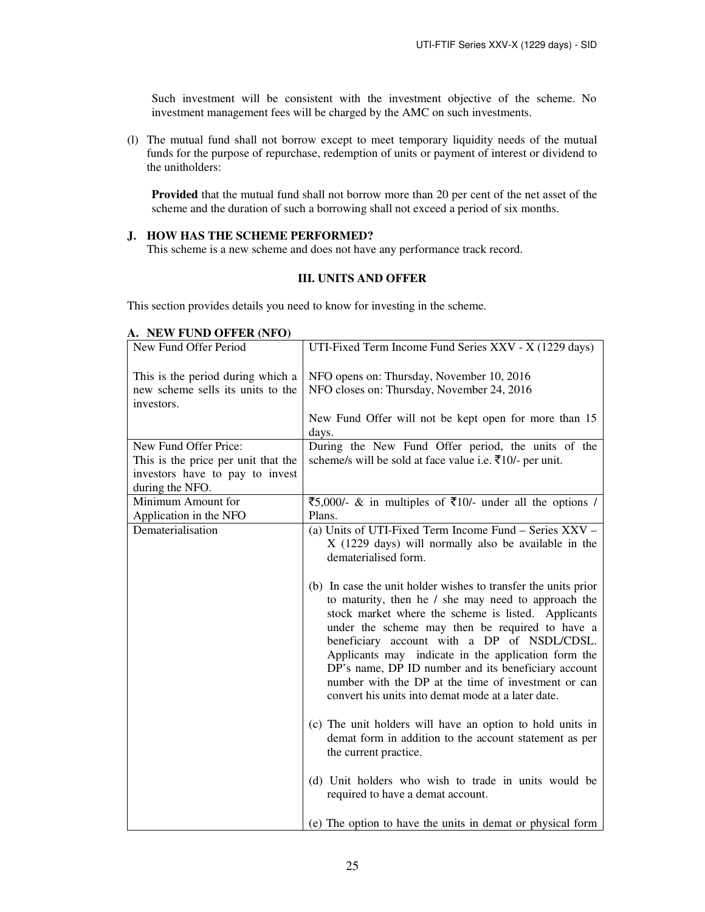Such investment will be consistent with the investment objective of the scheme. No investment management fees will be charged by the AMC on such investments.

(l) The mutual fund shall not borrow except to meet temporary liquidity needs of the mutual funds for the purpose of repurchase, redemption of units or payment of interest or dividend to the unitholders:

**Provided** that the mutual fund shall not borrow more than 20 per cent of the net asset of the scheme and the duration of such a borrowing shall not exceed a period of six months.

## J. HOW HAS THE SCHEME PERFORMED?

This scheme is a new scheme and does not have any performance track record.

## III. UNITS AND OFFER

This section provides details you need to know for investing in the scheme.

### A. NEW FUND OFFER (NFO)

| | |
|---|---|
| New Fund Offer Period<br><br>This is the period during which a new scheme sells its units to the investors. | UTI-Fixed Term Income Fund Series XXV - X (1229 days)<br><br>NFO opens on: Thursday, November 10, 2016<br>NFO closes on: Thursday, November 24, 2016<br><br>New Fund Offer will not be kept open for more than 15 days. |
| New Fund Offer Price:<br>This is the price per unit that the investors have to pay to invest during the NFO. | During the New Fund Offer period, the units of the scheme/s will be sold at face value i.e. ₹10/- per unit. |
| Minimum Amount for Application in the NFO | ₹5,000/- & in multiples of ₹10/- under all the options / Plans. |
| Dematerialisation | (a) Units of UTI-Fixed Term Income Fund – Series XXV – X (1229 days) will normally also be available in the dematerialised form.<br><br>(b) In case the unit holder wishes to transfer the units prior to maturity, then he / she may need to approach the stock market where the scheme is listed. Applicants under the scheme may then be required to have a beneficiary account with a DP of NSDL/CDSL. Applicants may indicate in the application form the DP's name, DP ID number and its beneficiary account number with the DP at the time of investment or can convert his units into demat mode at a later date.<br><br>(c) The unit holders will have an option to hold units in demat form in addition to the account statement as per the current practice.<br><br>(d) Unit holders who wish to trade in units would be required to have a demat account.<br><br>(e) The option to have the units in demat or physical form |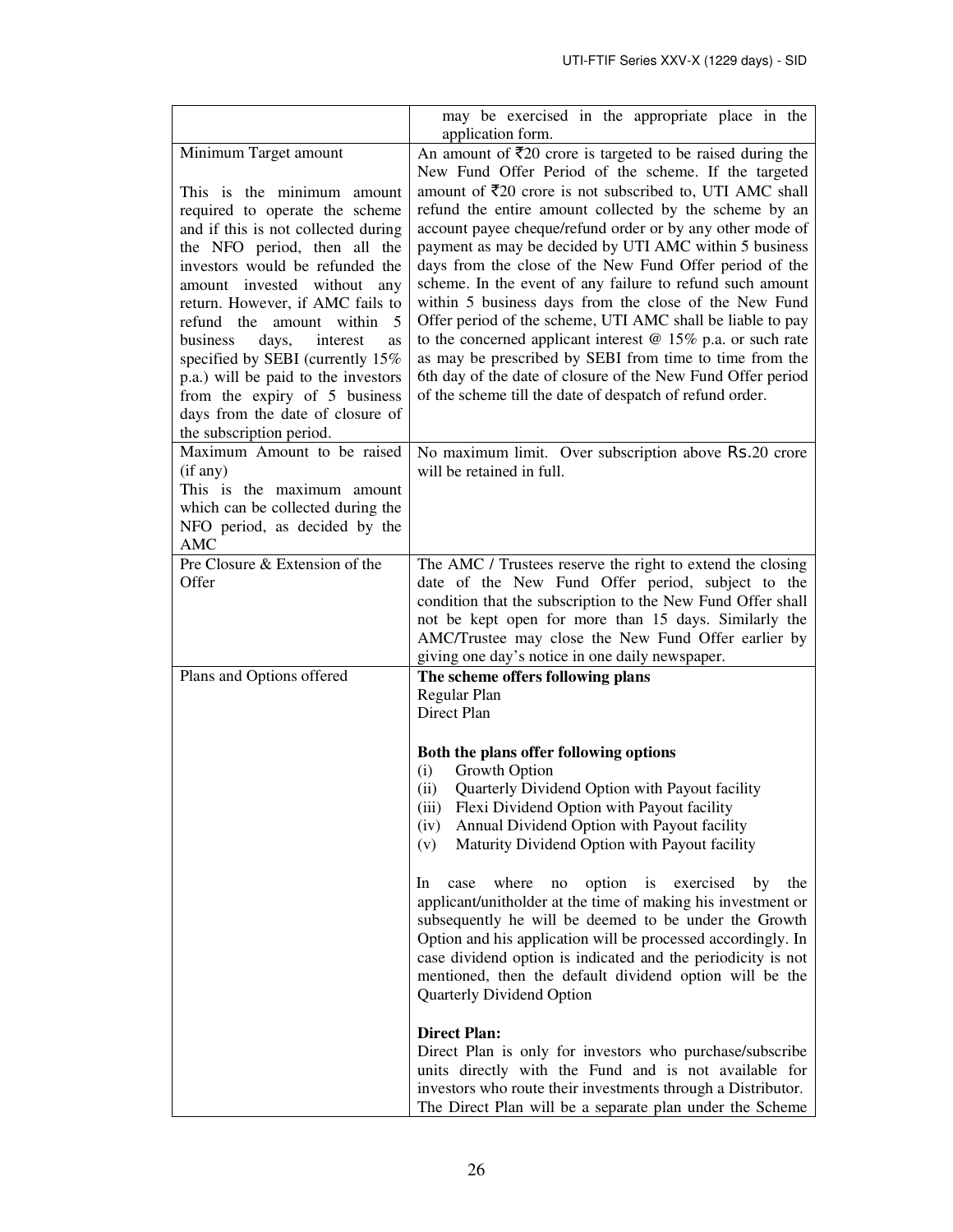| | |
|---|---|
| | may be exercised in the appropriate place in the application form. |
| Minimum Target amount<br><br>This is the minimum amount required to operate the scheme and if this is not collected during the NFO period, then all the investors would be refunded the amount invested without any return. However, if AMC fails to refund the amount within 5 business days, interest as specified by SEBI (currently 15% p.a.) will be paid to the investors from the expiry of 5 business days from the date of closure of the subscription period. | An amount of ₹20 crore is targeted to be raised during the New Fund Offer Period of the scheme. If the targeted amount of ₹20 crore is not subscribed to, UTI AMC shall refund the entire amount collected by the scheme by an account payee cheque/refund order or by any other mode of payment as may be decided by UTI AMC within 5 business days from the close of the New Fund Offer period of the scheme. In the event of any failure to refund such amount within 5 business days from the close of the New Fund Offer period of the scheme, UTI AMC shall be liable to pay to the concerned applicant interest @ 15% p.a. or such rate as may be prescribed by SEBI from time to time from the 6th day of the date of closure of the New Fund Offer period of the scheme till the date of despatch of refund order. |
| Maximum Amount to be raised (if any)<br>This is the maximum amount which can be collected during the NFO period, as decided by the AMC | No maximum limit. Over subscription above Rs.20 crore will be retained in full. |
| Pre Closure & Extension of the Offer | The AMC / Trustees reserve the right to extend the closing date of the New Fund Offer period, subject to the condition that the subscription to the New Fund Offer shall not be kept open for more than 15 days. Similarly the AMC/Trustee may close the New Fund Offer earlier by giving one day's notice in one daily newspaper. |
| Plans and Options offered | **The scheme offers following plans**<br>Regular Plan<br>Direct Plan<br><br>**Both the plans offer following options**<br>(i) Growth Option<br>(ii) Quarterly Dividend Option with Payout facility<br>(iii) Flexi Dividend Option with Payout facility<br>(iv) Annual Dividend Option with Payout facility<br>(v) Maturity Dividend Option with Payout facility<br><br>In case where no option is exercised by the applicant/unitholder at the time of making his investment or subsequently he will be deemed to be under the Growth Option and his application will be processed accordingly. In case dividend option is indicated and the periodicity is not mentioned, then the default dividend option will be the Quarterly Dividend Option<br><br>**Direct Plan:**<br>Direct Plan is only for investors who purchase/subscribe units directly with the Fund and is not available for investors who route their investments through a Distributor. The Direct Plan will be a separate plan under the Scheme |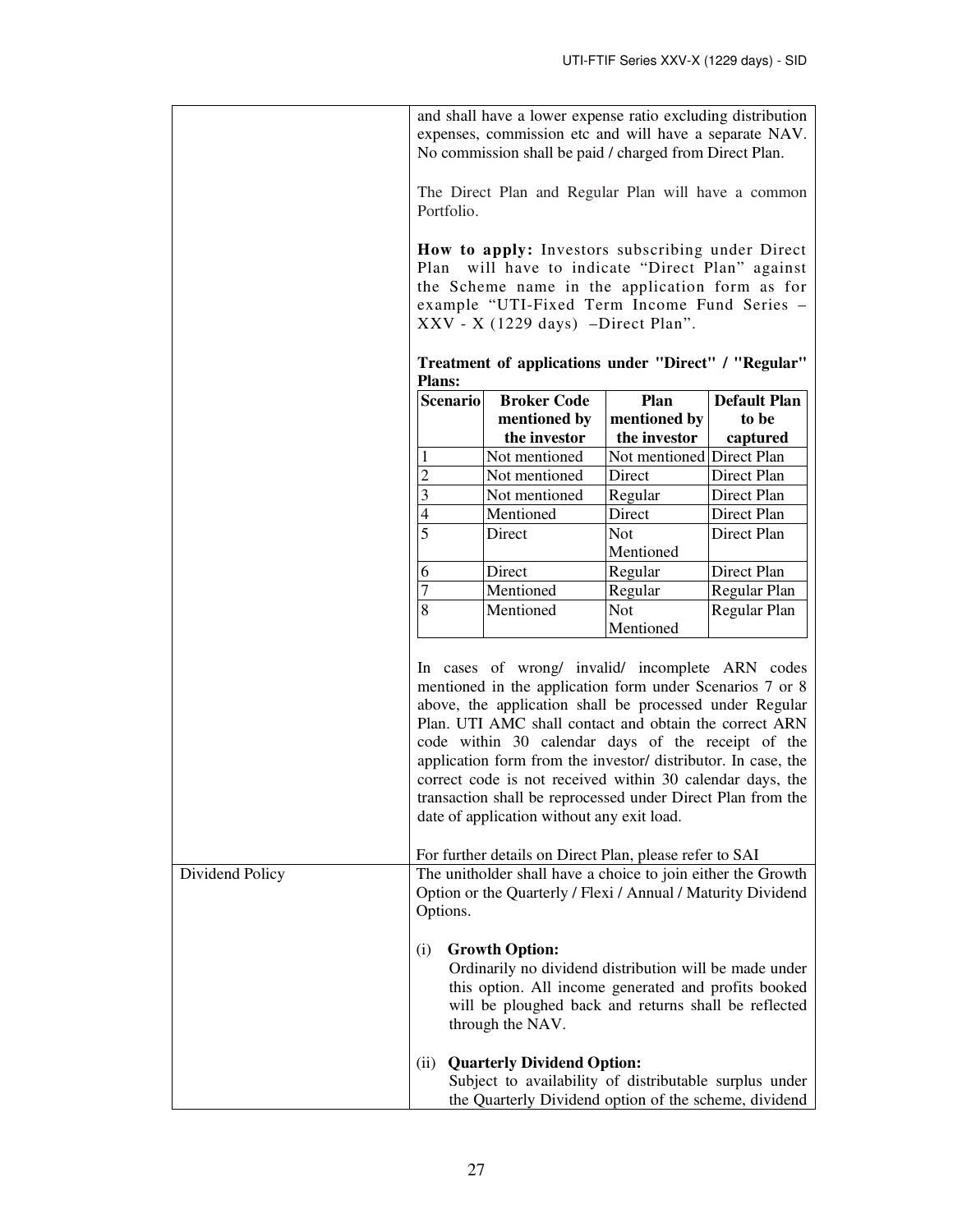| | |
|---|---|
| | and shall have a lower expense ratio excluding distribution expenses, commission etc and will have a separate NAV. No commission shall be paid / charged from Direct Plan.<br><br>The Direct Plan and Regular Plan will have a common Portfolio.<br><br>**How to apply:** Investors subscribing under Direct Plan will have to indicate "Direct Plan" against the Scheme name in the application form as for example "UTI-Fixed Term Income Fund Series – XXV - X (1229 days) –Direct Plan".<br><br>**Treatment of applications under "Direct" / "Regular" Plans:** |

| Scenario | Broker Code mentioned by the investor | Plan mentioned by the investor | Default Plan to be captured |
|---|---|---|---|
| 1 | Not mentioned | Not mentioned | Direct Plan |
| 2 | Not mentioned | Direct | Direct Plan |
| 3 | Not mentioned | Regular | Direct Plan |
| 4 | Mentioned | Direct | Direct Plan |
| 5 | Direct | Not Mentioned | Direct Plan |
| 6 | Direct | Regular | Direct Plan |
| 7 | Mentioned | Regular | Regular Plan |
| 8 | Mentioned | Not Mentioned | Regular Plan |

In cases of wrong/ invalid/ incomplete ARN codes mentioned in the application form under Scenarios 7 or 8 above, the application shall be processed under Regular Plan. UTI AMC shall contact and obtain the correct ARN code within 30 calendar days of the receipt of the application form from the investor/ distributor. In case, the correct code is not received within 30 calendar days, the transaction shall be reprocessed under Direct Plan from the date of application without any exit load.

For further details on Direct Plan, please refer to SAI

| | |
|---|---|
| Dividend Policy | The unitholder shall have a choice to join either the Growth Option or the Quarterly / Flexi / Annual / Maturity Dividend Options.<br><br>(i) **Growth Option:**<br>Ordinarily no dividend distribution will be made under this option. All income generated and profits booked will be ploughed back and returns shall be reflected through the NAV.<br><br>(ii) **Quarterly Dividend Option:**<br>Subject to availability of distributable surplus under the Quarterly Dividend option of the scheme, dividend |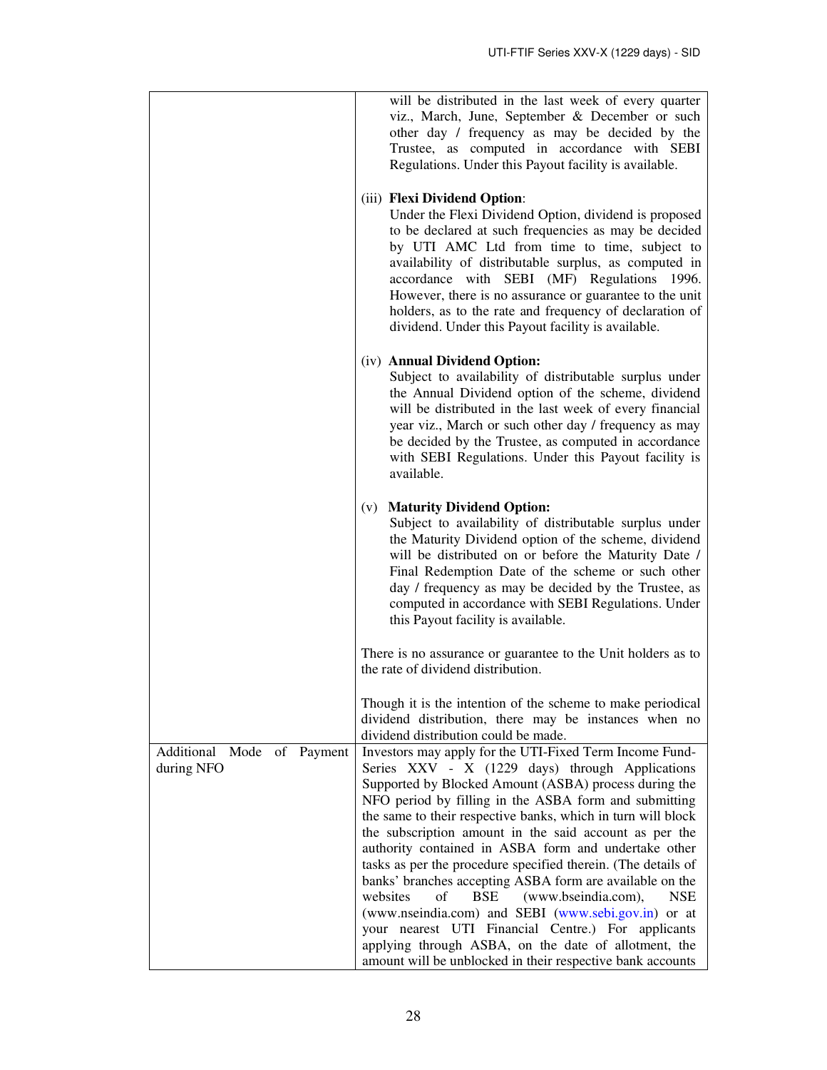| | |
|---|---|
| | will be distributed in the last week of every quarter viz., March, June, September & December or such other day / frequency as may be decided by the Trustee, as computed in accordance with SEBI Regulations. Under this Payout facility is available.<br><br>(iii) **Flexi Dividend Option**:<br>Under the Flexi Dividend Option, dividend is proposed to be declared at such frequencies as may be decided by UTI AMC Ltd from time to time, subject to availability of distributable surplus, as computed in accordance with SEBI (MF) Regulations 1996. However, there is no assurance or guarantee to the unit holders, as to the rate and frequency of declaration of dividend. Under this Payout facility is available.<br><br>(iv) **Annual Dividend Option:**<br>Subject to availability of distributable surplus under the Annual Dividend option of the scheme, dividend will be distributed in the last week of every financial year viz., March or such other day / frequency as may be decided by the Trustee, as computed in accordance with SEBI Regulations. Under this Payout facility is available.<br><br>(v) **Maturity Dividend Option:**<br>Subject to availability of distributable surplus under the Maturity Dividend option of the scheme, dividend will be distributed on or before the Maturity Date / Final Redemption Date of the scheme or such other day / frequency as may be decided by the Trustee, as computed in accordance with SEBI Regulations. Under this Payout facility is available.<br><br>There is no assurance or guarantee to the Unit holders as to the rate of dividend distribution.<br><br>Though it is the intention of the scheme to make periodical dividend distribution, there may be instances when no dividend distribution could be made. |
| Additional Mode of Payment during NFO | Investors may apply for the UTI-Fixed Term Income Fund-Series XXV - X (1229 days) through Applications Supported by Blocked Amount (ASBA) process during the NFO period by filling in the ASBA form and submitting the same to their respective banks, which in turn will block the subscription amount in the said account as per the authority contained in ASBA form and undertake other tasks as per the procedure specified therein. (The details of banks' branches accepting ASBA form are available on the websites of BSE (www.bseindia.com), NSE (www.nseindia.com) and SEBI (www.sebi.gov.in) or at your nearest UTI Financial Centre.) For applicants applying through ASBA, on the date of allotment, the amount will be unblocked in their respective bank accounts |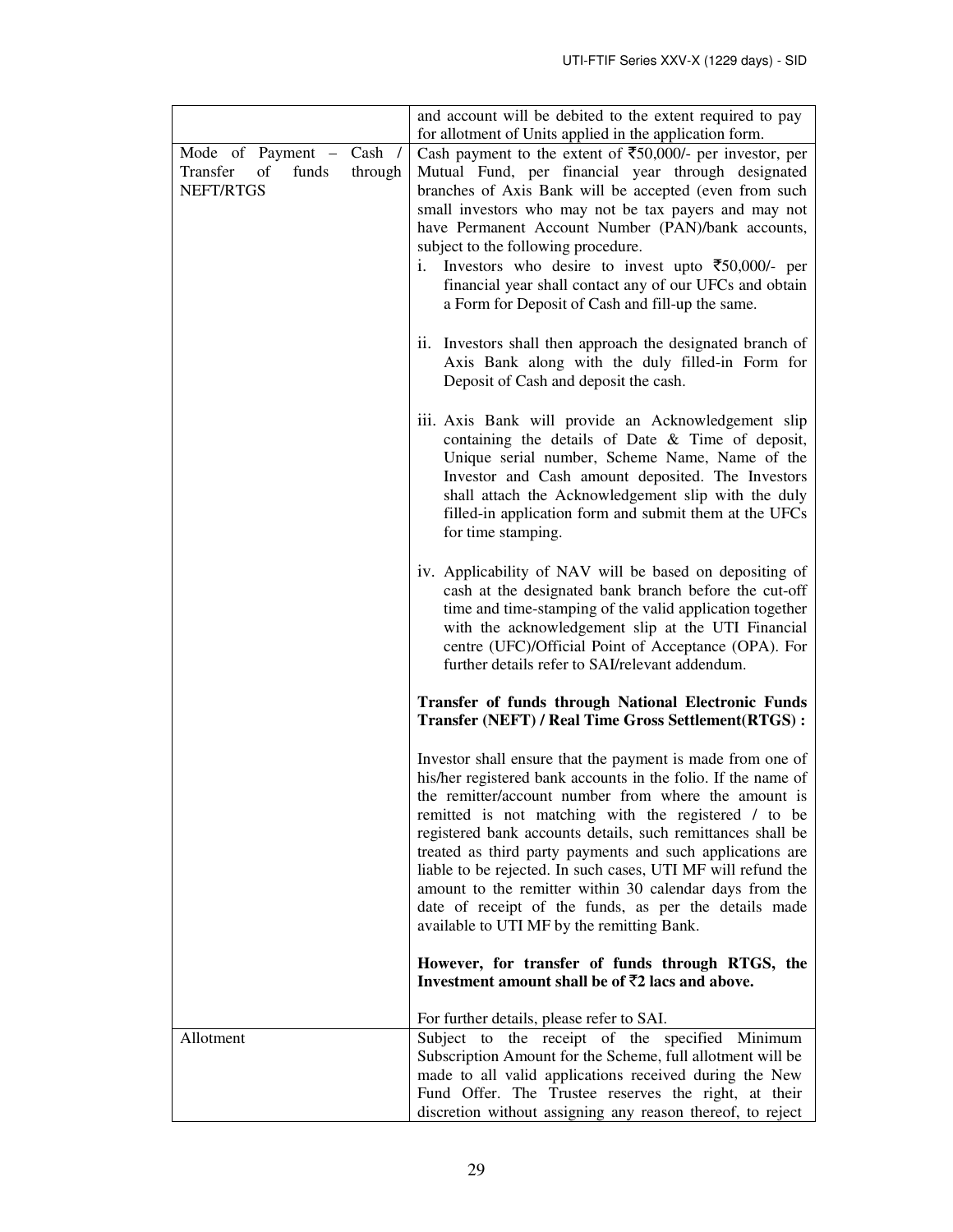| | |
|---|---|
| | and account will be debited to the extent required to pay for allotment of Units applied in the application form. |
| Mode of Payment – Cash / Transfer of funds through NEFT/RTGS | Cash payment to the extent of ₹50,000/- per investor, per Mutual Fund, per financial year through designated branches of Axis Bank will be accepted (even from such small investors who may not be tax payers and may not have Permanent Account Number (PAN)/bank accounts, subject to the following procedure.<br>i. Investors who desire to invest upto ₹50,000/- per financial year shall contact any of our UFCs and obtain a Form for Deposit of Cash and fill-up the same.<br><br>ii. Investors shall then approach the designated branch of Axis Bank along with the duly filled-in Form for Deposit of Cash and deposit the cash.<br><br>iii. Axis Bank will provide an Acknowledgement slip containing the details of Date & Time of deposit, Unique serial number, Scheme Name, Name of the Investor and Cash amount deposited. The Investors shall attach the Acknowledgement slip with the duly filled-in application form and submit them at the UFCs for time stamping.<br><br>iv. Applicability of NAV will be based on depositing of cash at the designated bank branch before the cut-off time and time-stamping of the valid application together with the acknowledgement slip at the UTI Financial centre (UFC)/Official Point of Acceptance (OPA). For further details refer to SAI/relevant addendum.<br><br>**Transfer of funds through National Electronic Funds Transfer (NEFT) / Real Time Gross Settlement(RTGS) :**<br><br>Investor shall ensure that the payment is made from one of his/her registered bank accounts in the folio. If the name of the remitter/account number from where the amount is remitted is not matching with the registered / to be registered bank accounts details, such remittances shall be treated as third party payments and such applications are liable to be rejected. In such cases, UTI MF will refund the amount to the remitter within 30 calendar days from the date of receipt of the funds, as per the details made available to UTI MF by the remitting Bank.<br><br>**However, for transfer of funds through RTGS, the Investment amount shall be of ₹2 lacs and above.**<br><br>For further details, please refer to SAI. |
| Allotment | Subject to the receipt of the specified Minimum Subscription Amount for the Scheme, full allotment will be made to all valid applications received during the New Fund Offer. The Trustee reserves the right, at their discretion without assigning any reason thereof, to reject |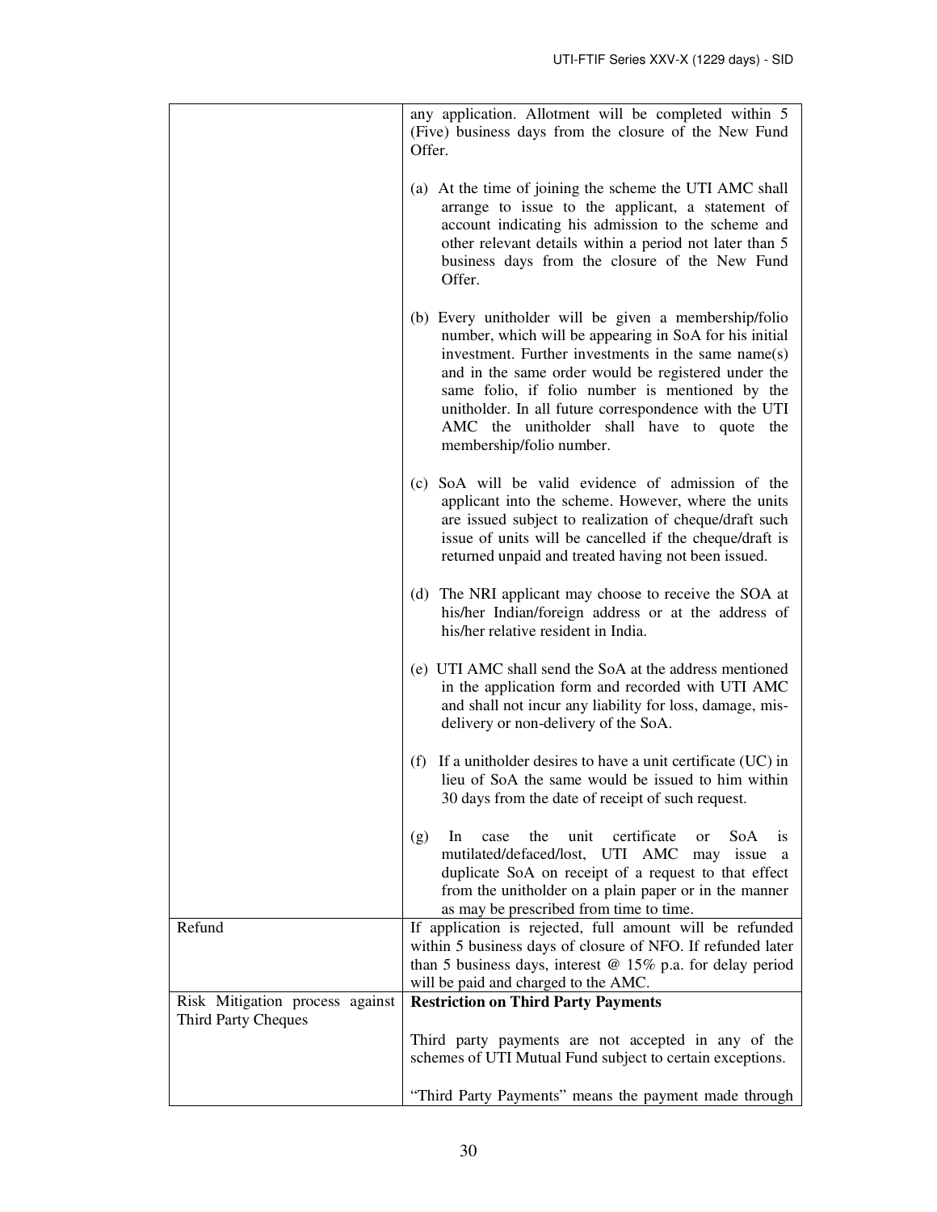| | |
|---|---|
| | any application. Allotment will be completed within 5 (Five) business days from the closure of the New Fund Offer.<br><br>(a) At the time of joining the scheme the UTI AMC shall arrange to issue to the applicant, a statement of account indicating his admission to the scheme and other relevant details within a period not later than 5 business days from the closure of the New Fund Offer.<br><br>(b) Every unitholder will be given a membership/folio number, which will be appearing in SoA for his initial investment. Further investments in the same name(s) and in the same order would be registered under the same folio, if folio number is mentioned by the unitholder. In all future correspondence with the UTI AMC the unitholder shall have to quote the membership/folio number.<br><br>(c) SoA will be valid evidence of admission of the applicant into the scheme. However, where the units are issued subject to realization of cheque/draft such issue of units will be cancelled if the cheque/draft is returned unpaid and treated having not been issued.<br><br>(d) The NRI applicant may choose to receive the SOA at his/her Indian/foreign address or at the address of his/her relative resident in India.<br><br>(e) UTI AMC shall send the SoA at the address mentioned in the application form and recorded with UTI AMC and shall not incur any liability for loss, damage, mis-delivery or non-delivery of the SoA.<br><br>(f) If a unitholder desires to have a unit certificate (UC) in lieu of SoA the same would be issued to him within 30 days from the date of receipt of such request.<br><br>(g) In case the unit certificate or SoA is mutilated/defaced/lost, UTI AMC may issue a duplicate SoA on receipt of a request to that effect from the unitholder on a plain paper or in the manner as may be prescribed from time to time. |
| Refund | If application is rejected, full amount will be refunded within 5 business days of closure of NFO. If refunded later than 5 business days, interest @ 15% p.a. for delay period will be paid and charged to the AMC. |
| Risk Mitigation process against Third Party Cheques | **Restriction on Third Party Payments**<br><br>Third party payments are not accepted in any of the schemes of UTI Mutual Fund subject to certain exceptions.<br><br>"Third Party Payments" means the payment made through |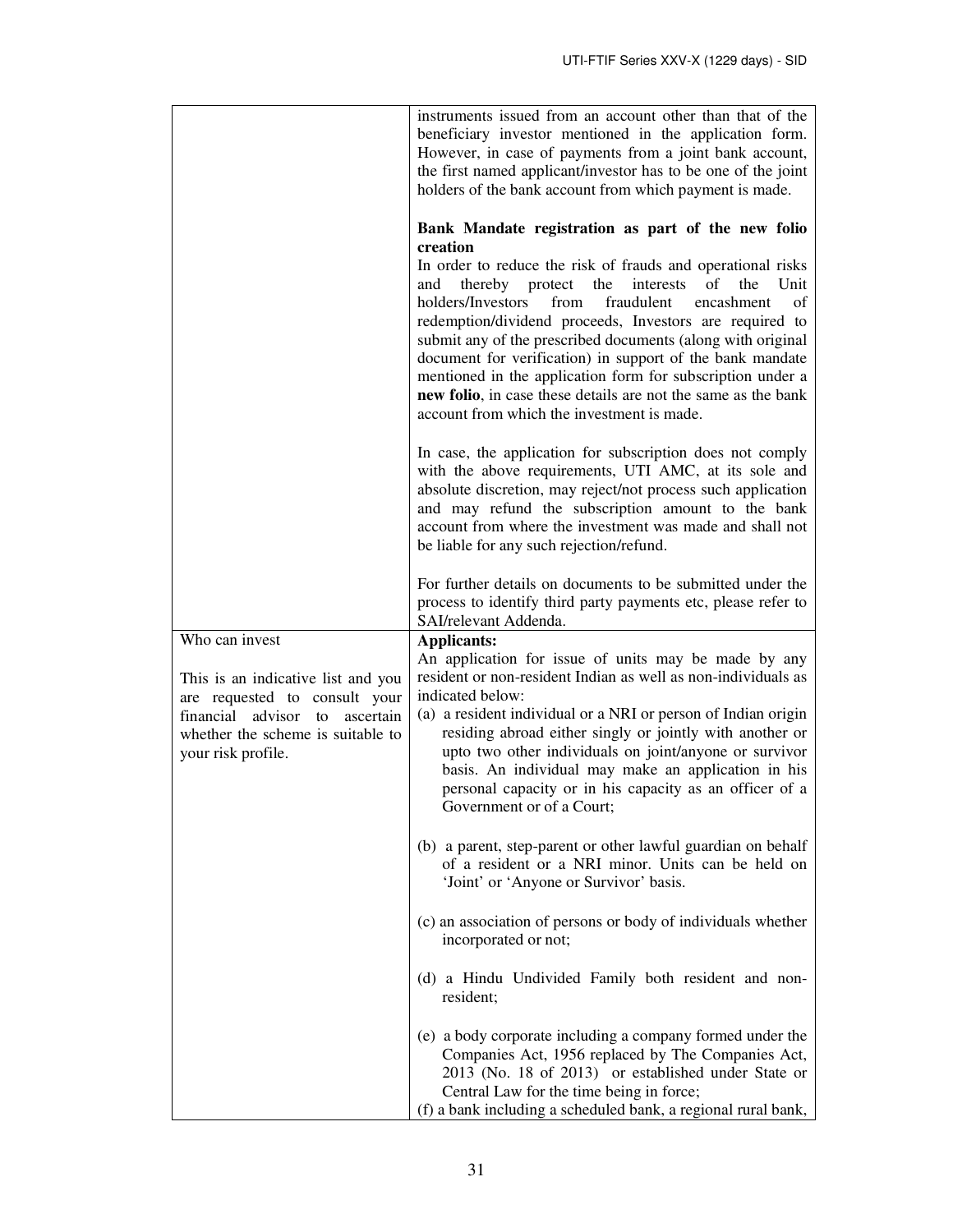| | |
|---|---|
| | instruments issued from an account other than that of the beneficiary investor mentioned in the application form. However, in case of payments from a joint bank account, the first named applicant/investor has to be one of the joint holders of the bank account from which payment is made.<br><br>**Bank Mandate registration as part of the new folio creation**<br>In order to reduce the risk of frauds and operational risks and thereby protect the interests of the Unit holders/Investors from fraudulent encashment of redemption/dividend proceeds, Investors are required to submit any of the prescribed documents (along with original document for verification) in support of the bank mandate mentioned in the application form for subscription under a **new folio**, in case these details are not the same as the bank account from which the investment is made.<br><br>In case, the application for subscription does not comply with the above requirements, UTI AMC, at its sole and absolute discretion, may reject/not process such application and may refund the subscription amount to the bank account from where the investment was made and shall not be liable for any such rejection/refund.<br><br>For further details on documents to be submitted under the process to identify third party payments etc, please refer to SAI/relevant Addenda. |
| Who can invest<br><br>This is an indicative list and you are requested to consult your financial advisor to ascertain whether the scheme is suitable to your risk profile. | **Applicants:**<br>An application for issue of units may be made by any resident or non-resident Indian as well as non-individuals as indicated below:<br>(a) a resident individual or a NRI or person of Indian origin residing abroad either singly or jointly with another or upto two other individuals on joint/anyone or survivor basis. An individual may make an application in his personal capacity or in his capacity as an officer of a Government or of a Court;<br><br>(b) a parent, step-parent or other lawful guardian on behalf of a resident or a NRI minor. Units can be held on 'Joint' or 'Anyone or Survivor' basis.<br><br>(c) an association of persons or body of individuals whether incorporated or not;<br><br>(d) a Hindu Undivided Family both resident and non-resident;<br><br>(e) a body corporate including a company formed under the Companies Act, 1956 replaced by The Companies Act, 2013 (No. 18 of 2013) or established under State or Central Law for the time being in force;<br>(f) a bank including a scheduled bank, a regional rural bank, |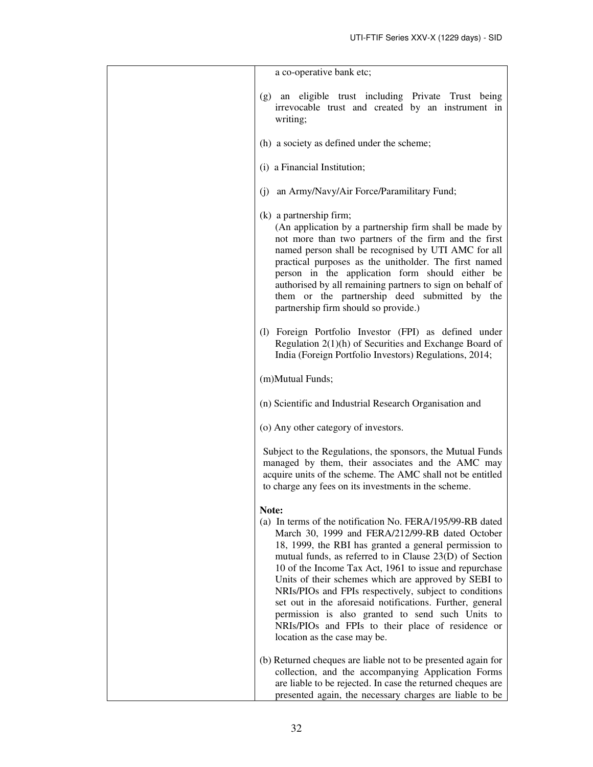| | a co-operative bank etc;<br><br>(g) an eligible trust including Private Trust being irrevocable trust and created by an instrument in writing;<br><br>(h) a society as defined under the scheme;<br><br>(i) a Financial Institution;<br><br>(j) an Army/Navy/Air Force/Paramilitary Fund;<br><br>(k) a partnership firm;<br>(An application by a partnership firm shall be made by not more than two partners of the firm and the first named person shall be recognised by UTI AMC for all practical purposes as the unitholder. The first named person in the application form should either be authorised by all remaining partners to sign on behalf of them or the partnership deed submitted by the partnership firm should so provide.)<br><br>(l) Foreign Portfolio Investor (FPI) as defined under Regulation 2(1)(h) of Securities and Exchange Board of India (Foreign Portfolio Investors) Regulations, 2014;<br><br>(m)Mutual Funds;<br><br>(n) Scientific and Industrial Research Organisation and<br><br>(o) Any other category of investors.<br><br>Subject to the Regulations, the sponsors, the Mutual Funds managed by them, their associates and the AMC may acquire units of the scheme. The AMC shall not be entitled to charge any fees on its investments in the scheme.<br><br>**Note:**<br>(a) In terms of the notification No. FERA/195/99-RB dated March 30, 1999 and FERA/212/99-RB dated October 18, 1999, the RBI has granted a general permission to mutual funds, as referred to in Clause 23(D) of Section 10 of the Income Tax Act, 1961 to issue and repurchase Units of their schemes which are approved by SEBI to NRIs/PIOs and FPIs respectively, subject to conditions set out in the aforesaid notifications. Further, general permission is also granted to send such Units to NRIs/PIOs and FPIs to their place of residence or location as the case may be.<br><br>(b) Returned cheques are liable not to be presented again for collection, and the accompanying Application Forms are liable to be rejected. In case the returned cheques are presented again, the necessary charges are liable to be |
|---|---|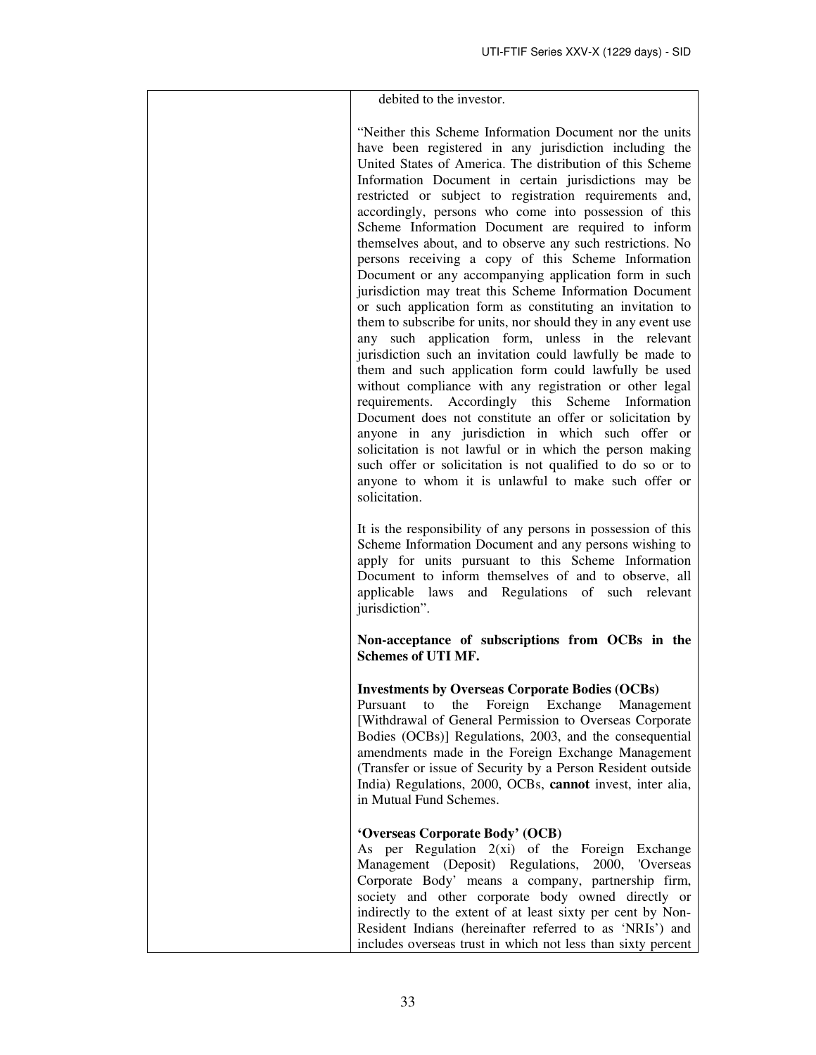| | |
|---|---|
| | debited to the investor.<br><br>"Neither this Scheme Information Document nor the units have been registered in any jurisdiction including the United States of America. The distribution of this Scheme Information Document in certain jurisdictions may be restricted or subject to registration requirements and, accordingly, persons who come into possession of this Scheme Information Document are required to inform themselves about, and to observe any such restrictions. No persons receiving a copy of this Scheme Information Document or any accompanying application form in such jurisdiction may treat this Scheme Information Document or such application form as constituting an invitation to them to subscribe for units, nor should they in any event use any such application form, unless in the relevant jurisdiction such an invitation could lawfully be made to them and such application form could lawfully be used without compliance with any registration or other legal requirements. Accordingly this Scheme Information Document does not constitute an offer or solicitation by anyone in any jurisdiction in which such offer or solicitation is not lawful or in which the person making such offer or solicitation is not qualified to do so or to anyone to whom it is unlawful to make such offer or solicitation.<br><br>It is the responsibility of any persons in possession of this Scheme Information Document and any persons wishing to apply for units pursuant to this Scheme Information Document to inform themselves of and to observe, all applicable laws and Regulations of such relevant jurisdiction".<br><br>**Non-acceptance of subscriptions from OCBs in the Schemes of UTI MF.**<br><br>**Investments by Overseas Corporate Bodies (OCBs)**<br>Pursuant to the Foreign Exchange Management [Withdrawal of General Permission to Overseas Corporate Bodies (OCBs)] Regulations, 2003, and the consequential amendments made in the Foreign Exchange Management (Transfer or issue of Security by a Person Resident outside India) Regulations, 2000, OCBs, **cannot** invest, inter alia, in Mutual Fund Schemes.<br><br>**'Overseas Corporate Body' (OCB)**<br>As per Regulation 2(xi) of the Foreign Exchange Management (Deposit) Regulations, 2000, 'Overseas Corporate Body' means a company, partnership firm, society and other corporate body owned directly or indirectly to the extent of at least sixty per cent by Non-Resident Indians (hereinafter referred to as 'NRIs') and includes overseas trust in which not less than sixty percent |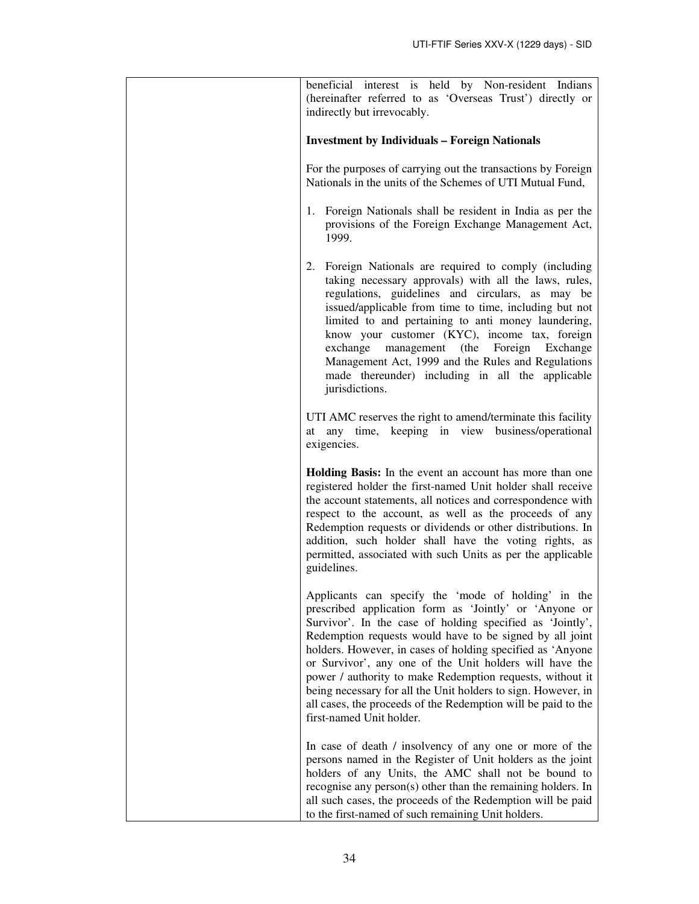| | beneficial interest is held by Non-resident Indians (hereinafter referred to as 'Overseas Trust') directly or indirectly but irrevocably.<br><br>**Investment by Individuals – Foreign Nationals**<br><br>For the purposes of carrying out the transactions by Foreign Nationals in the units of the Schemes of UTI Mutual Fund,<br><br>1. Foreign Nationals shall be resident in India as per the provisions of the Foreign Exchange Management Act, 1999.<br><br>2. Foreign Nationals are required to comply (including taking necessary approvals) with all the laws, rules, regulations, guidelines and circulars, as may be issued/applicable from time to time, including but not limited to and pertaining to anti money laundering, know your customer (KYC), income tax, foreign exchange management (the Foreign Exchange Management Act, 1999 and the Rules and Regulations made thereunder) including in all the applicable jurisdictions.<br><br>UTI AMC reserves the right to amend/terminate this facility at any time, keeping in view business/operational exigencies.<br><br>**Holding Basis:** In the event an account has more than one registered holder the first-named Unit holder shall receive the account statements, all notices and correspondence with respect to the account, as well as the proceeds of any Redemption requests or dividends or other distributions. In addition, such holder shall have the voting rights, as permitted, associated with such Units as per the applicable guidelines.<br><br>Applicants can specify the 'mode of holding' in the prescribed application form as 'Jointly' or 'Anyone or Survivor'. In the case of holding specified as 'Jointly', Redemption requests would have to be signed by all joint holders. However, in cases of holding specified as 'Anyone or Survivor', any one of the Unit holders will have the power / authority to make Redemption requests, without it being necessary for all the Unit holders to sign. However, in all cases, the proceeds of the Redemption will be paid to the first-named Unit holder.<br><br>In case of death / insolvency of any one or more of the persons named in the Register of Unit holders as the joint holders of any Units, the AMC shall not be bound to recognise any person(s) other than the remaining holders. In all such cases, the proceeds of the Redemption will be paid to the first-named of such remaining Unit holders. |
|---|---|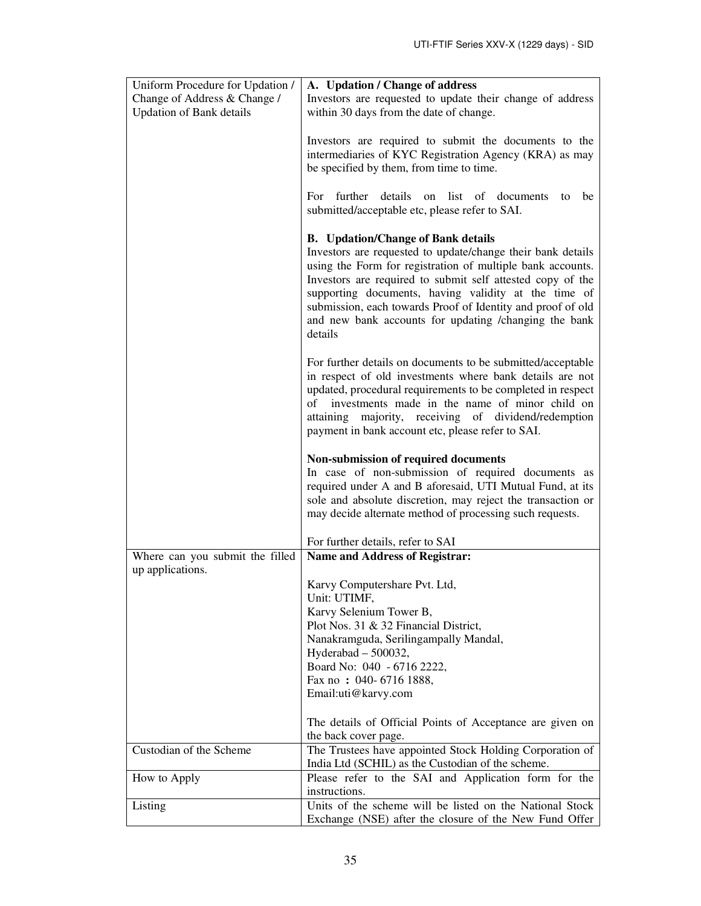| | |
|---|---|
| Uniform Procedure for Updation / Change of Address & Change / Updation of Bank details | **A. Updation / Change of address**<br>Investors are requested to update their change of address within 30 days from the date of change.<br><br>Investors are required to submit the documents to the intermediaries of KYC Registration Agency (KRA) as may be specified by them, from time to time.<br><br>For further details on list of documents to be submitted/acceptable etc, please refer to SAI.<br><br>**B. Updation/Change of Bank details**<br>Investors are requested to update/change their bank details using the Form for registration of multiple bank accounts. Investors are required to submit self attested copy of the supporting documents, having validity at the time of submission, each towards Proof of Identity and proof of old and new bank accounts for updating /changing the bank details<br><br>For further details on documents to be submitted/acceptable in respect of old investments where bank details are not updated, procedural requirements to be completed in respect of investments made in the name of minor child on attaining majority, receiving of dividend/redemption payment in bank account etc, please refer to SAI.<br><br>**Non-submission of required documents**<br>In case of non-submission of required documents as required under A and B aforesaid, UTI Mutual Fund, at its sole and absolute discretion, may reject the transaction or may decide alternate method of processing such requests.<br><br>For further details, refer to SAI |
| Where can you submit the filled up applications. | **Name and Address of Registrar:**<br><br>Karvy Computershare Pvt. Ltd,<br>Unit: UTIMF,<br>Karvy Selenium Tower B,<br>Plot Nos. 31 & 32 Financial District,<br>Nanakramguda, Serilingampally Mandal,<br>Hyderabad – 500032,<br>Board No: 040 - 6716 2222,<br>Fax no : 040- 6716 1888,<br>Email:uti@karvy.com<br><br>The details of Official Points of Acceptance are given on the back cover page. |
| Custodian of the Scheme | The Trustees have appointed Stock Holding Corporation of India Ltd (SCHIL) as the Custodian of the scheme. |
| How to Apply | Please refer to the SAI and Application form for the instructions. |
| Listing | Units of the scheme will be listed on the National Stock Exchange (NSE) after the closure of the New Fund Offer |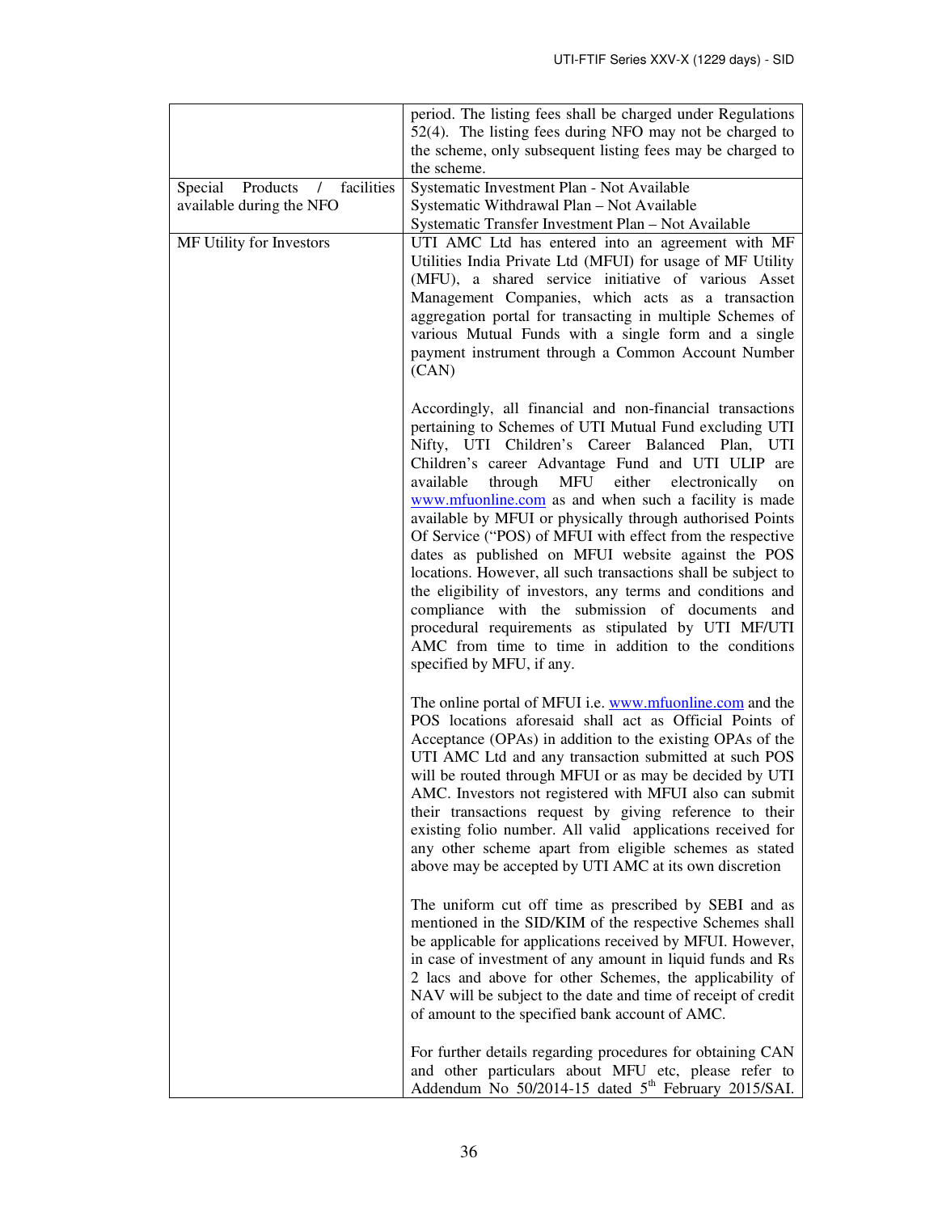| | |
|---|---|
| | period. The listing fees shall be charged under Regulations 52(4). The listing fees during NFO may not be charged to the scheme, only subsequent listing fees may be charged to the scheme. |
| Special Products / facilities available during the NFO | Systematic Investment Plan - Not Available<br>Systematic Withdrawal Plan – Not Available<br>Systematic Transfer Investment Plan – Not Available |
| MF Utility for Investors | UTI AMC Ltd has entered into an agreement with MF Utilities India Private Ltd (MFUI) for usage of MF Utility (MFU), a shared service initiative of various Asset Management Companies, which acts as a transaction aggregation portal for transacting in multiple Schemes of various Mutual Funds with a single form and a single payment instrument through a Common Account Number (CAN)<br><br>Accordingly, all financial and non-financial transactions pertaining to Schemes of UTI Mutual Fund excluding UTI Nifty, UTI Children's Career Balanced Plan, UTI Children's career Advantage Fund and UTI ULIP are available through MFU either electronically on www.mfuonline.com as and when such a facility is made available by MFUI or physically through authorised Points Of Service ("POS) of MFUI with effect from the respective dates as published on MFUI website against the POS locations. However, all such transactions shall be subject to the eligibility of investors, any terms and conditions and compliance with the submission of documents and procedural requirements as stipulated by UTI MF/UTI AMC from time to time in addition to the conditions specified by MFU, if any.<br><br>The online portal of MFUI i.e. www.mfuonline.com and the POS locations aforesaid shall act as Official Points of Acceptance (OPAs) in addition to the existing OPAs of the UTI AMC Ltd and any transaction submitted at such POS will be routed through MFUI or as may be decided by UTI AMC. Investors not registered with MFUI also can submit their transactions request by giving reference to their existing folio number. All valid applications received for any other scheme apart from eligible schemes as stated above may be accepted by UTI AMC at its own discretion<br><br>The uniform cut off time as prescribed by SEBI and as mentioned in the SID/KIM of the respective Schemes shall be applicable for applications received by MFUI. However, in case of investment of any amount in liquid funds and Rs 2 lacs and above for other Schemes, the applicability of NAV will be subject to the date and time of receipt of credit of amount to the specified bank account of AMC.<br><br>For further details regarding procedures for obtaining CAN and other particulars about MFU etc, please refer to Addendum No 50/2014-15 dated 5th February 2015/SAI. |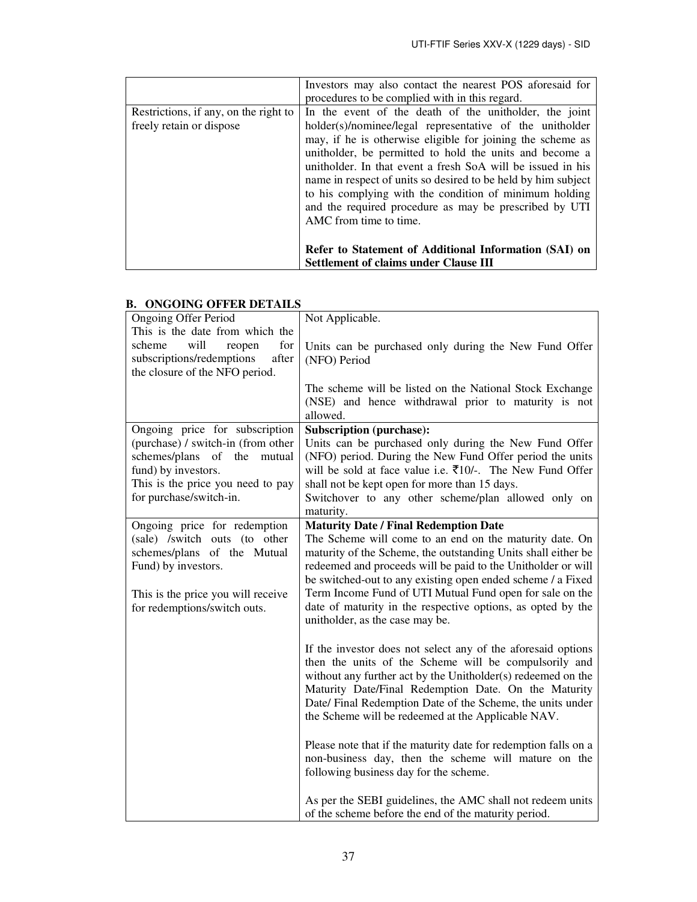| | |
|---|---|
| | Investors may also contact the nearest POS aforesaid for procedures to be complied with in this regard. |
| Restrictions, if any, on the right to freely retain or dispose | In the event of the death of the unitholder, the joint holder(s)/nominee/legal representative of the unitholder may, if he is otherwise eligible for joining the scheme as unitholder, be permitted to hold the units and become a unitholder. In that event a fresh SoA will be issued in his name in respect of units so desired to be held by him subject to his complying with the condition of minimum holding and the required procedure as may be prescribed by UTI AMC from time to time.<br><br>**Refer to Statement of Additional Information (SAI) on Settlement of claims under Clause III** |

## B. ONGOING OFFER DETAILS

| | |
|---|---|
| Ongoing Offer Period<br>This is the date from which the scheme will reopen for subscriptions/redemptions after the closure of the NFO period. | Not Applicable.<br><br>Units can be purchased only during the New Fund Offer (NFO) Period<br><br>The scheme will be listed on the National Stock Exchange (NSE) and hence withdrawal prior to maturity is not allowed. |
| Ongoing price for subscription (purchase) / switch-in (from other schemes/plans of the mutual fund) by investors.<br>This is the price you need to pay for purchase/switch-in. | **Subscription (purchase):**<br>Units can be purchased only during the New Fund Offer (NFO) period. During the New Fund Offer period the units will be sold at face value i.e. ₹10/-. The New Fund Offer shall not be kept open for more than 15 days.<br>Switchover to any other scheme/plan allowed only on maturity. |
| Ongoing price for redemption (sale) /switch outs (to other schemes/plans of the Mutual Fund) by investors.<br><br>This is the price you will receive for redemptions/switch outs. | **Maturity Date / Final Redemption Date**<br>The Scheme will come to an end on the maturity date. On maturity of the Scheme, the outstanding Units shall either be redeemed and proceeds will be paid to the Unitholder or will be switched-out to any existing open ended scheme / a Fixed Term Income Fund of UTI Mutual Fund open for sale on the date of maturity in the respective options, as opted by the unitholder, as the case may be.<br><br>If the investor does not select any of the aforesaid options then the units of the Scheme will be compulsorily and without any further act by the Unitholder(s) redeemed on the Maturity Date/Final Redemption Date. On the Maturity Date/ Final Redemption Date of the Scheme, the units under the Scheme will be redeemed at the Applicable NAV.<br><br>Please note that if the maturity date for redemption falls on a non-business day, then the scheme will mature on the following business day for the scheme.<br><br>As per the SEBI guidelines, the AMC shall not redeem units of the scheme before the end of the maturity period. |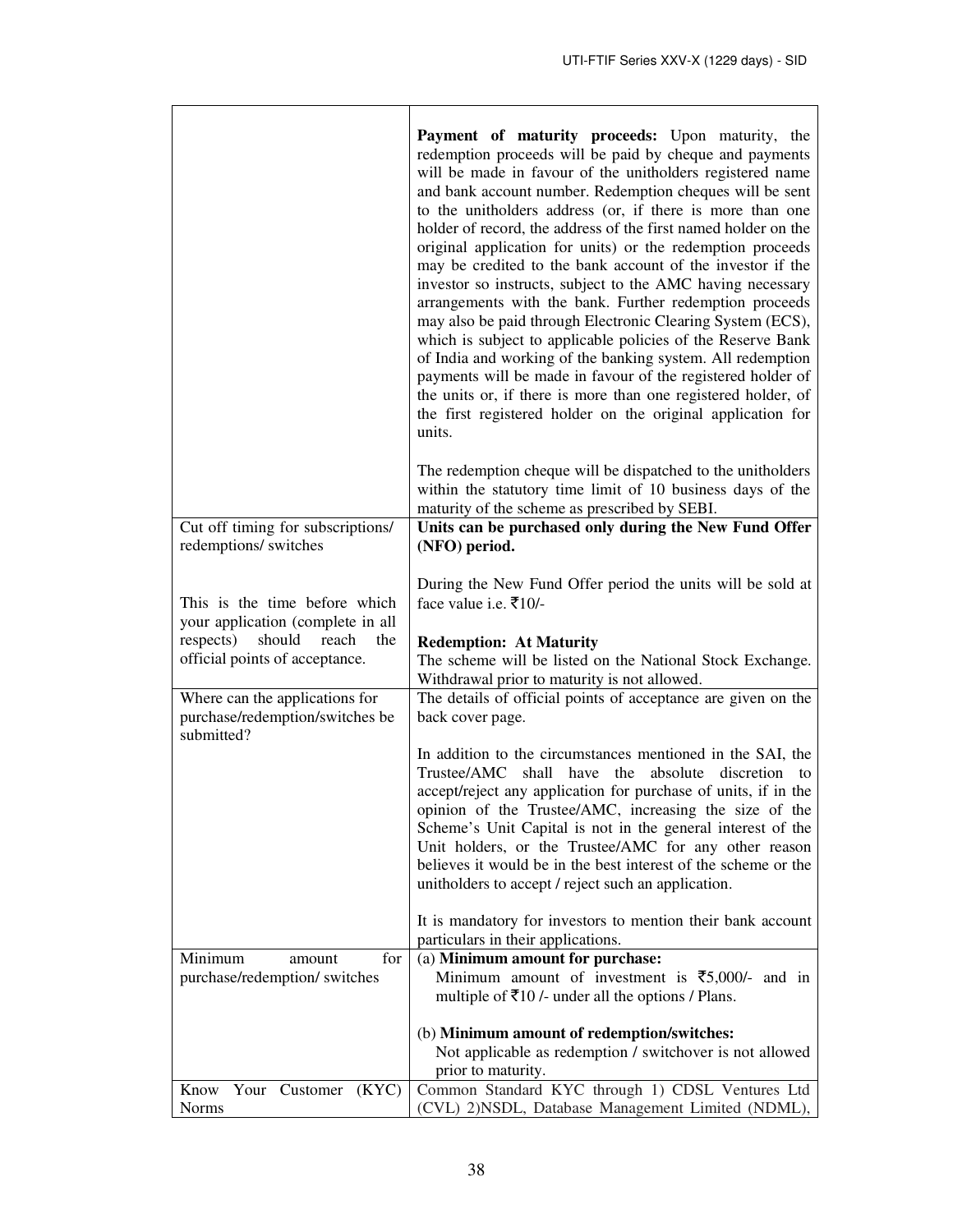| | |
|---|---|
| | **Payment of maturity proceeds:** Upon maturity, the redemption proceeds will be paid by cheque and payments will be made in favour of the unitholders registered name and bank account number. Redemption cheques will be sent to the unitholders address (or, if there is more than one holder of record, the address of the first named holder on the original application for units) or the redemption proceeds may be credited to the bank account of the investor if the investor so instructs, subject to the AMC having necessary arrangements with the bank. Further redemption proceeds may also be paid through Electronic Clearing System (ECS), which is subject to applicable policies of the Reserve Bank of India and working of the banking system. All redemption payments will be made in favour of the registered holder of the units or, if there is more than one registered holder, of the first registered holder on the original application for units.<br><br>The redemption cheque will be dispatched to the unitholders within the statutory time limit of 10 business days of the maturity of the scheme as prescribed by SEBI. |
| Cut off timing for subscriptions/ redemptions/ switches<br><br>This is the time before which your application (complete in all respects) should reach the official points of acceptance. | **Units can be purchased only during the New Fund Offer (NFO) period.**<br><br>During the New Fund Offer period the units will be sold at face value i.e. ₹10/-<br><br>**Redemption: At Maturity**<br>The scheme will be listed on the National Stock Exchange. Withdrawal prior to maturity is not allowed. |
| Where can the applications for purchase/redemption/switches be submitted? | The details of official points of acceptance are given on the back cover page.<br><br>In addition to the circumstances mentioned in the SAI, the Trustee/AMC shall have the absolute discretion to accept/reject any application for purchase of units, if in the opinion of the Trustee/AMC, increasing the size of the Scheme's Unit Capital is not in the general interest of the Unit holders, or the Trustee/AMC for any other reason believes it would be in the best interest of the scheme or the unitholders to accept / reject such an application.<br><br>It is mandatory for investors to mention their bank account particulars in their applications. |
| Minimum amount for purchase/redemption/ switches | (a) **Minimum amount for purchase:**<br>Minimum amount of investment is ₹5,000/- and in multiple of ₹10 /- under all the options / Plans.<br><br>(b) **Minimum amount of redemption/switches:**<br>Not applicable as redemption / switchover is not allowed prior to maturity. |
| Know Your Customer (KYC) Norms | Common Standard KYC through 1) CDSL Ventures Ltd (CVL) 2)NSDL, Database Management Limited (NDML), |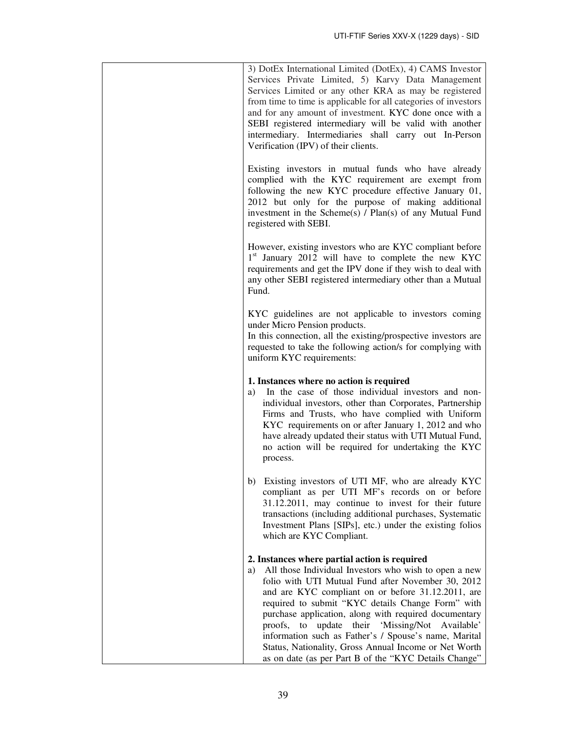| | 3) DotEx International Limited (DotEx), 4) CAMS Investor Services Private Limited, 5) Karvy Data Management Services Limited or any other KRA as may be registered from time to time is applicable for all categories of investors and for any amount of investment. KYC done once with a SEBI registered intermediary will be valid with another intermediary. Intermediaries shall carry out In-Person Verification (IPV) of their clients.<br><br>Existing investors in mutual funds who have already complied with the KYC requirement are exempt from following the new KYC procedure effective January 01, 2012 but only for the purpose of making additional investment in the Scheme(s) / Plan(s) of any Mutual Fund registered with SEBI.<br><br>However, existing investors who are KYC compliant before 1st January 2012 will have to complete the new KYC requirements and get the IPV done if they wish to deal with any other SEBI registered intermediary other than a Mutual Fund.<br><br>KYC guidelines are not applicable to investors coming under Micro Pension products.<br>In this connection, all the existing/prospective investors are requested to take the following action/s for complying with uniform KYC requirements:<br><br>**1. Instances where no action is required**<br>a) In the case of those individual investors and non-individual investors, other than Corporates, Partnership Firms and Trusts, who have complied with Uniform KYC requirements on or after January 1, 2012 and who have already updated their status with UTI Mutual Fund, no action will be required for undertaking the KYC process.<br><br>b) Existing investors of UTI MF, who are already KYC compliant as per UTI MF's records on or before 31.12.2011, may continue to invest for their future transactions (including additional purchases, Systematic Investment Plans [SIPs], etc.) under the existing folios which are KYC Compliant.<br><br>**2. Instances where partial action is required**<br>a) All those Individual Investors who wish to open a new folio with UTI Mutual Fund after November 30, 2012 and are KYC compliant on or before 31.12.2011, are required to submit "KYC details Change Form" with purchase application, along with required documentary proofs, to update their 'Missing/Not Available' information such as Father's / Spouse's name, Marital Status, Nationality, Gross Annual Income or Net Worth as on date (as per Part B of the "KYC Details Change" |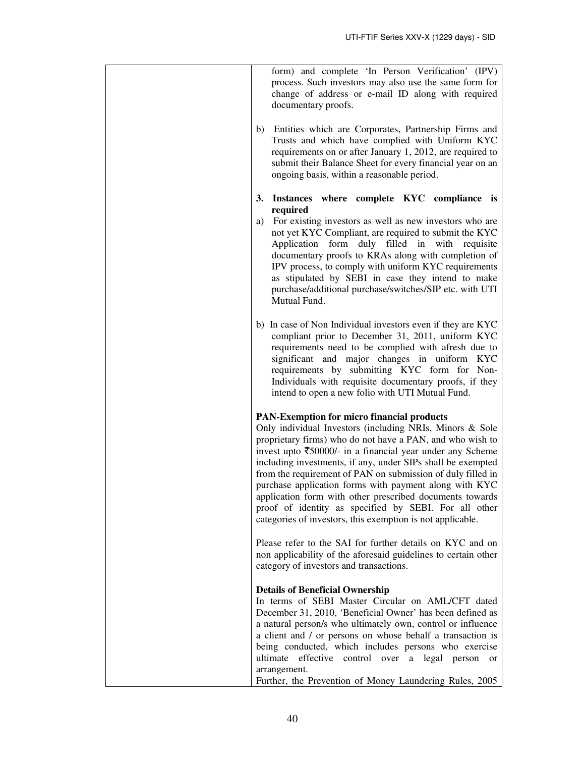| | form) and complete 'In Person Verification' (IPV) process. Such investors may also use the same form for change of address or e-mail ID along with required documentary proofs.<br><br>b) Entities which are Corporates, Partnership Firms and Trusts and which have complied with Uniform KYC requirements on or after January 1, 2012, are required to submit their Balance Sheet for every financial year on an ongoing basis, within a reasonable period.<br><br>**3. Instances where complete KYC compliance is required**<br>a) For existing investors as well as new investors who are not yet KYC Compliant, are required to submit the KYC Application form duly filled in with requisite documentary proofs to KRAs along with completion of IPV process, to comply with uniform KYC requirements as stipulated by SEBI in case they intend to make purchase/additional purchase/switches/SIP etc. with UTI Mutual Fund.<br><br>b) In case of Non Individual investors even if they are KYC compliant prior to December 31, 2011, uniform KYC requirements need to be complied with afresh due to significant and major changes in uniform KYC requirements by submitting KYC form for Non-Individuals with requisite documentary proofs, if they intend to open a new folio with UTI Mutual Fund.<br><br>**PAN-Exemption for micro financial products**<br>Only individual Investors (including NRIs, Minors & Sole proprietary firms) who do not have a PAN, and who wish to invest upto ₹50000/- in a financial year under any Scheme including investments, if any, under SIPs shall be exempted from the requirement of PAN on submission of duly filled in purchase application forms with payment along with KYC application form with other prescribed documents towards proof of identity as specified by SEBI. For all other categories of investors, this exemption is not applicable.<br><br>Please refer to the SAI for further details on KYC and on non applicability of the aforesaid guidelines to certain other category of investors and transactions.<br><br>**Details of Beneficial Ownership**<br>In terms of SEBI Master Circular on AML/CFT dated December 31, 2010, 'Beneficial Owner' has been defined as a natural person/s who ultimately own, control or influence a client and / or persons on whose behalf a transaction is being conducted, which includes persons who exercise ultimate effective control over a legal person or arrangement.<br>Further, the Prevention of Money Laundering Rules, 2005 |
|---|---|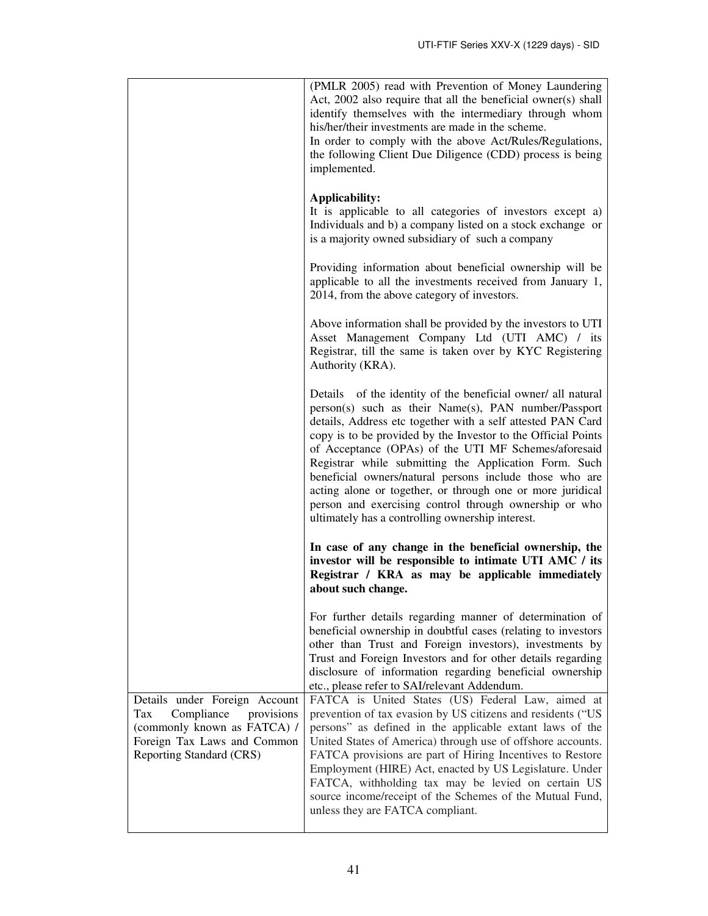| | |
|---|---|
| | (PMLR 2005) read with Prevention of Money Laundering Act, 2002 also require that all the beneficial owner(s) shall identify themselves with the intermediary through whom his/her/their investments are made in the scheme.<br>In order to comply with the above Act/Rules/Regulations, the following Client Due Diligence (CDD) process is being implemented.<br><br>**Applicability:**<br>It is applicable to all categories of investors except a) Individuals and b) a company listed on a stock exchange or is a majority owned subsidiary of such a company<br><br>Providing information about beneficial ownership will be applicable to all the investments received from January 1, 2014, from the above category of investors.<br><br>Above information shall be provided by the investors to UTI Asset Management Company Ltd (UTI AMC) / its Registrar, till the same is taken over by KYC Registering Authority (KRA).<br><br>Details of the identity of the beneficial owner/ all natural person(s) such as their Name(s), PAN number/Passport details, Address etc together with a self attested PAN Card copy is to be provided by the Investor to the Official Points of Acceptance (OPAs) of the UTI MF Schemes/aforesaid Registrar while submitting the Application Form. Such beneficial owners/natural persons include those who are acting alone or together, or through one or more juridical person and exercising control through ownership or who ultimately has a controlling ownership interest.<br><br>**In case of any change in the beneficial ownership, the investor will be responsible to intimate UTI AMC / its Registrar / KRA as may be applicable immediately about such change.**<br><br>For further details regarding manner of determination of beneficial ownership in doubtful cases (relating to investors other than Trust and Foreign investors), investments by Trust and Foreign Investors and for other details regarding disclosure of information regarding beneficial ownership etc., please refer to SAI/relevant Addendum. |
| Details under Foreign Account Tax Compliance provisions (commonly known as FATCA) / Foreign Tax Laws and Common Reporting Standard (CRS) | FATCA is United States (US) Federal Law, aimed at prevention of tax evasion by US citizens and residents ("US persons" as defined in the applicable extant laws of the United States of America) through use of offshore accounts. FATCA provisions are part of Hiring Incentives to Restore Employment (HIRE) Act, enacted by US Legislature. Under FATCA, withholding tax may be levied on certain US source income/receipt of the Schemes of the Mutual Fund, unless they are FATCA compliant. |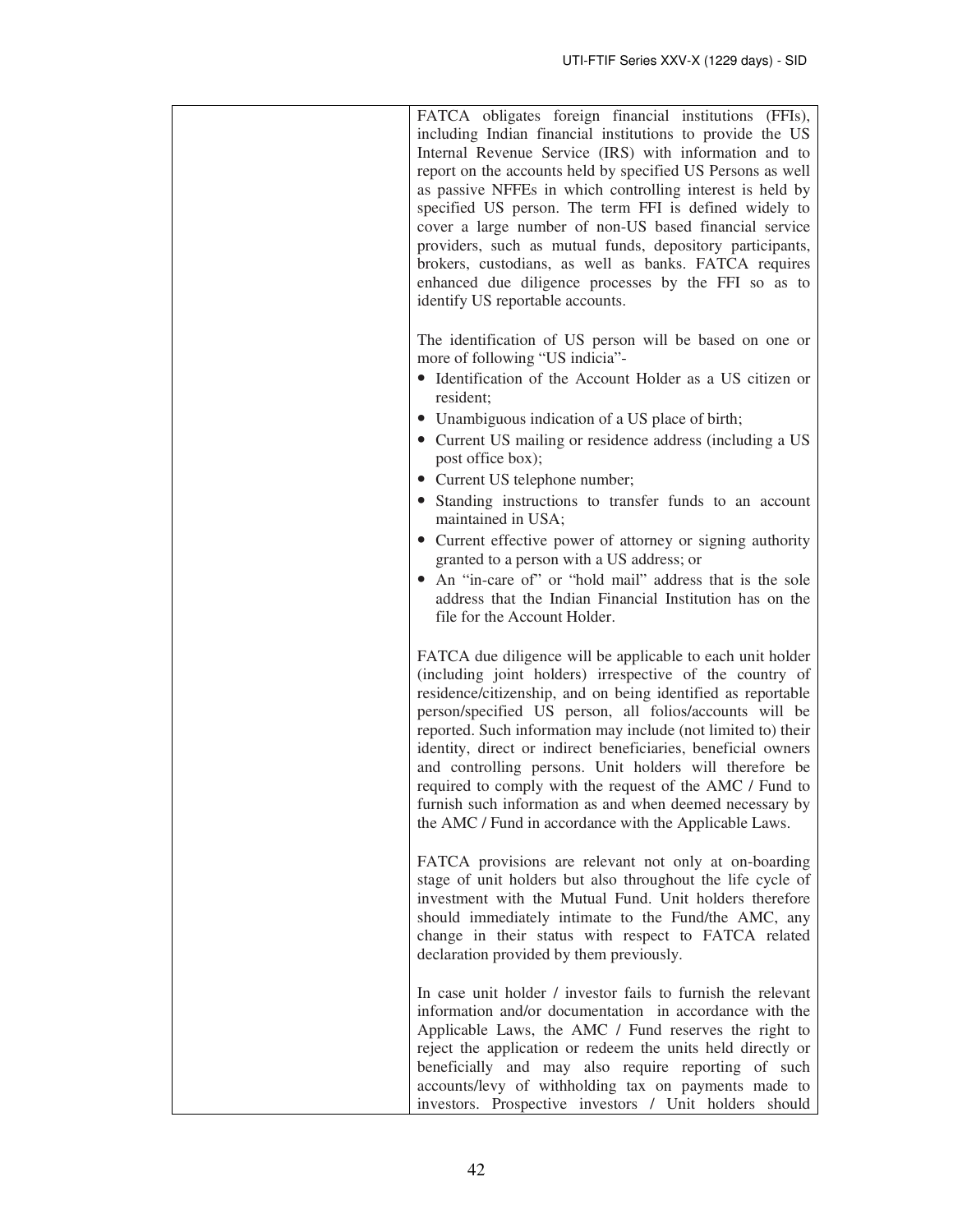| | FATCA obligates foreign financial institutions (FFIs), including Indian financial institutions to provide the US Internal Revenue Service (IRS) with information and to report on the accounts held by specified US Persons as well as passive NFFEs in which controlling interest is held by specified US person. The term FFI is defined widely to cover a large number of non-US based financial service providers, such as mutual funds, depository participants, brokers, custodians, as well as banks. FATCA requires enhanced due diligence processes by the FFI so as to identify US reportable accounts.<br><br>The identification of US person will be based on one or more of following "US indicia"-<br>• Identification of the Account Holder as a US citizen or resident;<br>• Unambiguous indication of a US place of birth;<br>• Current US mailing or residence address (including a US post office box);<br>• Current US telephone number;<br>• Standing instructions to transfer funds to an account maintained in USA;<br>• Current effective power of attorney or signing authority granted to a person with a US address; or<br>• An "in-care of" or "hold mail" address that is the sole address that the Indian Financial Institution has on the file for the Account Holder.<br><br>FATCA due diligence will be applicable to each unit holder (including joint holders) irrespective of the country of residence/citizenship, and on being identified as reportable person/specified US person, all folios/accounts will be reported. Such information may include (not limited to) their identity, direct or indirect beneficiaries, beneficial owners and controlling persons. Unit holders will therefore be required to comply with the request of the AMC / Fund to furnish such information as and when deemed necessary by the AMC / Fund in accordance with the Applicable Laws.<br><br>FATCA provisions are relevant not only at on-boarding stage of unit holders but also throughout the life cycle of investment with the Mutual Fund. Unit holders therefore should immediately intimate to the Fund/the AMC, any change in their status with respect to FATCA related declaration provided by them previously.<br><br>In case unit holder / investor fails to furnish the relevant information and/or documentation in accordance with the Applicable Laws, the AMC / Fund reserves the right to reject the application or redeem the units held directly or beneficially and may also require reporting of such accounts/levy of withholding tax on payments made to investors. Prospective investors / Unit holders should |
|---|---|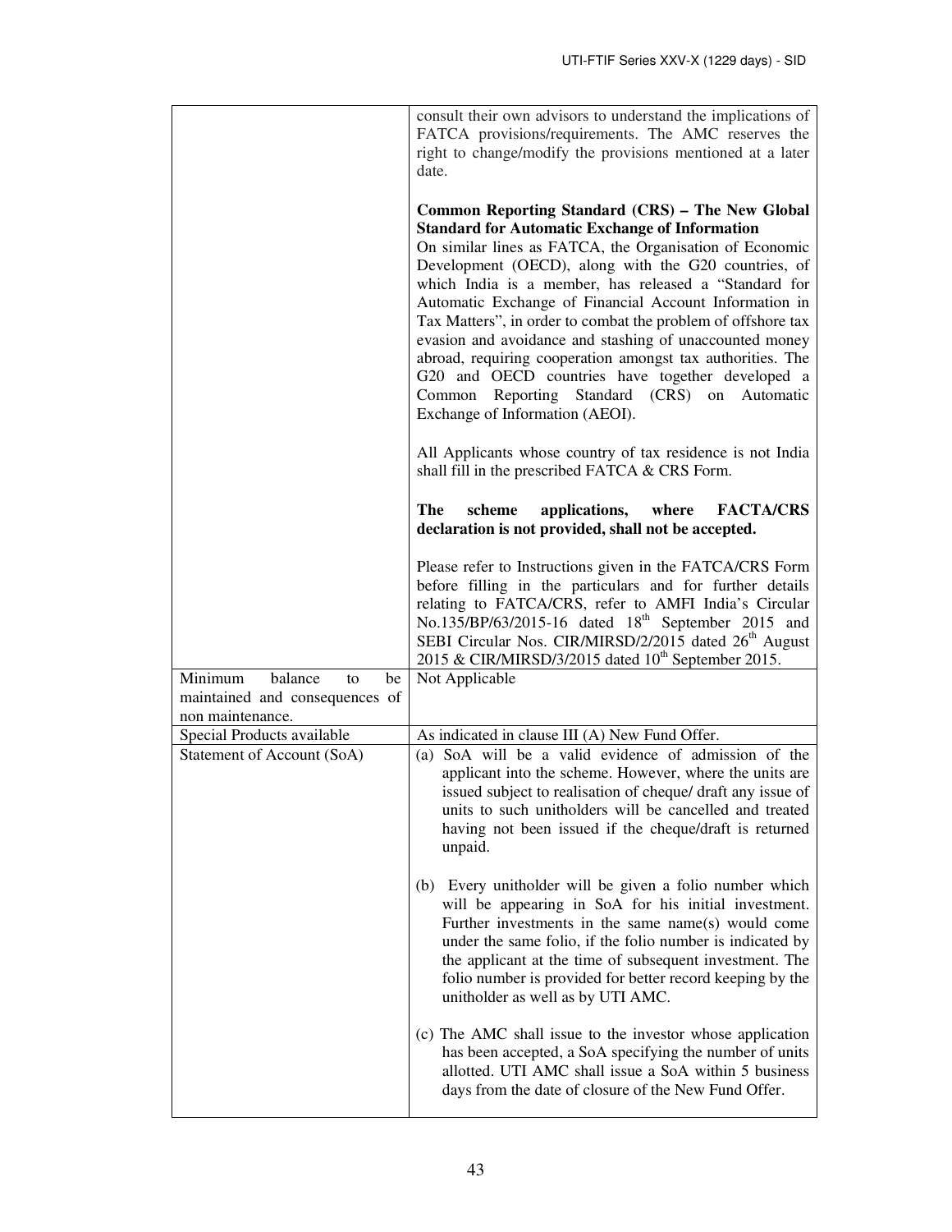| | |
|---|---|
| | consult their own advisors to understand the implications of FATCA provisions/requirements. The AMC reserves the right to change/modify the provisions mentioned at a later date.<br><br>**Common Reporting Standard (CRS) – The New Global Standard for Automatic Exchange of Information**<br>On similar lines as FATCA, the Organisation of Economic Development (OECD), along with the G20 countries, of which India is a member, has released a "Standard for Automatic Exchange of Financial Account Information in Tax Matters", in order to combat the problem of offshore tax evasion and avoidance and stashing of unaccounted money abroad, requiring cooperation amongst tax authorities. The G20 and OECD countries have together developed a Common Reporting Standard (CRS) on Automatic Exchange of Information (AEOI).<br><br>All Applicants whose country of tax residence is not India shall fill in the prescribed FATCA & CRS Form.<br><br>**The scheme applications, where FACTA/CRS declaration is not provided, shall not be accepted.**<br><br>Please refer to Instructions given in the FATCA/CRS Form before filling in the particulars and for further details relating to FATCA/CRS, refer to AMFI India's Circular No.135/BP/63/2015-16 dated 18th September 2015 and SEBI Circular Nos. CIR/MIRSD/2/2015 dated 26th August 2015 & CIR/MIRSD/3/2015 dated 10th September 2015. |
| Minimum balance to be maintained and consequences of non maintenance. | Not Applicable |
| Special Products available | As indicated in clause III (A) New Fund Offer. |
| Statement of Account (SoA) | (a) SoA will be a valid evidence of admission of the applicant into the scheme. However, where the units are issued subject to realisation of cheque/ draft any issue of units to such unitholders will be cancelled and treated having not been issued if the cheque/draft is returned unpaid.<br><br>(b) Every unitholder will be given a folio number which will be appearing in SoA for his initial investment. Further investments in the same name(s) would come under the same folio, if the folio number is indicated by the applicant at the time of subsequent investment. The folio number is provided for better record keeping by the unitholder as well as by UTI AMC.<br><br>(c) The AMC shall issue to the investor whose application has been accepted, a SoA specifying the number of units allotted. UTI AMC shall issue a SoA within 5 business days from the date of closure of the New Fund Offer. |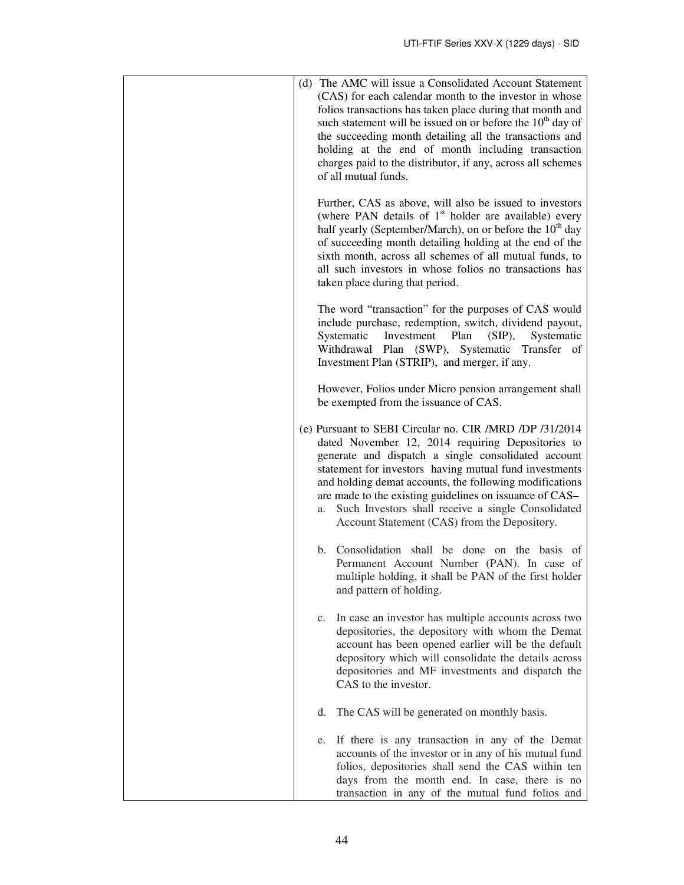| | (d) The AMC will issue a Consolidated Account Statement (CAS) for each calendar month to the investor in whose folios transactions has taken place during that month and such statement will be issued on or before the 10th day of the succeeding month detailing all the transactions and holding at the end of month including transaction charges paid to the distributor, if any, across all schemes of all mutual funds.<br><br>Further, CAS as above, will also be issued to investors (where PAN details of 1st holder are available) every half yearly (September/March), on or before the 10th day of succeeding month detailing holding at the end of the sixth month, across all schemes of all mutual funds, to all such investors in whose folios no transactions has taken place during that period.<br><br>The word "transaction" for the purposes of CAS would include purchase, redemption, switch, dividend payout, Systematic Investment Plan (SIP), Systematic Withdrawal Plan (SWP), Systematic Transfer of Investment Plan (STRIP), and merger, if any.<br><br>However, Folios under Micro pension arrangement shall be exempted from the issuance of CAS.<br><br>(e) Pursuant to SEBI Circular no. CIR /MRD /DP /31/2014 dated November 12, 2014 requiring Depositories to generate and dispatch a single consolidated account statement for investors having mutual fund investments and holding demat accounts, the following modifications are made to the existing guidelines on issuance of CAS–<br>a. Such Investors shall receive a single Consolidated Account Statement (CAS) from the Depository.<br><br>b. Consolidation shall be done on the basis of Permanent Account Number (PAN). In case of multiple holding, it shall be PAN of the first holder and pattern of holding.<br><br>c. In case an investor has multiple accounts across two depositories, the depository with whom the Demat account has been opened earlier will be the default depository which will consolidate the details across depositories and MF investments and dispatch the CAS to the investor.<br><br>d. The CAS will be generated on monthly basis.<br><br>e. If there is any transaction in any of the Demat accounts of the investor or in any of his mutual fund folios, depositories shall send the CAS within ten days from the month end. In case, there is no transaction in any of the mutual fund folios and |
|---|---|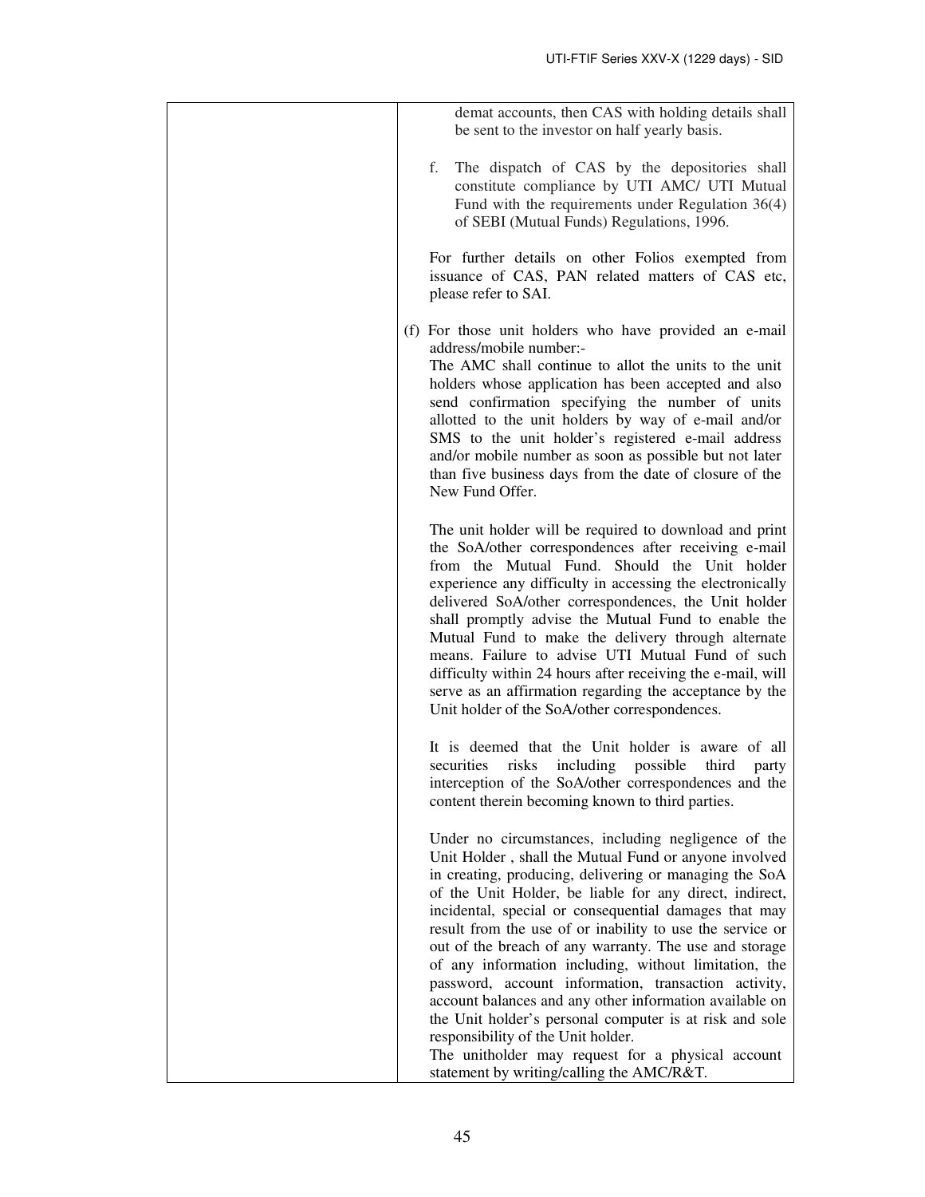| | demat accounts, then CAS with holding details shall be sent to the investor on half yearly basis.<br><br>f. The dispatch of CAS by the depositories shall constitute compliance by UTI AMC/ UTI Mutual Fund with the requirements under Regulation 36(4) of SEBI (Mutual Funds) Regulations, 1996.<br><br>For further details on other Folios exempted from issuance of CAS, PAN related matters of CAS etc, please refer to SAI.<br><br>(f) For those unit holders who have provided an e-mail address/mobile number:-<br>The AMC shall continue to allot the units to the unit holders whose application has been accepted and also send confirmation specifying the number of units allotted to the unit holders by way of e-mail and/or SMS to the unit holder's registered e-mail address and/or mobile number as soon as possible but not later than five business days from the date of closure of the New Fund Offer.<br><br>The unit holder will be required to download and print the SoA/other correspondences after receiving e-mail from the Mutual Fund. Should the Unit holder experience any difficulty in accessing the electronically delivered SoA/other correspondences, the Unit holder shall promptly advise the Mutual Fund to enable the Mutual Fund to make the delivery through alternate means. Failure to advise UTI Mutual Fund of such difficulty within 24 hours after receiving the e-mail, will serve as an affirmation regarding the acceptance by the Unit holder of the SoA/other correspondences.<br><br>It is deemed that the Unit holder is aware of all securities risks including possible third party interception of the SoA/other correspondences and the content therein becoming known to third parties.<br><br>Under no circumstances, including negligence of the Unit Holder , shall the Mutual Fund or anyone involved in creating, producing, delivering or managing the SoA of the Unit Holder, be liable for any direct, indirect, incidental, special or consequential damages that may result from the use of or inability to use the service or out of the breach of any warranty. The use and storage of any information including, without limitation, the password, account information, transaction activity, account balances and any other information available on the Unit holder's personal computer is at risk and sole responsibility of the Unit holder.<br>The unitholder may request for a physical account statement by writing/calling the AMC/R&T. |
|---|---|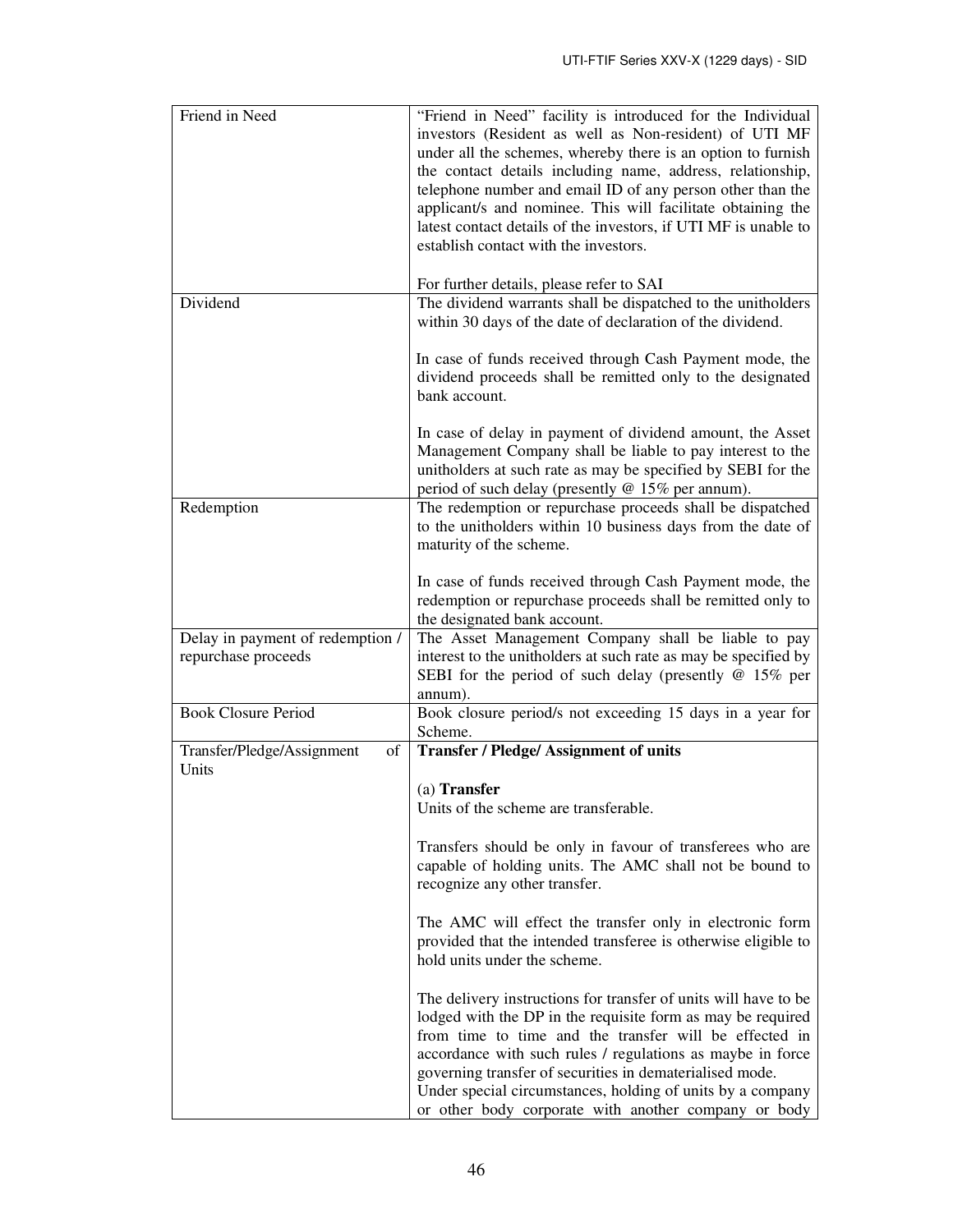| | |
|---|---|
| Friend in Need | "Friend in Need" facility is introduced for the Individual investors (Resident as well as Non-resident) of UTI MF under all the schemes, whereby there is an option to furnish the contact details including name, address, relationship, telephone number and email ID of any person other than the applicant/s and nominee. This will facilitate obtaining the latest contact details of the investors, if UTI MF is unable to establish contact with the investors.<br><br>For further details, please refer to SAI |
| Dividend | The dividend warrants shall be dispatched to the unitholders within 30 days of the date of declaration of the dividend.<br><br>In case of funds received through Cash Payment mode, the dividend proceeds shall be remitted only to the designated bank account.<br><br>In case of delay in payment of dividend amount, the Asset Management Company shall be liable to pay interest to the unitholders at such rate as may be specified by SEBI for the period of such delay (presently @ 15% per annum). |
| Redemption | The redemption or repurchase proceeds shall be dispatched to the unitholders within 10 business days from the date of maturity of the scheme.<br><br>In case of funds received through Cash Payment mode, the redemption or repurchase proceeds shall be remitted only to the designated bank account. |
| Delay in payment of redemption / repurchase proceeds | The Asset Management Company shall be liable to pay interest to the unitholders at such rate as may be specified by SEBI for the period of such delay (presently @ 15% per annum). |
| Book Closure Period | Book closure period/s not exceeding 15 days in a year for Scheme. |
| Transfer/Pledge/Assignment of Units | **Transfer / Pledge/ Assignment of units**<br><br>(a) **Transfer**<br>Units of the scheme are transferable.<br><br>Transfers should be only in favour of transferees who are capable of holding units. The AMC shall not be bound to recognize any other transfer.<br><br>The AMC will effect the transfer only in electronic form provided that the intended transferee is otherwise eligible to hold units under the scheme.<br><br>The delivery instructions for transfer of units will have to be lodged with the DP in the requisite form as may be required from time to time and the transfer will be effected in accordance with such rules / regulations as maybe in force governing transfer of securities in dematerialised mode.<br>Under special circumstances, holding of units by a company or other body corporate with another company or body |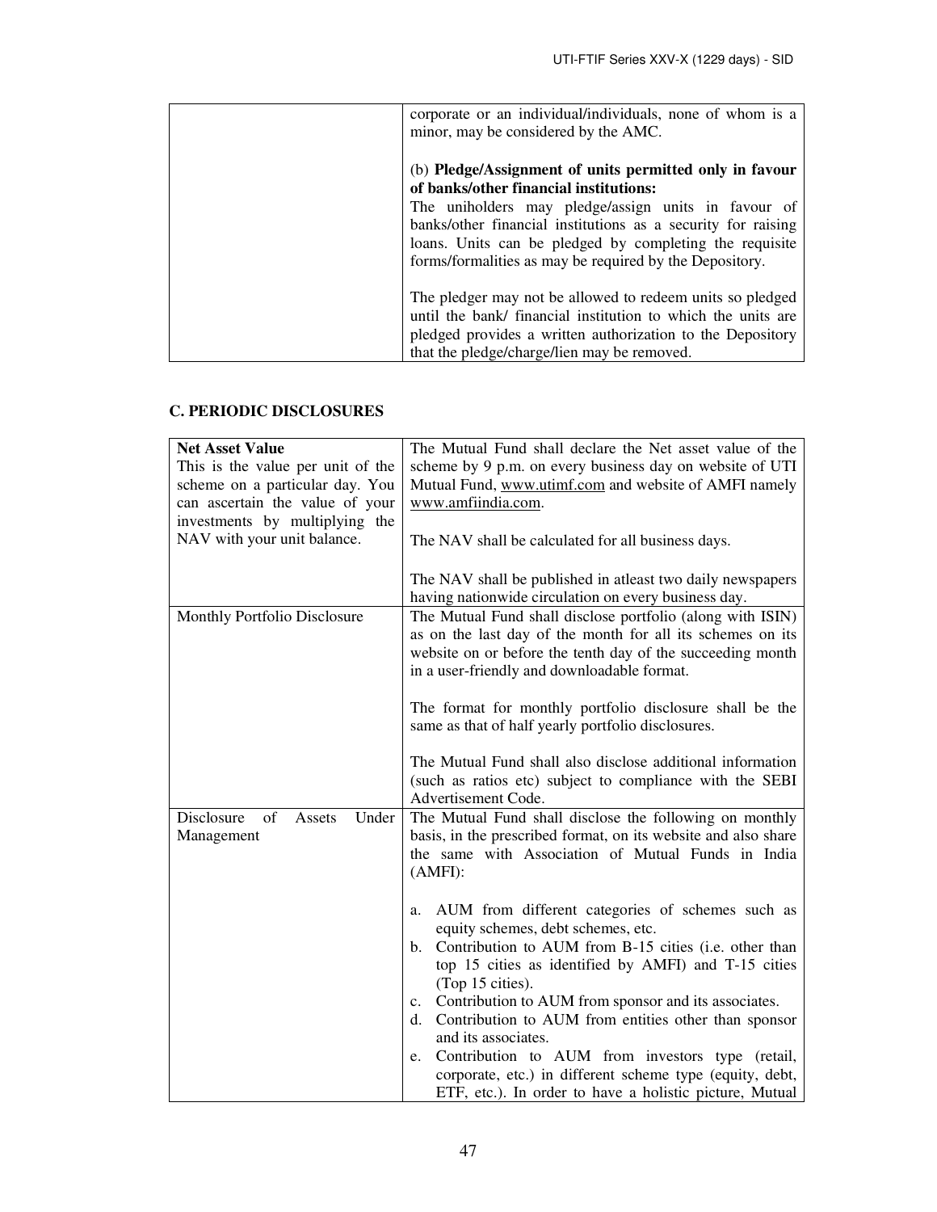| | |
|---|---|
| | corporate or an individual/individuals, none of whom is a minor, may be considered by the AMC.<br><br>(b) **Pledge/Assignment of units permitted only in favour of banks/other financial institutions:**<br>The uniholders may pledge/assign units in favour of banks/other financial institutions as a security for raising loans. Units can be pledged by completing the requisite forms/formalities as may be required by the Depository.<br><br>The pledger may not be allowed to redeem units so pledged until the bank/ financial institution to which the units are pledged provides a written authorization to the Depository that the pledge/charge/lien may be removed. |

## C. PERIODIC DISCLOSURES

| | |
|---|---|
| **Net Asset Value**<br>This is the value per unit of the scheme on a particular day. You can ascertain the value of your investments by multiplying the NAV with your unit balance. | The Mutual Fund shall declare the Net asset value of the scheme by 9 p.m. on every business day on website of UTI Mutual Fund, www.utimf.com and website of AMFI namely www.amfiindia.com.<br><br>The NAV shall be calculated for all business days.<br><br>The NAV shall be published in atleast two daily newspapers having nationwide circulation on every business day. |
| Monthly Portfolio Disclosure | The Mutual Fund shall disclose portfolio (along with ISIN) as on the last day of the month for all its schemes on its website on or before the tenth day of the succeeding month in a user-friendly and downloadable format.<br><br>The format for monthly portfolio disclosure shall be the same as that of half yearly portfolio disclosures.<br><br>The Mutual Fund shall also disclose additional information (such as ratios etc) subject to compliance with the SEBI Advertisement Code. |
| Disclosure of Assets Under Management | The Mutual Fund shall disclose the following on monthly basis, in the prescribed format, on its website and also share the same with Association of Mutual Funds in India (AMFI):<br><br>a. AUM from different categories of schemes such as equity schemes, debt schemes, etc.<br>b. Contribution to AUM from B-15 cities (i.e. other than top 15 cities as identified by AMFI) and T-15 cities (Top 15 cities).<br>c. Contribution to AUM from sponsor and its associates.<br>d. Contribution to AUM from entities other than sponsor and its associates.<br>e. Contribution to AUM from investors type (retail, corporate, etc.) in different scheme type (equity, debt, ETF, etc.). In order to have a holistic picture, Mutual |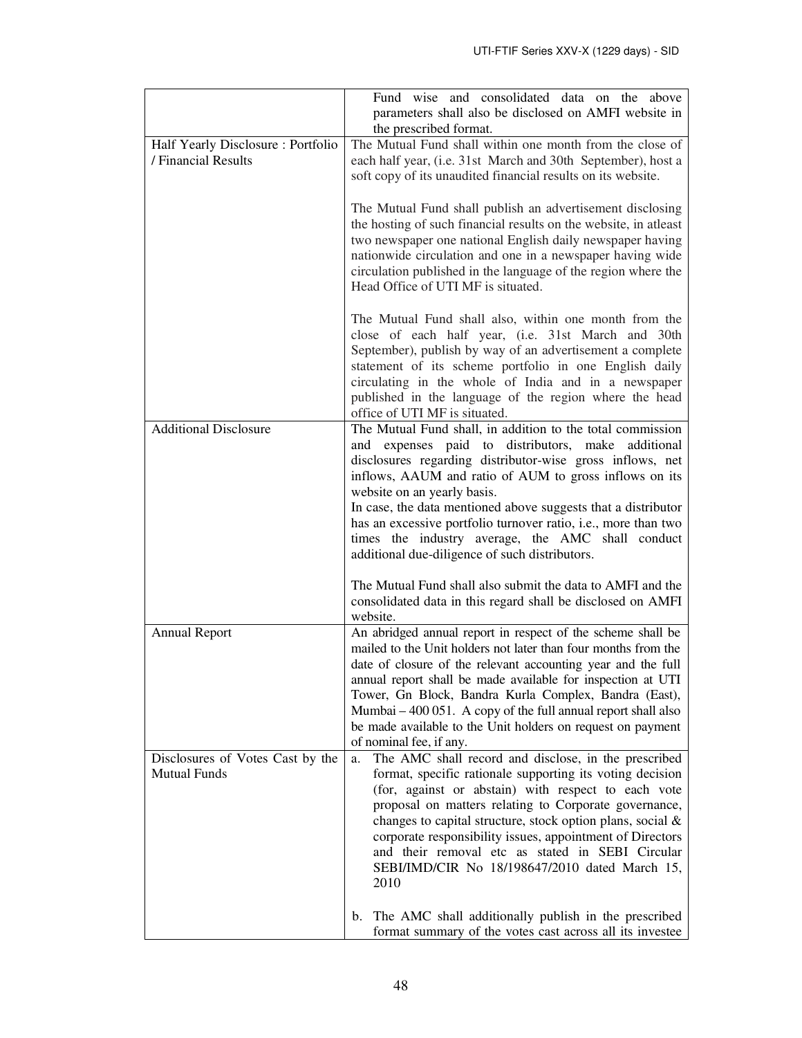| | |
|---|---|
| | Fund wise and consolidated data on the above parameters shall also be disclosed on AMFI website in the prescribed format. |
| Half Yearly Disclosure : Portfolio / Financial Results | The Mutual Fund shall within one month from the close of each half year, (i.e. 31st March and 30th September), host a soft copy of its unaudited financial results on its website.<br><br>The Mutual Fund shall publish an advertisement disclosing the hosting of such financial results on the website, in atleast two newspaper one national English daily newspaper having nationwide circulation and one in a newspaper having wide circulation published in the language of the region where the Head Office of UTI MF is situated.<br><br>The Mutual Fund shall also, within one month from the close of each half year, (i.e. 31st March and 30th September), publish by way of an advertisement a complete statement of its scheme portfolio in one English daily circulating in the whole of India and in a newspaper published in the language of the region where the head office of UTI MF is situated. |
| Additional Disclosure | The Mutual Fund shall, in addition to the total commission and expenses paid to distributors, make additional disclosures regarding distributor-wise gross inflows, net inflows, AAUM and ratio of AUM to gross inflows on its website on an yearly basis.<br>In case, the data mentioned above suggests that a distributor has an excessive portfolio turnover ratio, i.e., more than two times the industry average, the AMC shall conduct additional due-diligence of such distributors.<br><br>The Mutual Fund shall also submit the data to AMFI and the consolidated data in this regard shall be disclosed on AMFI website. |
| Annual Report | An abridged annual report in respect of the scheme shall be mailed to the Unit holders not later than four months from the date of closure of the relevant accounting year and the full annual report shall be made available for inspection at UTI Tower, Gn Block, Bandra Kurla Complex, Bandra (East), Mumbai – 400 051. A copy of the full annual report shall also be made available to the Unit holders on request on payment of nominal fee, if any. |
| Disclosures of Votes Cast by the Mutual Funds | a. The AMC shall record and disclose, in the prescribed format, specific rationale supporting its voting decision (for, against or abstain) with respect to each vote proposal on matters relating to Corporate governance, changes to capital structure, stock option plans, social & corporate responsibility issues, appointment of Directors and their removal etc as stated in SEBI Circular SEBI/IMD/CIR No 18/198647/2010 dated March 15, 2010<br><br>b. The AMC shall additionally publish in the prescribed format summary of the votes cast across all its investee |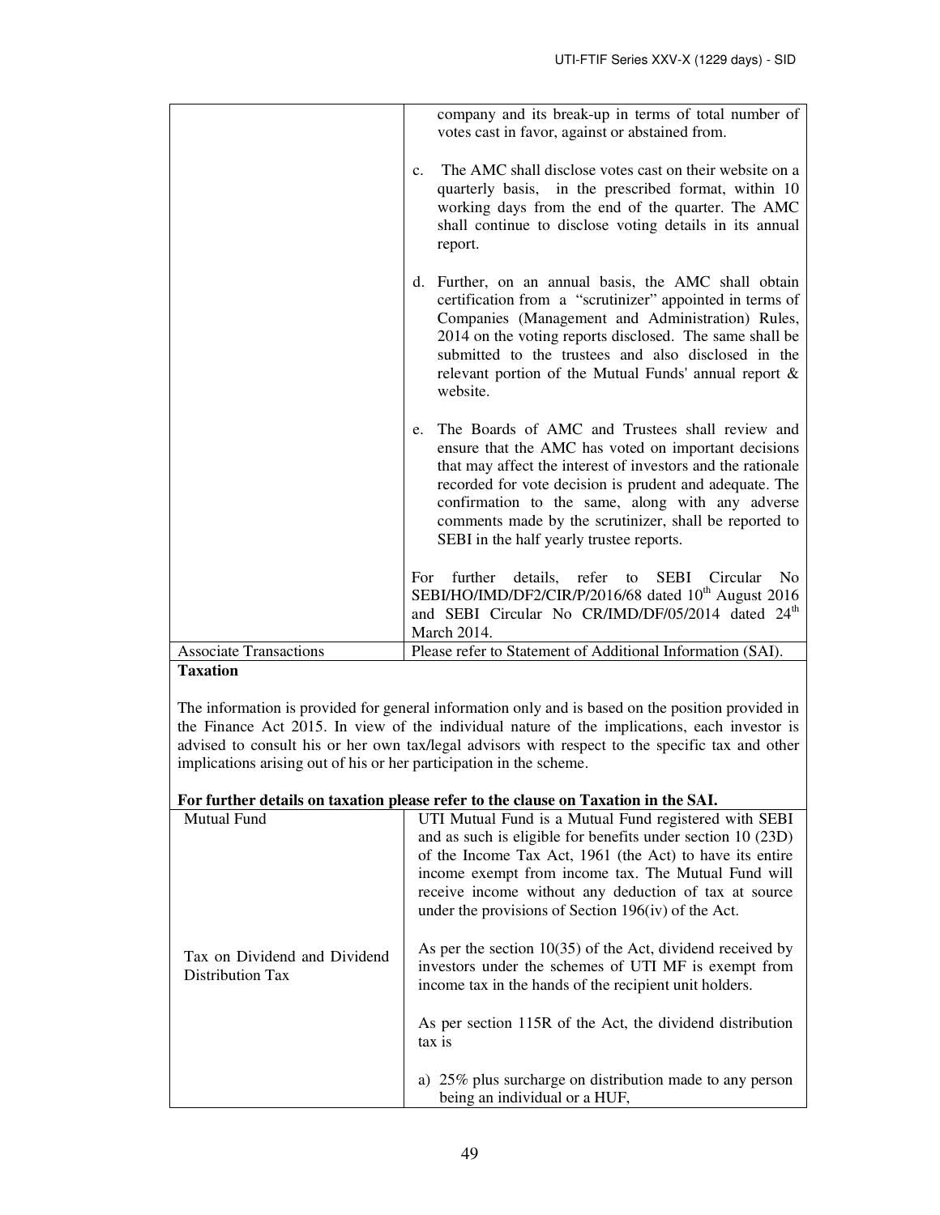| | |
|---|---|
| | company and its break-up in terms of total number of votes cast in favor, against or abstained from.<br><br>c. The AMC shall disclose votes cast on their website on a quarterly basis, in the prescribed format, within 10 working days from the end of the quarter. The AMC shall continue to disclose voting details in its annual report.<br><br>d. Further, on an annual basis, the AMC shall obtain certification from a "scrutinizer" appointed in terms of Companies (Management and Administration) Rules, 2014 on the voting reports disclosed. The same shall be submitted to the trustees and also disclosed in the relevant portion of the Mutual Funds' annual report & website.<br><br>e. The Boards of AMC and Trustees shall review and ensure that the AMC has voted on important decisions that may affect the interest of investors and the rationale recorded for vote decision is prudent and adequate. The confirmation to the same, along with any adverse comments made by the scrutinizer, shall be reported to SEBI in the half yearly trustee reports.<br><br>For further details, refer to SEBI Circular No SEBI/HO/IMD/DF2/CIR/P/2016/68 dated 10th August 2016 and SEBI Circular No CR/IMD/DF/05/2014 dated 24th March 2014. |
| Associate Transactions | Please refer to Statement of Additional Information (SAI). |

**Taxation**

The information is provided for general information only and is based on the position provided in the Finance Act 2015. In view of the individual nature of the implications, each investor is advised to consult his or her own tax/legal advisors with respect to the specific tax and other implications arising out of his or her participation in the scheme.

**For further details on taxation please refer to the clause on Taxation in the SAI.**

| | |
|---|---|
| Mutual Fund | UTI Mutual Fund is a Mutual Fund registered with SEBI and as such is eligible for benefits under section 10 (23D) of the Income Tax Act, 1961 (the Act) to have its entire income exempt from income tax. The Mutual Fund will receive income without any deduction of tax at source under the provisions of Section 196(iv) of the Act. |
| Tax on Dividend and Dividend Distribution Tax | As per the section 10(35) of the Act, dividend received by investors under the schemes of UTI MF is exempt from income tax in the hands of the recipient unit holders.<br><br>As per section 115R of the Act, the dividend distribution tax is<br><br>a) 25% plus surcharge on distribution made to any person being an individual or a HUF, |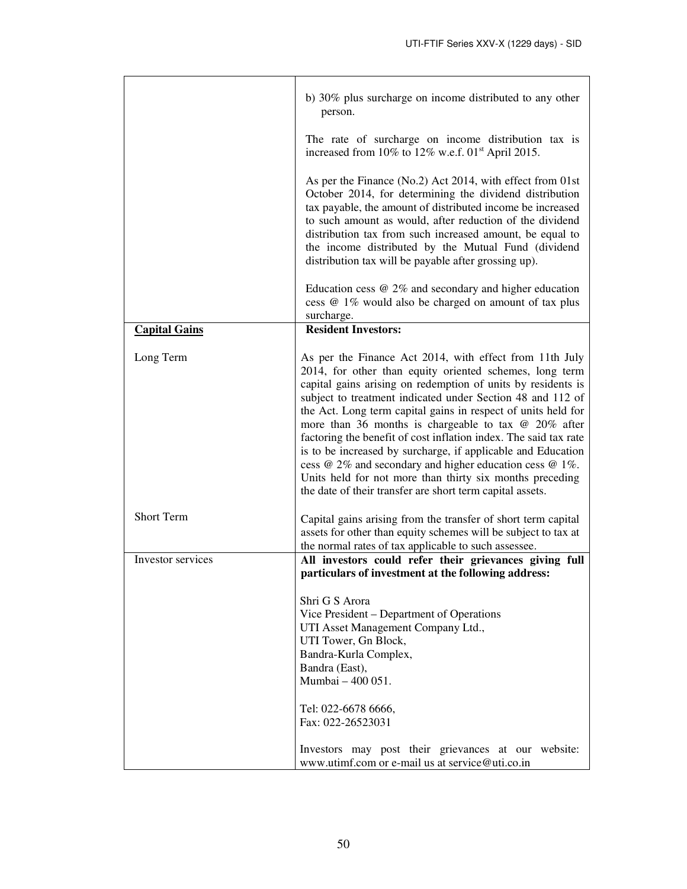| | |
|---|---|
| | b) 30% plus surcharge on income distributed to any other person.<br><br>The rate of surcharge on income distribution tax is increased from 10% to 12% w.e.f. 01st April 2015.<br><br>As per the Finance (No.2) Act 2014, with effect from 01st October 2014, for determining the dividend distribution tax payable, the amount of distributed income be increased to such amount as would, after reduction of the dividend distribution tax from such increased amount, be equal to the income distributed by the Mutual Fund (dividend distribution tax will be payable after grossing up).<br><br>Education cess @ 2% and secondary and higher education cess @ 1% would also be charged on amount of tax plus surcharge. |
| **Capital Gains**<br><br>Long Term<br><br><br><br><br><br><br><br><br><br><br>Short Term | **Resident Investors:**<br><br>As per the Finance Act 2014, with effect from 11th July 2014, for other than equity oriented schemes, long term capital gains arising on redemption of units by residents is subject to treatment indicated under Section 48 and 112 of the Act. Long term capital gains in respect of units held for more than 36 months is chargeable to tax @ 20% after factoring the benefit of cost inflation index. The said tax rate is to be increased by surcharge, if applicable and Education cess @ 2% and secondary and higher education cess @ 1%. Units held for not more than thirty six months preceding the date of their transfer are short term capital assets.<br><br>Capital gains arising from the transfer of short term capital assets for other than equity schemes will be subject to tax at the normal rates of tax applicable to such assessee. |
| Investor services | **All investors could refer their grievances giving full particulars of investment at the following address:**<br><br>Shri G S Arora<br>Vice President – Department of Operations<br>UTI Asset Management Company Ltd.,<br>UTI Tower, Gn Block,<br>Bandra-Kurla Complex,<br>Bandra (East),<br>Mumbai – 400 051.<br><br>Tel: 022-6678 6666,<br>Fax: 022-26523031<br><br>Investors may post their grievances at our website: www.utimf.com or e-mail us at service@uti.co.in |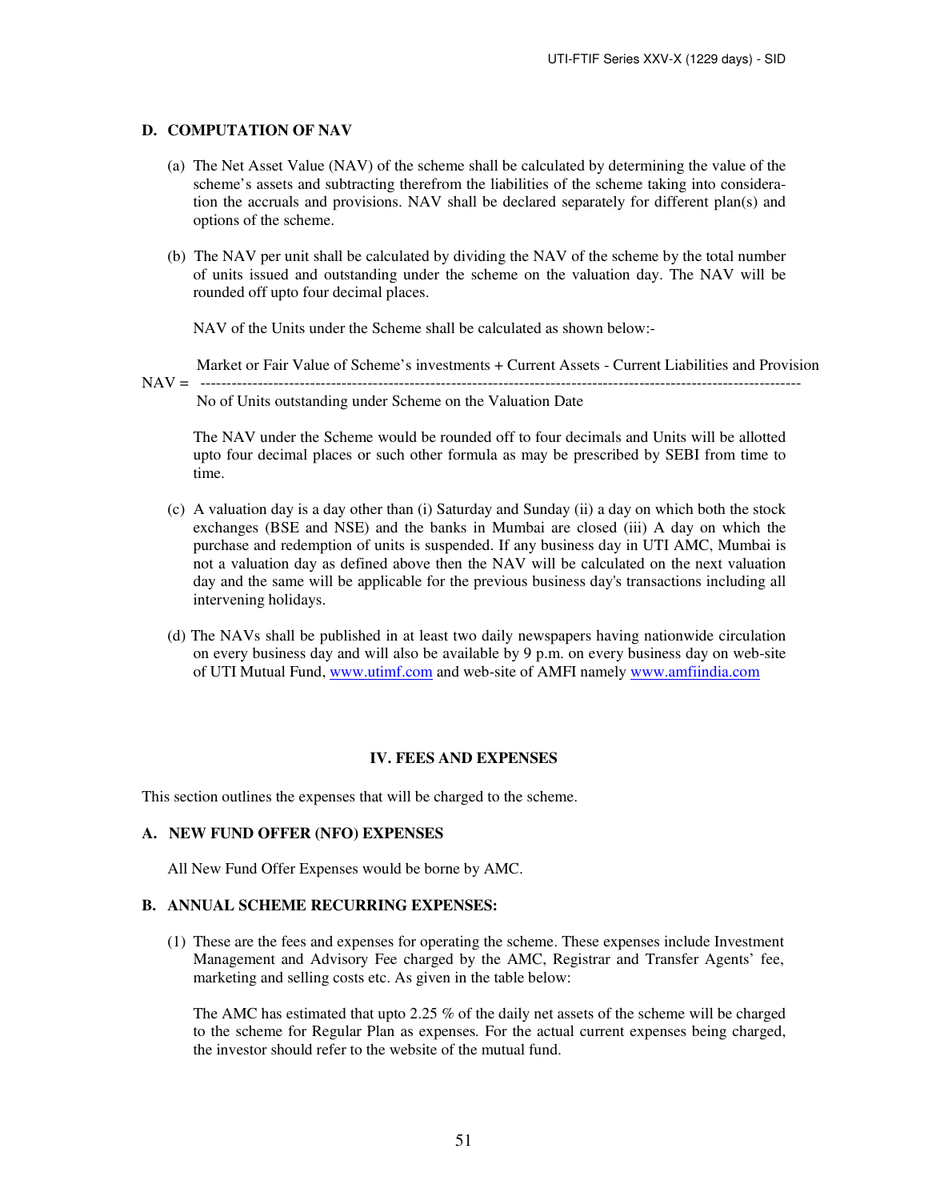### D. COMPUTATION OF NAV

(a) The Net Asset Value (NAV) of the scheme shall be calculated by determining the value of the scheme's assets and subtracting therefrom the liabilities of the scheme taking into consideration the accruals and provisions. NAV shall be declared separately for different plan(s) and options of the scheme.

(b) The NAV per unit shall be calculated by dividing the NAV of the scheme by the total number of units issued and outstanding under the scheme on the valuation day. The NAV will be rounded off upto four decimal places.

NAV of the Units under the Scheme shall be calculated as shown below:-

$$NAV = \frac{\text{Market or Fair Value of Scheme's investments + Current Assets - Current Liabilities and Provision}}{\text{No of Units outstanding under Scheme on the Valuation Date}}$$

The NAV under the Scheme would be rounded off to four decimals and Units will be allotted upto four decimal places or such other formula as may be prescribed by SEBI from time to time.

(c) A valuation day is a day other than (i) Saturday and Sunday (ii) a day on which both the stock exchanges (BSE and NSE) and the banks in Mumbai are closed (iii) A day on which the purchase and redemption of units is suspended. If any business day in UTI AMC, Mumbai is not a valuation day as defined above then the NAV will be calculated on the next valuation day and the same will be applicable for the previous business day's transactions including all intervening holidays.

(d) The NAVs shall be published in at least two daily newspapers having nationwide circulation on every business day and will also be available by 9 p.m. on every business day on web-site of UTI Mutual Fund, www.utimf.com and web-site of AMFI namely www.amfiindia.com

## IV. FEES AND EXPENSES

This section outlines the expenses that will be charged to the scheme.

### A. NEW FUND OFFER (NFO) EXPENSES

All New Fund Offer Expenses would be borne by AMC.

### B. ANNUAL SCHEME RECURRING EXPENSES:

(1) These are the fees and expenses for operating the scheme. These expenses include Investment Management and Advisory Fee charged by the AMC, Registrar and Transfer Agents' fee, marketing and selling costs etc. As given in the table below:

The AMC has estimated that upto 2.25 % of the daily net assets of the scheme will be charged to the scheme for Regular Plan as expenses. For the actual current expenses being charged, the investor should refer to the website of the mutual fund.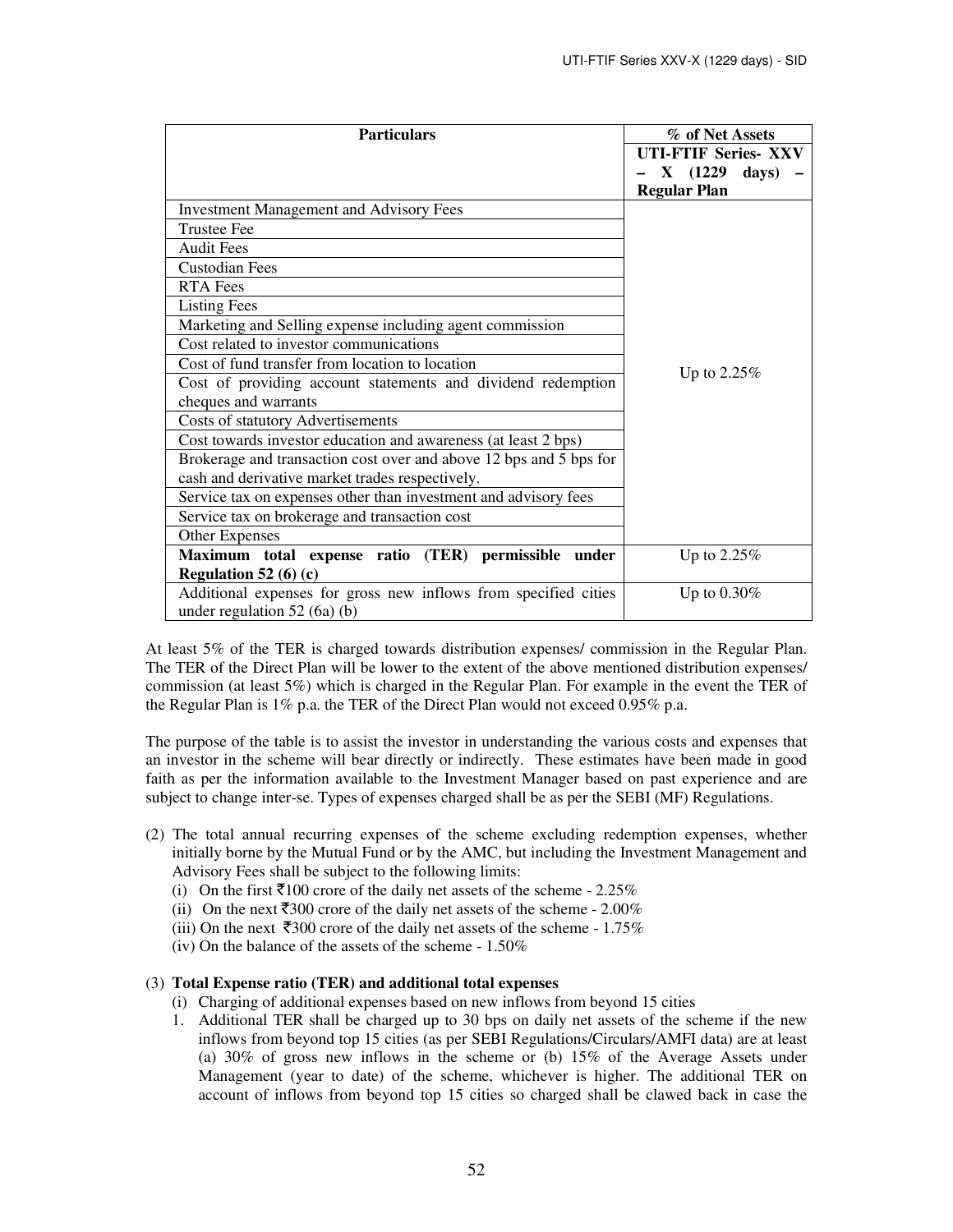| Particulars | % of Net Assets |
|---|---|
| | **UTI-FTIF Series- XXV – X (1229 days) – Regular Plan** |
| Investment Management and Advisory Fees | Up to 2.25% |
| Trustee Fee | |
| Audit Fees | |
| Custodian Fees | |
| RTA Fees | |
| Listing Fees | |
| Marketing and Selling expense including agent commission | |
| Cost related to investor communications | |
| Cost of fund transfer from location to location | |
| Cost of providing account statements and dividend redemption cheques and warrants | |
| Costs of statutory Advertisements | |
| Cost towards investor education and awareness (at least 2 bps) | |
| Brokerage and transaction cost over and above 12 bps and 5 bps for cash and derivative market trades respectively. | |
| Service tax on expenses other than investment and advisory fees | |
| Service tax on brokerage and transaction cost | |
| Other Expenses | |
| **Maximum total expense ratio (TER) permissible under Regulation 52 (6) (c)** | Up to 2.25% |
| Additional expenses for gross new inflows from specified cities under regulation 52 (6a) (b) | Up to 0.30% |

At least 5% of the TER is charged towards distribution expenses/ commission in the Regular Plan. The TER of the Direct Plan will be lower to the extent of the above mentioned distribution expenses/ commission (at least 5%) which is charged in the Regular Plan. For example in the event the TER of the Regular Plan is 1% p.a. the TER of the Direct Plan would not exceed 0.95% p.a.

The purpose of the table is to assist the investor in understanding the various costs and expenses that an investor in the scheme will bear directly or indirectly. These estimates have been made in good faith as per the information available to the Investment Manager based on past experience and are subject to change inter-se. Types of expenses charged shall be as per the SEBI (MF) Regulations.

(2) The total annual recurring expenses of the scheme excluding redemption expenses, whether initially borne by the Mutual Fund or by the AMC, but including the Investment Management and Advisory Fees shall be subject to the following limits:
   (i) On the first ₹100 crore of the daily net assets of the scheme - 2.25%
   (ii) On the next ₹300 crore of the daily net assets of the scheme - 2.00%
   (iii) On the next ₹300 crore of the daily net assets of the scheme - 1.75%
   (iv) On the balance of the assets of the scheme - 1.50%

(3) **Total Expense ratio (TER) and additional total expenses**
   (i) Charging of additional expenses based on new inflows from beyond 15 cities
   1. Additional TER shall be charged up to 30 bps on daily net assets of the scheme if the new inflows from beyond top 15 cities (as per SEBI Regulations/Circulars/AMFI data) are at least (a) 30% of gross new inflows in the scheme or (b) 15% of the Average Assets under Management (year to date) of the scheme, whichever is higher. The additional TER on account of inflows from beyond top 15 cities so charged shall be clawed back in case the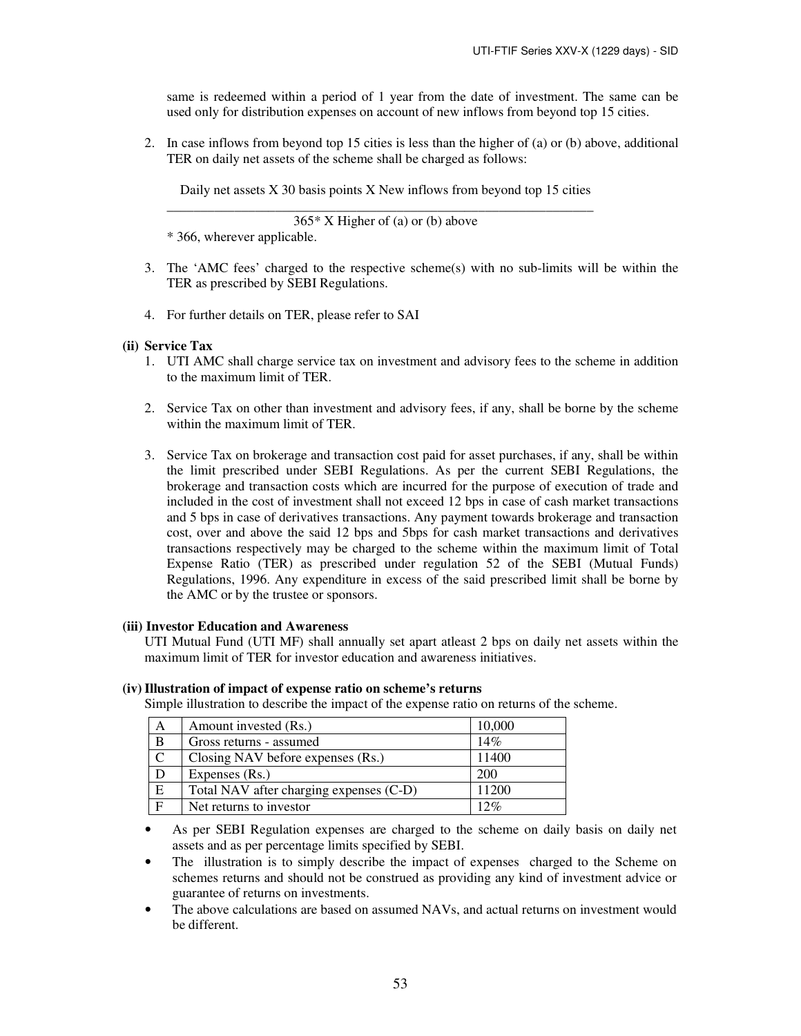same is redeemed within a period of 1 year from the date of investment. The same can be used only for distribution expenses on account of new inflows from beyond top 15 cities.

2. In case inflows from beyond top 15 cities is less than the higher of (a) or (b) above, additional TER on daily net assets of the scheme shall be charged as follows:

$$\frac{\text{Daily net assets X 30 basis points X New inflows from beyond top 15 cities}}{\text{365* X Higher of (a) or (b) above}}$$

\* 366, wherever applicable.

3. The 'AMC fees' charged to the respective scheme(s) with no sub-limits will be within the TER as prescribed by SEBI Regulations.

4. For further details on TER, please refer to SAI

**(ii) Service Tax**

1. UTI AMC shall charge service tax on investment and advisory fees to the scheme in addition to the maximum limit of TER.

2. Service Tax on other than investment and advisory fees, if any, shall be borne by the scheme within the maximum limit of TER.

3. Service Tax on brokerage and transaction cost paid for asset purchases, if any, shall be within the limit prescribed under SEBI Regulations. As per the current SEBI Regulations, the brokerage and transaction costs which are incurred for the purpose of execution of trade and included in the cost of investment shall not exceed 12 bps in case of cash market transactions and 5 bps in case of derivatives transactions. Any payment towards brokerage and transaction cost, over and above the said 12 bps and 5bps for cash market transactions and derivatives transactions respectively may be charged to the scheme within the maximum limit of Total Expense Ratio (TER) as prescribed under regulation 52 of the SEBI (Mutual Funds) Regulations, 1996. Any expenditure in excess of the said prescribed limit shall be borne by the AMC or by the trustee or sponsors.

**(iii) Investor Education and Awareness**

UTI Mutual Fund (UTI MF) shall annually set apart atleast 2 bps on daily net assets within the maximum limit of TER for investor education and awareness initiatives.

**(iv) Illustration of impact of expense ratio on scheme's returns**

Simple illustration to describe the impact of the expense ratio on returns of the scheme.

| A | Amount invested (Rs.) | 10,000 |
|---|---|---|
| B | Gross returns - assumed | 14% |
| C | Closing NAV before expenses (Rs.) | 11400 |
| D | Expenses (Rs.) | 200 |
| E | Total NAV after charging expenses (C-D) | 11200 |
| F | Net returns to investor | 12% |

- As per SEBI Regulation expenses are charged to the scheme on daily basis on daily net assets and as per percentage limits specified by SEBI.
- The illustration is to simply describe the impact of expenses charged to the Scheme on schemes returns and should not be construed as providing any kind of investment advice or guarantee of returns on investments.
- The above calculations are based on assumed NAVs, and actual returns on investment would be different.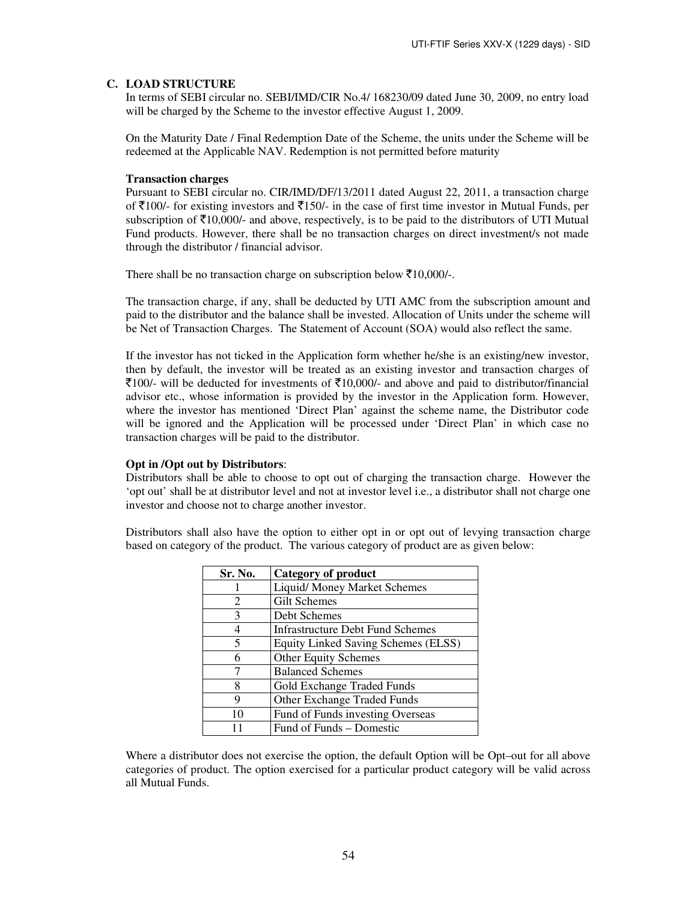## C. LOAD STRUCTURE

In terms of SEBI circular no. SEBI/IMD/CIR No.4/ 168230/09 dated June 30, 2009, no entry load will be charged by the Scheme to the investor effective August 1, 2009.

On the Maturity Date / Final Redemption Date of the Scheme, the units under the Scheme will be redeemed at the Applicable NAV. Redemption is not permitted before maturity

**Transaction charges**

Pursuant to SEBI circular no. CIR/IMD/DF/13/2011 dated August 22, 2011, a transaction charge of ₹100/- for existing investors and ₹150/- in the case of first time investor in Mutual Funds, per subscription of ₹10,000/- and above, respectively, is to be paid to the distributors of UTI Mutual Fund products. However, there shall be no transaction charges on direct investment/s not made through the distributor / financial advisor.

There shall be no transaction charge on subscription below ₹10,000/-.

The transaction charge, if any, shall be deducted by UTI AMC from the subscription amount and paid to the distributor and the balance shall be invested. Allocation of Units under the scheme will be Net of Transaction Charges. The Statement of Account (SOA) would also reflect the same.

If the investor has not ticked in the Application form whether he/she is an existing/new investor, then by default, the investor will be treated as an existing investor and transaction charges of ₹100/- will be deducted for investments of ₹10,000/- and above and paid to distributor/financial advisor etc., whose information is provided by the investor in the Application form. However, where the investor has mentioned 'Direct Plan' against the scheme name, the Distributor code will be ignored and the Application will be processed under 'Direct Plan' in which case no transaction charges will be paid to the distributor.

**Opt in /Opt out by Distributors**:

Distributors shall be able to choose to opt out of charging the transaction charge. However the 'opt out' shall be at distributor level and not at investor level i.e., a distributor shall not charge one investor and choose not to charge another investor.

Distributors shall also have the option to either opt in or opt out of levying transaction charge based on category of the product. The various category of product are as given below:

| Sr. No. | Category of product |
|---|---|
| 1 | Liquid/ Money Market Schemes |
| 2 | Gilt Schemes |
| 3 | Debt Schemes |
| 4 | Infrastructure Debt Fund Schemes |
| 5 | Equity Linked Saving Schemes (ELSS) |
| 6 | Other Equity Schemes |
| 7 | Balanced Schemes |
| 8 | Gold Exchange Traded Funds |
| 9 | Other Exchange Traded Funds |
| 10 | Fund of Funds investing Overseas |
| 11 | Fund of Funds – Domestic |

Where a distributor does not exercise the option, the default Option will be Opt–out for all above categories of product. The option exercised for a particular product category will be valid across all Mutual Funds.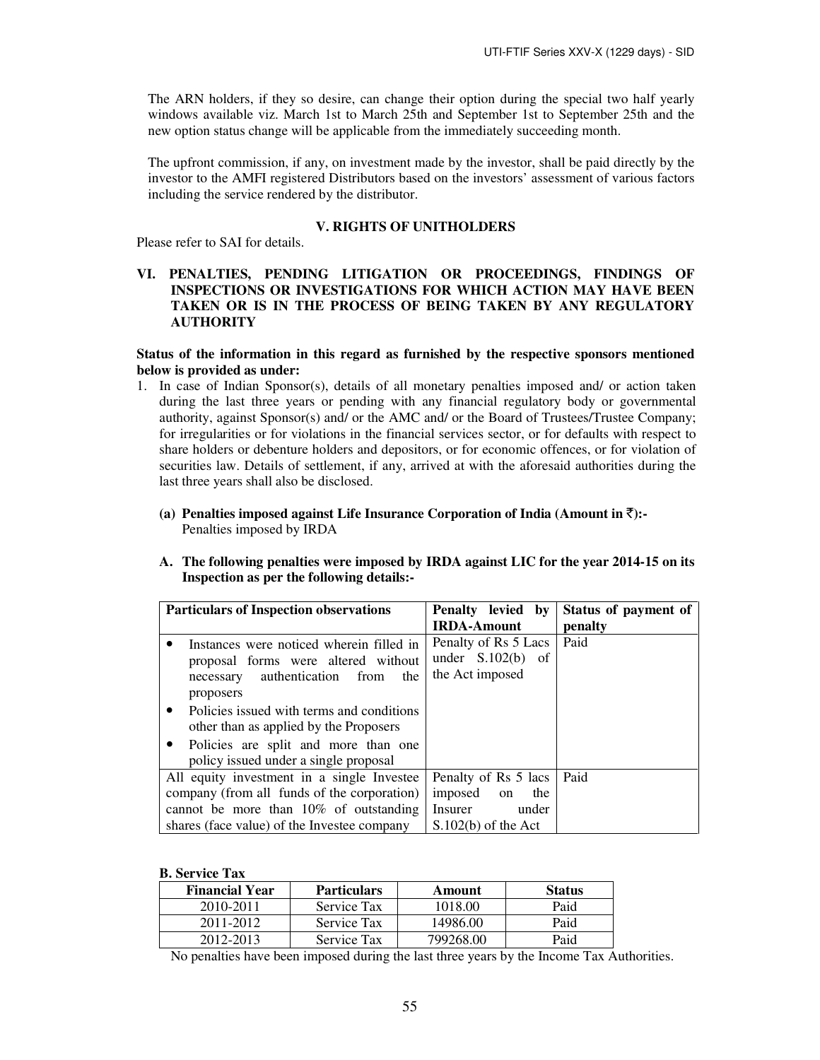The ARN holders, if they so desire, can change their option during the special two half yearly windows available viz. March 1st to March 25th and September 1st to September 25th and the new option status change will be applicable from the immediately succeeding month.

The upfront commission, if any, on investment made by the investor, shall be paid directly by the investor to the AMFI registered Distributors based on the investors' assessment of various factors including the service rendered by the distributor.

## V. RIGHTS OF UNITHOLDERS

Please refer to SAI for details.

## VI. PENALTIES, PENDING LITIGATION OR PROCEEDINGS, FINDINGS OF INSPECTIONS OR INVESTIGATIONS FOR WHICH ACTION MAY HAVE BEEN TAKEN OR IS IN THE PROCESS OF BEING TAKEN BY ANY REGULATORY AUTHORITY

**Status of the information in this regard as furnished by the respective sponsors mentioned below is provided as under:**

1. In case of Indian Sponsor(s), details of all monetary penalties imposed and/ or action taken during the last three years or pending with any financial regulatory body or governmental authority, against Sponsor(s) and/ or the AMC and/ or the Board of Trustees/Trustee Company; for irregularities or for violations in the financial services sector, or for defaults with respect to share holders or debenture holders and depositors, or for economic offences, or for violation of securities law. Details of settlement, if any, arrived at with the aforesaid authorities during the last three years shall also be disclosed.

   **(a) Penalties imposed against Life Insurance Corporation of India (Amount in ₹):-**
   Penalties imposed by IRDA

   **A. The following penalties were imposed by IRDA against LIC for the year 2014-15 on its Inspection as per the following details:-**

| Particulars of Inspection observations | Penalty levied by IRDA-Amount | Status of payment of penalty |
|---|---|---|
| • Instances were noticed wherein filled in proposal forms were altered without necessary authentication from the proposers<br>• Policies issued with terms and conditions other than as applied by the Proposers<br>• Policies are split and more than one policy issued under a single proposal | Penalty of Rs 5 Lacs under S.102(b) of the Act imposed | Paid |
| All equity investment in a single Investee company (from all funds of the corporation) cannot be more than 10% of outstanding shares (face value) of the Investee company | Penalty of Rs 5 lacs imposed on the Insurer under S.102(b) of the Act | Paid |

**B. Service Tax**

| Financial Year | Particulars | Amount | Status |
|---|---|---|---|
| 2010-2011 | Service Tax | 1018.00 | Paid |
| 2011-2012 | Service Tax | 14986.00 | Paid |
| 2012-2013 | Service Tax | 799268.00 | Paid |

No penalties have been imposed during the last three years by the Income Tax Authorities.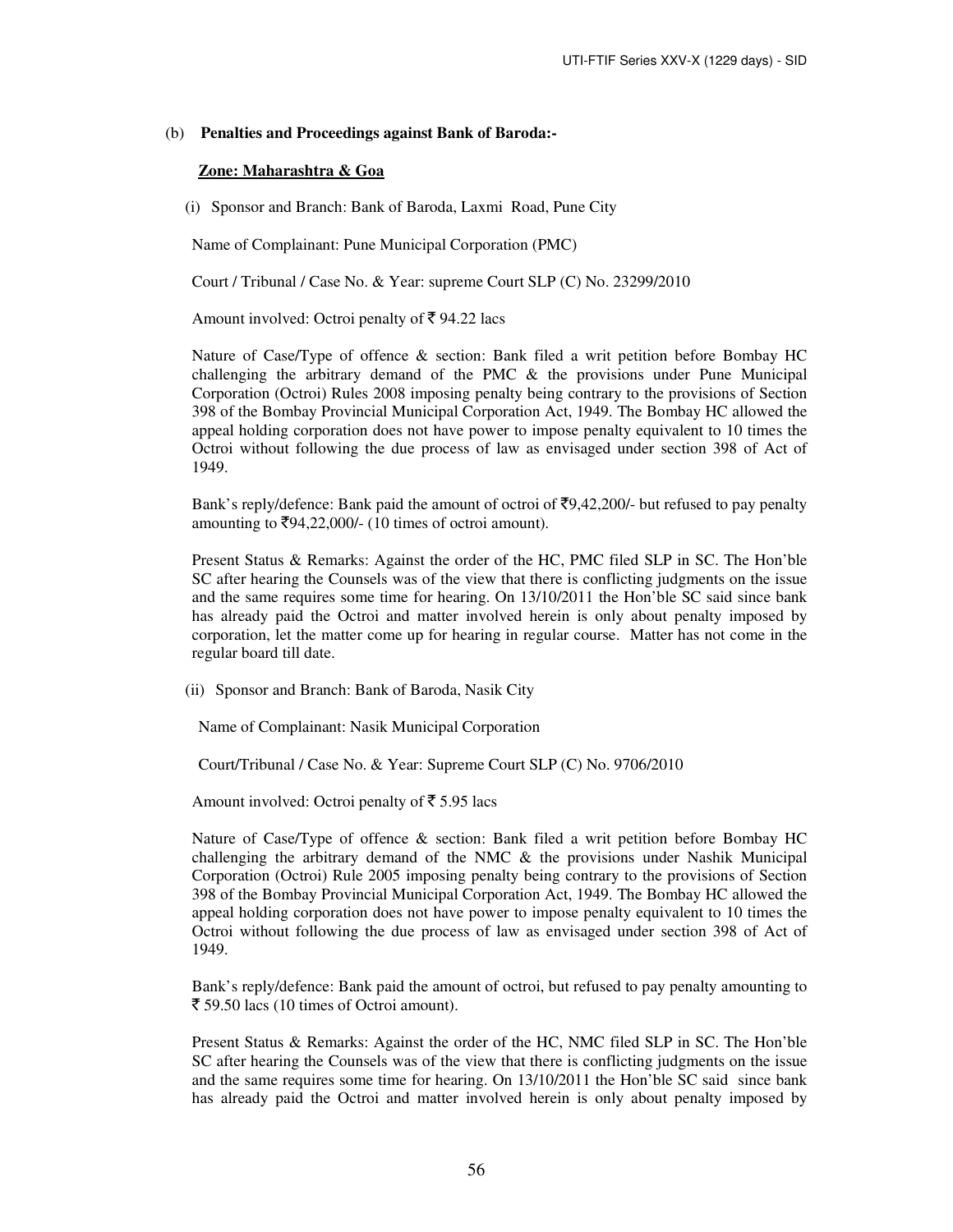(b) **Penalties and Proceedings against Bank of Baroda:-**

**Zone: Maharashtra & Goa**

(i) Sponsor and Branch: Bank of Baroda, Laxmi Road, Pune City

Name of Complainant: Pune Municipal Corporation (PMC)

Court / Tribunal / Case No. & Year: supreme Court SLP (C) No. 23299/2010

Amount involved: Octroi penalty of ₹ 94.22 lacs

Nature of Case/Type of offence & section: Bank filed a writ petition before Bombay HC challenging the arbitrary demand of the PMC & the provisions under Pune Municipal Corporation (Octroi) Rules 2008 imposing penalty being contrary to the provisions of Section 398 of the Bombay Provincial Municipal Corporation Act, 1949. The Bombay HC allowed the appeal holding corporation does not have power to impose penalty equivalent to 10 times the Octroi without following the due process of law as envisaged under section 398 of Act of 1949.

Bank's reply/defence: Bank paid the amount of octroi of ₹9,42,200/- but refused to pay penalty amounting to ₹94,22,000/- (10 times of octroi amount).

Present Status & Remarks: Against the order of the HC, PMC filed SLP in SC. The Hon'ble SC after hearing the Counsels was of the view that there is conflicting judgments on the issue and the same requires some time for hearing. On 13/10/2011 the Hon'ble SC said since bank has already paid the Octroi and matter involved herein is only about penalty imposed by corporation, let the matter come up for hearing in regular course. Matter has not come in the regular board till date.

(ii) Sponsor and Branch: Bank of Baroda, Nasik City

Name of Complainant: Nasik Municipal Corporation

Court/Tribunal / Case No. & Year: Supreme Court SLP (C) No. 9706/2010

Amount involved: Octroi penalty of ₹ 5.95 lacs

Nature of Case/Type of offence & section: Bank filed a writ petition before Bombay HC challenging the arbitrary demand of the NMC & the provisions under Nashik Municipal Corporation (Octroi) Rule 2005 imposing penalty being contrary to the provisions of Section 398 of the Bombay Provincial Municipal Corporation Act, 1949. The Bombay HC allowed the appeal holding corporation does not have power to impose penalty equivalent to 10 times the Octroi without following the due process of law as envisaged under section 398 of Act of 1949.

Bank's reply/defence: Bank paid the amount of octroi, but refused to pay penalty amounting to ₹ 59.50 lacs (10 times of Octroi amount).

Present Status & Remarks: Against the order of the HC, NMC filed SLP in SC. The Hon'ble SC after hearing the Counsels was of the view that there is conflicting judgments on the issue and the same requires some time for hearing. On 13/10/2011 the Hon'ble SC said since bank has already paid the Octroi and matter involved herein is only about penalty imposed by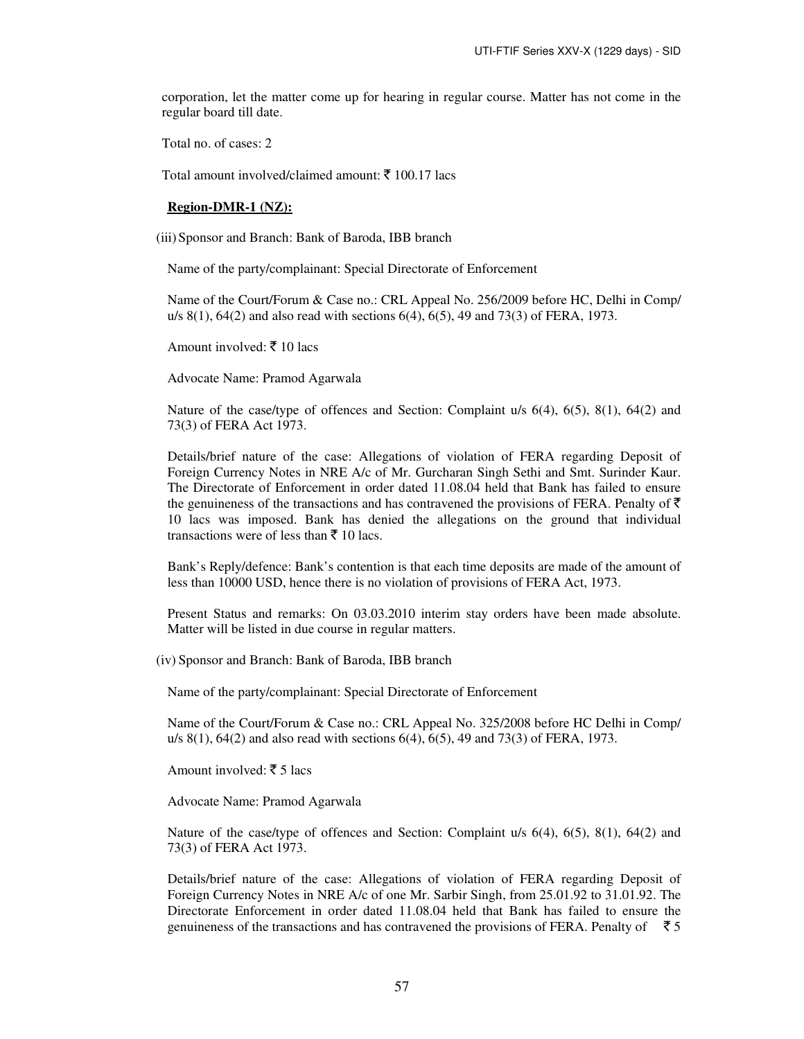corporation, let the matter come up for hearing in regular course. Matter has not come in the regular board till date.

Total no. of cases: 2

Total amount involved/claimed amount: ₹ 100.17 lacs

**Region-DMR-1 (NZ):**

(iii) Sponsor and Branch: Bank of Baroda, IBB branch

Name of the party/complainant: Special Directorate of Enforcement

Name of the Court/Forum & Case no.: CRL Appeal No. 256/2009 before HC, Delhi in Comp/ u/s 8(1), 64(2) and also read with sections 6(4), 6(5), 49 and 73(3) of FERA, 1973.

Amount involved: ₹ 10 lacs

Advocate Name: Pramod Agarwala

Nature of the case/type of offences and Section: Complaint u/s 6(4), 6(5), 8(1), 64(2) and 73(3) of FERA Act 1973.

Details/brief nature of the case: Allegations of violation of FERA regarding Deposit of Foreign Currency Notes in NRE A/c of Mr. Gurcharan Singh Sethi and Smt. Surinder Kaur. The Directorate of Enforcement in order dated 11.08.04 held that Bank has failed to ensure the genuineness of the transactions and has contravened the provisions of FERA. Penalty of ₹ 10 lacs was imposed. Bank has denied the allegations on the ground that individual transactions were of less than ₹ 10 lacs.

Bank's Reply/defence: Bank's contention is that each time deposits are made of the amount of less than 10000 USD, hence there is no violation of provisions of FERA Act, 1973.

Present Status and remarks: On 03.03.2010 interim stay orders have been made absolute. Matter will be listed in due course in regular matters.

(iv) Sponsor and Branch: Bank of Baroda, IBB branch

Name of the party/complainant: Special Directorate of Enforcement

Name of the Court/Forum & Case no.: CRL Appeal No. 325/2008 before HC Delhi in Comp/ u/s 8(1), 64(2) and also read with sections 6(4), 6(5), 49 and 73(3) of FERA, 1973.

Amount involved: ₹ 5 lacs

Advocate Name: Pramod Agarwala

Nature of the case/type of offences and Section: Complaint u/s 6(4), 6(5), 8(1), 64(2) and 73(3) of FERA Act 1973.

Details/brief nature of the case: Allegations of violation of FERA regarding Deposit of Foreign Currency Notes in NRE A/c of one Mr. Sarbir Singh, from 25.01.92 to 31.01.92. The Directorate Enforcement in order dated 11.08.04 held that Bank has failed to ensure the genuineness of the transactions and has contravened the provisions of FERA. Penalty of ₹ 5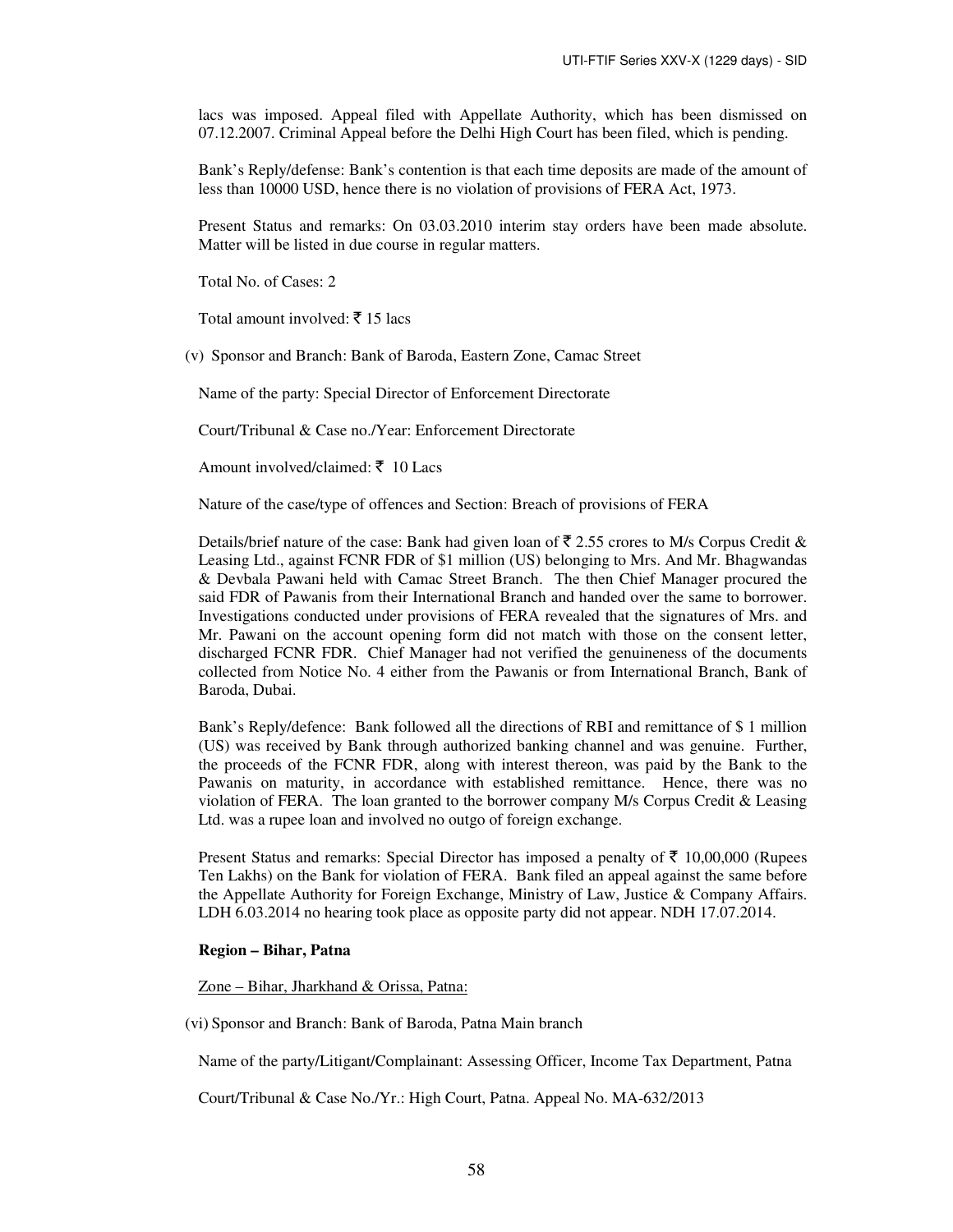lacs was imposed. Appeal filed with Appellate Authority, which has been dismissed on 07.12.2007. Criminal Appeal before the Delhi High Court has been filed, which is pending.

Bank's Reply/defense: Bank's contention is that each time deposits are made of the amount of less than 10000 USD, hence there is no violation of provisions of FERA Act, 1973.

Present Status and remarks: On 03.03.2010 interim stay orders have been made absolute. Matter will be listed in due course in regular matters.

Total No. of Cases: 2

Total amount involved: ₹ 15 lacs

(v) Sponsor and Branch: Bank of Baroda, Eastern Zone, Camac Street

Name of the party: Special Director of Enforcement Directorate

Court/Tribunal & Case no./Year: Enforcement Directorate

Amount involved/claimed: ₹ 10 Lacs

Nature of the case/type of offences and Section: Breach of provisions of FERA

Details/brief nature of the case: Bank had given loan of ₹ 2.55 crores to M/s Corpus Credit & Leasing Ltd., against FCNR FDR of $1 million (US) belonging to Mrs. And Mr. Bhagwandas & Devbala Pawani held with Camac Street Branch. The then Chief Manager procured the said FDR of Pawanis from their International Branch and handed over the same to borrower. Investigations conducted under provisions of FERA revealed that the signatures of Mrs. and Mr. Pawani on the account opening form did not match with those on the consent letter, discharged FCNR FDR. Chief Manager had not verified the genuineness of the documents collected from Notice No. 4 either from the Pawanis or from International Branch, Bank of Baroda, Dubai.

Bank's Reply/defence: Bank followed all the directions of RBI and remittance of $ 1 million (US) was received by Bank through authorized banking channel and was genuine. Further, the proceeds of the FCNR FDR, along with interest thereon, was paid by the Bank to the Pawanis on maturity, in accordance with established remittance. Hence, there was no violation of FERA. The loan granted to the borrower company M/s Corpus Credit & Leasing Ltd. was a rupee loan and involved no outgo of foreign exchange.

Present Status and remarks: Special Director has imposed a penalty of ₹ 10,00,000 (Rupees Ten Lakhs) on the Bank for violation of FERA. Bank filed an appeal against the same before the Appellate Authority for Foreign Exchange, Ministry of Law, Justice & Company Affairs. LDH 6.03.2014 no hearing took place as opposite party did not appear. NDH 17.07.2014.

**Region – Bihar, Patna**

Zone – Bihar, Jharkhand & Orissa, Patna:

(vi) Sponsor and Branch: Bank of Baroda, Patna Main branch

Name of the party/Litigant/Complainant: Assessing Officer, Income Tax Department, Patna

Court/Tribunal & Case No./Yr.: High Court, Patna. Appeal No. MA-632/2013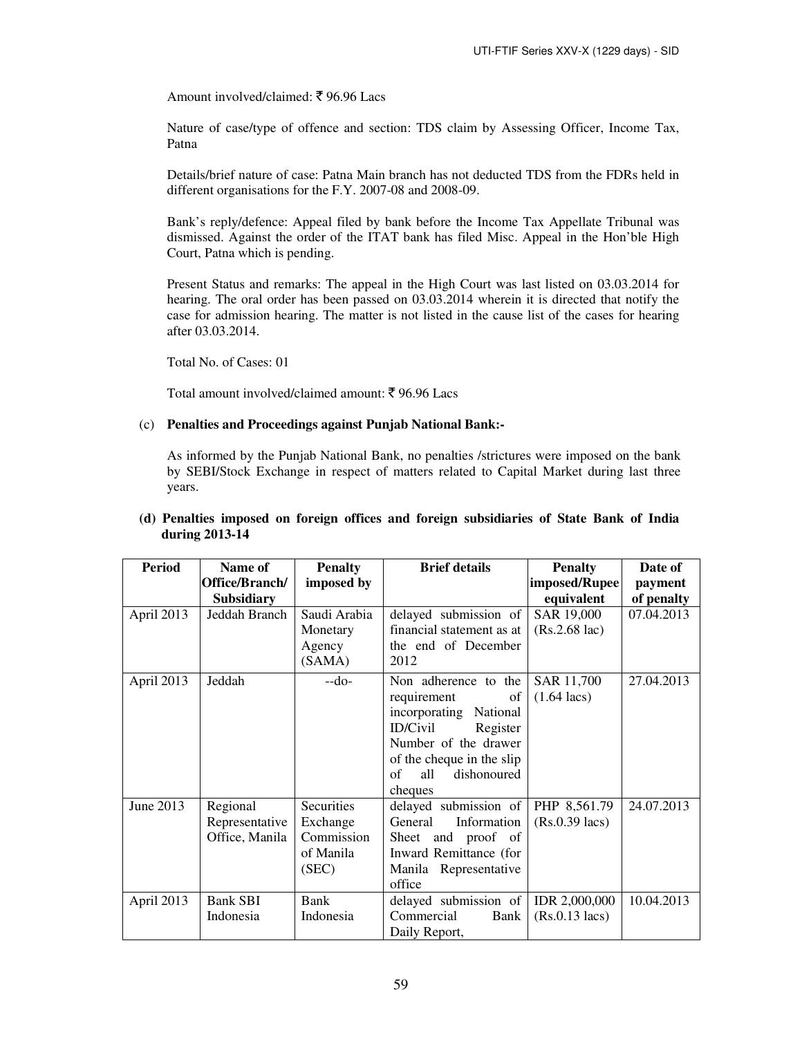Amount involved/claimed: ₹ 96.96 Lacs

Nature of case/type of offence and section: TDS claim by Assessing Officer, Income Tax, Patna

Details/brief nature of case: Patna Main branch has not deducted TDS from the FDRs held in different organisations for the F.Y. 2007-08 and 2008-09.

Bank's reply/defence: Appeal filed by bank before the Income Tax Appellate Tribunal was dismissed. Against the order of the ITAT bank has filed Misc. Appeal in the Hon'ble High Court, Patna which is pending.

Present Status and remarks: The appeal in the High Court was last listed on 03.03.2014 for hearing. The oral order has been passed on 03.03.2014 wherein it is directed that notify the case for admission hearing. The matter is not listed in the cause list of the cases for hearing after 03.03.2014.

Total No. of Cases: 01

Total amount involved/claimed amount: ₹ 96.96 Lacs

(c) **Penalties and Proceedings against Punjab National Bank:-**

As informed by the Punjab National Bank, no penalties /strictures were imposed on the bank by SEBI/Stock Exchange in respect of matters related to Capital Market during last three years.

**(d) Penalties imposed on foreign offices and foreign subsidiaries of State Bank of India during 2013-14**

| Period | Name of Office/Branch/ Subsidiary | Penalty imposed by | Brief details | Penalty imposed/Rupee equivalent | Date of payment of penalty |
|---|---|---|---|---|---|
| April 2013 | Jeddah Branch | Saudi Arabia Monetary Agency (SAMA) | delayed submission of financial statement as at the end of December 2012 | SAR 19,000 (Rs.2.68 lac) | 07.04.2013 |
| April 2013 | Jeddah | --do- | Non adherence to the requirement of incorporating National ID/Civil Register Number of the drawer of the cheque in the slip of all dishonoured cheques | SAR 11,700 (1.64 lacs) | 27.04.2013 |
| June 2013 | Regional Representative Office, Manila | Securities Exchange Commission of Manila (SEC) | delayed submission of General Information Sheet and proof of Inward Remittance (for Manila Representative office | PHP 8,561.79 (Rs.0.39 lacs) | 24.07.2013 |
| April 2013 | Bank SBI Indonesia | Bank Indonesia | delayed submission of Commercial Bank Daily Report, | IDR 2,000,000 (Rs.0.13 lacs) | 10.04.2013 |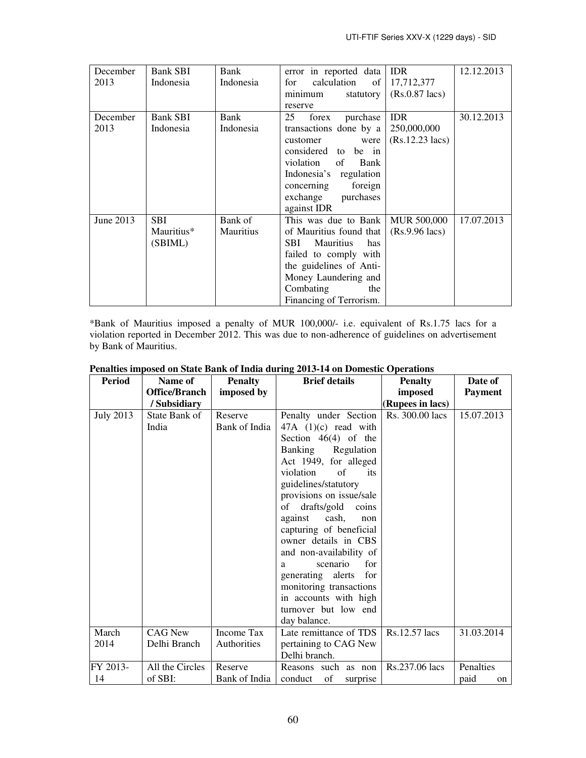| December 2013 | Bank SBI Indonesia | Bank Indonesia | error in reported data for calculation of minimum statutory reserve | IDR 17,712,377 (Rs.0.87 lacs) | 12.12.2013 |
|---|---|---|---|---|---|
| December 2013 | Bank SBI Indonesia | Bank Indonesia | 25 forex purchase transactions done by a customer were considered to be in violation of Bank Indonesia's regulation concerning foreign exchange purchases against IDR | IDR 250,000,000 (Rs.12.23 lacs) | 30.12.2013 |
| June 2013 | SBI Mauritius* (SBIML) | Bank of Mauritius | This was due to Bank of Mauritius found that SBI Mauritius has failed to comply with the guidelines of Anti-Money Laundering and Combating the Financing of Terrorism. | MUR 500,000 (Rs.9.96 lacs) | 17.07.2013 |

*Bank of Mauritius imposed a penalty of MUR 100,000/- i.e. equivalent of Rs.1.75 lacs for a violation reported in December 2012. This was due to non-adherence of guidelines on advertisement by Bank of Mauritius.

**Penalties imposed on State Bank of India during 2013-14 on Domestic Operations**

| Period | Name of Office/Branch / Subsidiary | Penalty imposed by | Brief details | Penalty imposed (Rupees in lacs) | Date of Payment |
|---|---|---|---|---|---|
| July 2013 | State Bank of India | Reserve Bank of India | Penalty under Section 47A (1)(c) read with Section 46(4) of the Banking Regulation Act 1949, for alleged violation of its guidelines/statutory provisions on issue/sale of drafts/gold coins against cash, non capturing of beneficial owner details in CBS and non-availability of a scenario for generating alerts for monitoring transactions in accounts with high turnover but low end day balance. | Rs. 300.00 lacs | 15.07.2013 |
| March 2014 | CAG New Delhi Branch | Income Tax Authorities | Late remittance of TDS pertaining to CAG New Delhi branch. | Rs.12.57 lacs | 31.03.2014 |
| FY 2013-14 | All the Circles of SBI: | Reserve Bank of India | Reasons such as non conduct of surprise | Rs.237.06 lacs | Penalties paid on |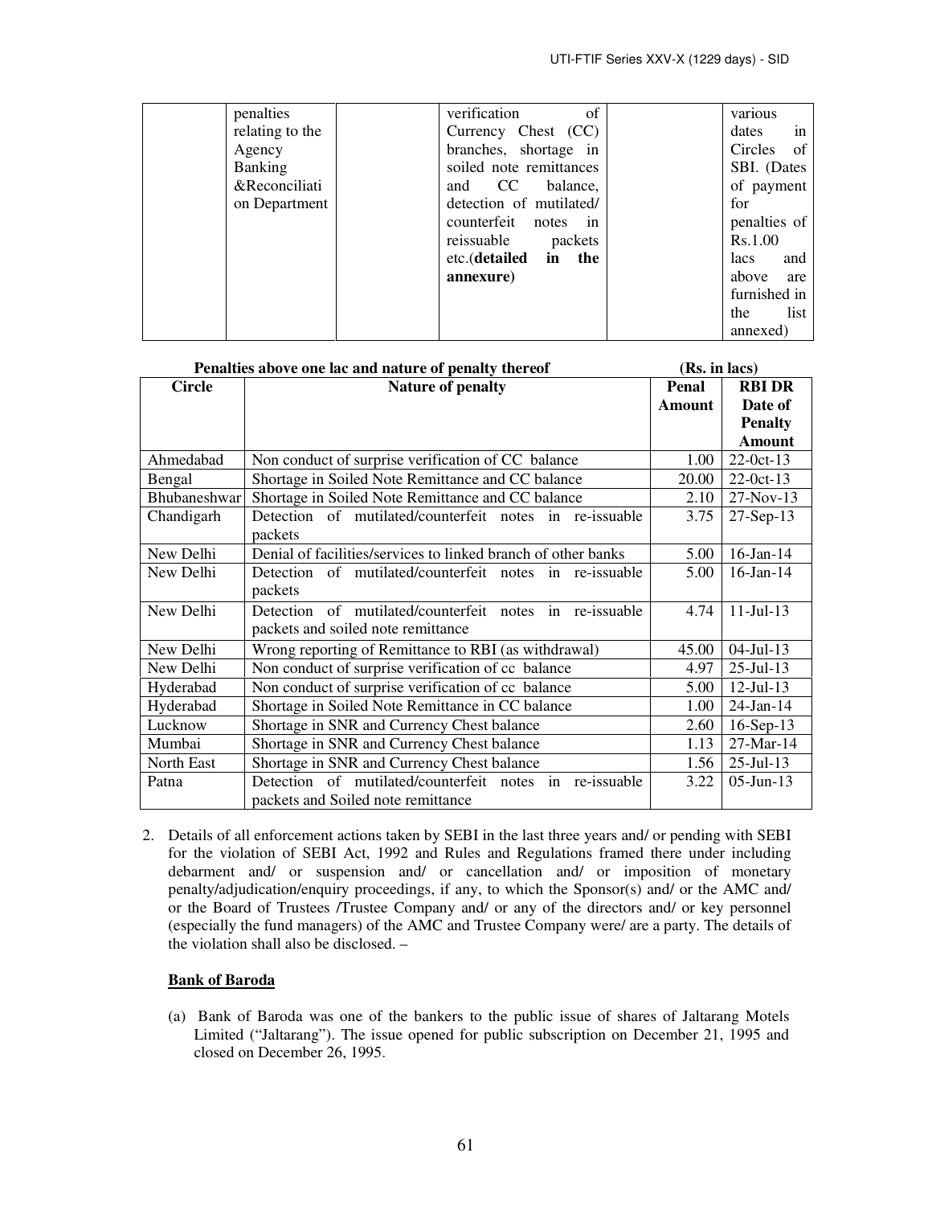| | penalties relating to the Agency Banking &Reconciliation Department | | verification of Currency Chest (CC) branches, shortage in soiled note remittances and CC balance, detection of mutilated/ counterfeit notes in reissuable packets etc.(**detailed in the annexure)** | | various dates in Circles of SBI. (Dates of payment for penalties of Rs.1.00 lacs and above are furnished in the list annexed) |
|---|---|---|---|---|---|

**Penalties above one lac and nature of penalty thereof** **(Rs. in lacs)**

| Circle | Nature of penalty | Penal Amount | RBI DR Date of Penalty Amount |
|---|---|---|---|
| Ahmedabad | Non conduct of surprise verification of CC balance | 1.00 | 22-0ct-13 |
| Bengal | Shortage in Soiled Note Remittance and CC balance | 20.00 | 22-0ct-13 |
| Bhubaneshwar | Shortage in Soiled Note Remittance and CC balance | 2.10 | 27-Nov-13 |
| Chandigarh | Detection of mutilated/counterfeit notes in re-issuable packets | 3.75 | 27-Sep-13 |
| New Delhi | Denial of facilities/services to linked branch of other banks | 5.00 | 16-Jan-14 |
| New Delhi | Detection of mutilated/counterfeit notes in re-issuable packets | 5.00 | 16-Jan-14 |
| New Delhi | Detection of mutilated/counterfeit notes in re-issuable packets and soiled note remittance | 4.74 | 11-Jul-13 |
| New Delhi | Wrong reporting of Remittance to RBI (as withdrawal) | 45.00 | 04-Jul-13 |
| New Delhi | Non conduct of surprise verification of cc balance | 4.97 | 25-Jul-13 |
| Hyderabad | Non conduct of surprise verification of cc balance | 5.00 | 12-Jul-13 |
| Hyderabad | Shortage in Soiled Note Remittance in CC balance | 1.00 | 24-Jan-14 |
| Lucknow | Shortage in SNR and Currency Chest balance | 2.60 | 16-Sep-13 |
| Mumbai | Shortage in SNR and Currency Chest balance | 1.13 | 27-Mar-14 |
| North East | Shortage in SNR and Currency Chest balance | 1.56 | 25-Jul-13 |
| Patna | Detection of mutilated/counterfeit notes in re-issuable packets and Soiled note remittance | 3.22 | 05-Jun-13 |

2. Details of all enforcement actions taken by SEBI in the last three years and/ or pending with SEBI for the violation of SEBI Act, 1992 and Rules and Regulations framed there under including debarment and/ or suspension and/ or cancellation and/ or imposition of monetary penalty/adjudication/enquiry proceedings, if any, to which the Sponsor(s) and/ or the AMC and/ or the Board of Trustees /Trustee Company and/ or any of the directors and/ or key personnel (especially the fund managers) of the AMC and Trustee Company were/ are a party. The details of the violation shall also be disclosed. –

**Bank of Baroda**

(a) Bank of Baroda was one of the bankers to the public issue of shares of Jaltarang Motels Limited ("Jaltarang"). The issue opened for public subscription on December 21, 1995 and closed on December 26, 1995.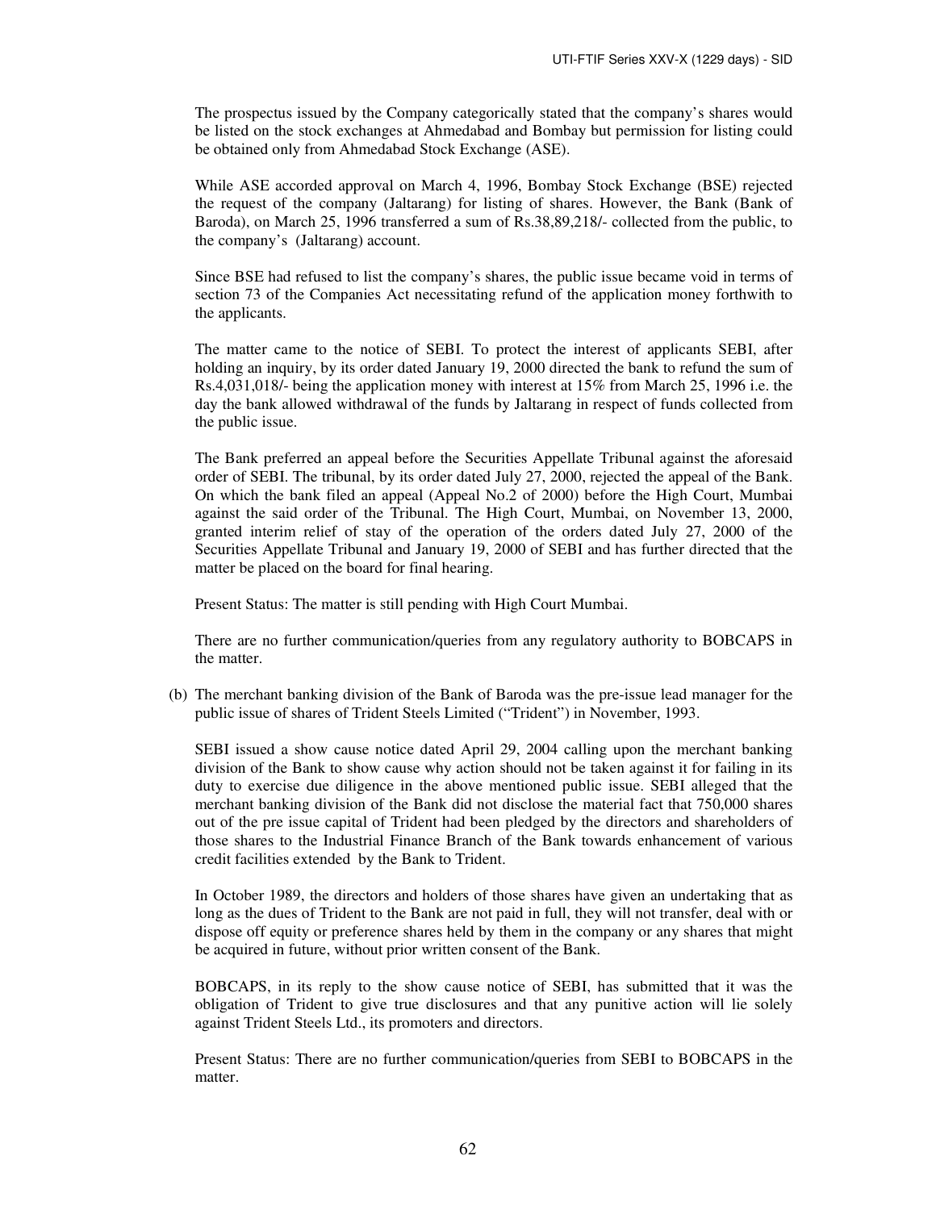The prospectus issued by the Company categorically stated that the company's shares would be listed on the stock exchanges at Ahmedabad and Bombay but permission for listing could be obtained only from Ahmedabad Stock Exchange (ASE).

While ASE accorded approval on March 4, 1996, Bombay Stock Exchange (BSE) rejected the request of the company (Jaltarang) for listing of shares. However, the Bank (Bank of Baroda), on March 25, 1996 transferred a sum of Rs.38,89,218/- collected from the public, to the company's (Jaltarang) account.

Since BSE had refused to list the company's shares, the public issue became void in terms of section 73 of the Companies Act necessitating refund of the application money forthwith to the applicants.

The matter came to the notice of SEBI. To protect the interest of applicants SEBI, after holding an inquiry, by its order dated January 19, 2000 directed the bank to refund the sum of Rs.4,031,018/- being the application money with interest at 15% from March 25, 1996 i.e. the day the bank allowed withdrawal of the funds by Jaltarang in respect of funds collected from the public issue.

The Bank preferred an appeal before the Securities Appellate Tribunal against the aforesaid order of SEBI. The tribunal, by its order dated July 27, 2000, rejected the appeal of the Bank. On which the bank filed an appeal (Appeal No.2 of 2000) before the High Court, Mumbai against the said order of the Tribunal. The High Court, Mumbai, on November 13, 2000, granted interim relief of stay of the operation of the orders dated July 27, 2000 of the Securities Appellate Tribunal and January 19, 2000 of SEBI and has further directed that the matter be placed on the board for final hearing.

Present Status: The matter is still pending with High Court Mumbai.

There are no further communication/queries from any regulatory authority to BOBCAPS in the matter.

(b) The merchant banking division of the Bank of Baroda was the pre-issue lead manager for the public issue of shares of Trident Steels Limited ("Trident") in November, 1993.

SEBI issued a show cause notice dated April 29, 2004 calling upon the merchant banking division of the Bank to show cause why action should not be taken against it for failing in its duty to exercise due diligence in the above mentioned public issue. SEBI alleged that the merchant banking division of the Bank did not disclose the material fact that 750,000 shares out of the pre issue capital of Trident had been pledged by the directors and shareholders of those shares to the Industrial Finance Branch of the Bank towards enhancement of various credit facilities extended by the Bank to Trident.

In October 1989, the directors and holders of those shares have given an undertaking that as long as the dues of Trident to the Bank are not paid in full, they will not transfer, deal with or dispose off equity or preference shares held by them in the company or any shares that might be acquired in future, without prior written consent of the Bank.

BOBCAPS, in its reply to the show cause notice of SEBI, has submitted that it was the obligation of Trident to give true disclosures and that any punitive action will lie solely against Trident Steels Ltd., its promoters and directors.

Present Status: There are no further communication/queries from SEBI to BOBCAPS in the matter.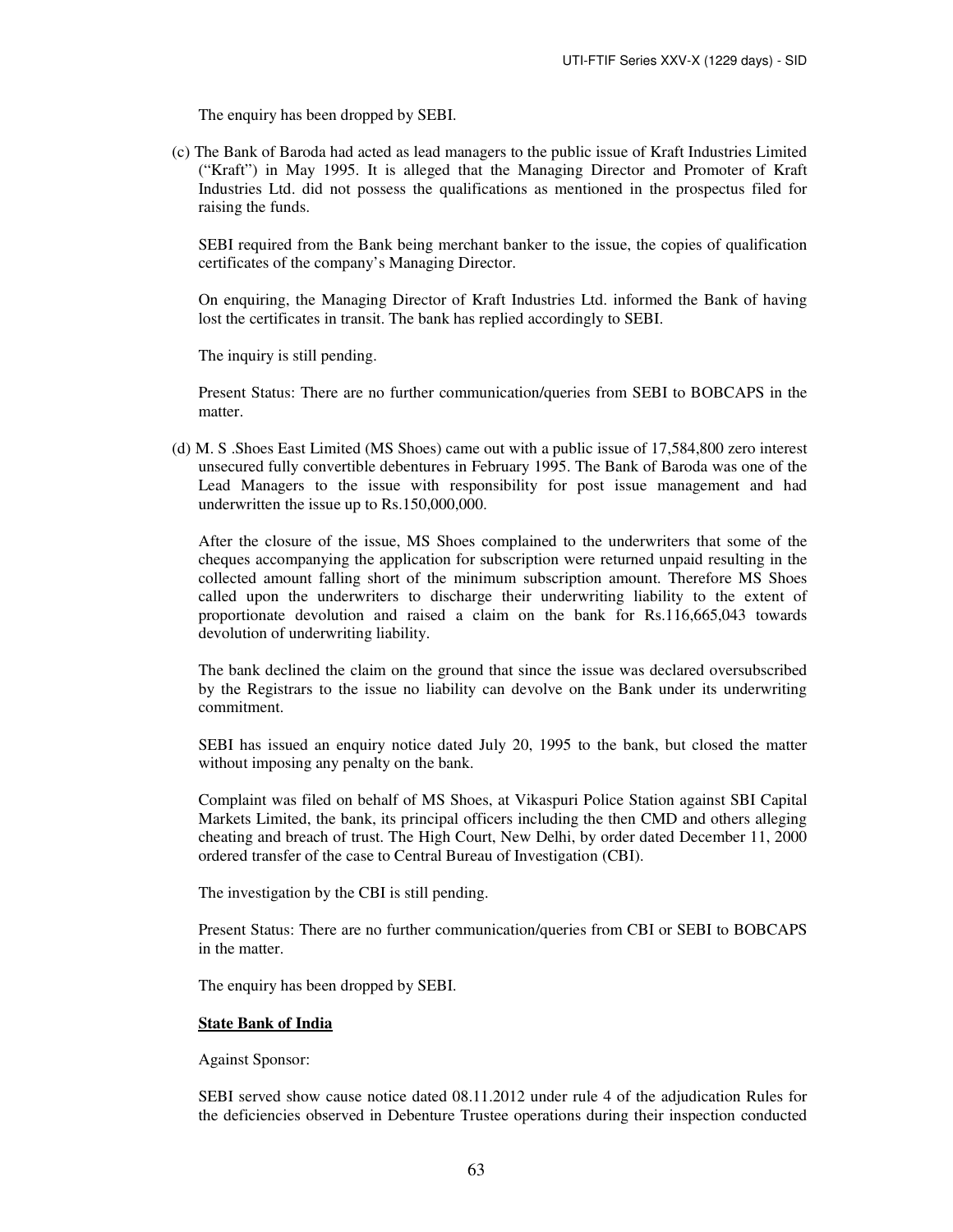The enquiry has been dropped by SEBI.

(c) The Bank of Baroda had acted as lead managers to the public issue of Kraft Industries Limited ("Kraft") in May 1995. It is alleged that the Managing Director and Promoter of Kraft Industries Ltd. did not possess the qualifications as mentioned in the prospectus filed for raising the funds.

SEBI required from the Bank being merchant banker to the issue, the copies of qualification certificates of the company's Managing Director.

On enquiring, the Managing Director of Kraft Industries Ltd. informed the Bank of having lost the certificates in transit. The bank has replied accordingly to SEBI.

The inquiry is still pending.

Present Status: There are no further communication/queries from SEBI to BOBCAPS in the matter.

(d) M. S .Shoes East Limited (MS Shoes) came out with a public issue of 17,584,800 zero interest unsecured fully convertible debentures in February 1995. The Bank of Baroda was one of the Lead Managers to the issue with responsibility for post issue management and had underwritten the issue up to Rs.150,000,000.

After the closure of the issue, MS Shoes complained to the underwriters that some of the cheques accompanying the application for subscription were returned unpaid resulting in the collected amount falling short of the minimum subscription amount. Therefore MS Shoes called upon the underwriters to discharge their underwriting liability to the extent of proportionate devolution and raised a claim on the bank for Rs.116,665,043 towards devolution of underwriting liability.

The bank declined the claim on the ground that since the issue was declared oversubscribed by the Registrars to the issue no liability can devolve on the Bank under its underwriting commitment.

SEBI has issued an enquiry notice dated July 20, 1995 to the bank, but closed the matter without imposing any penalty on the bank.

Complaint was filed on behalf of MS Shoes, at Vikaspuri Police Station against SBI Capital Markets Limited, the bank, its principal officers including the then CMD and others alleging cheating and breach of trust. The High Court, New Delhi, by order dated December 11, 2000 ordered transfer of the case to Central Bureau of Investigation (CBI).

The investigation by the CBI is still pending.

Present Status: There are no further communication/queries from CBI or SEBI to BOBCAPS in the matter.

The enquiry has been dropped by SEBI.

**State Bank of India**

Against Sponsor:

SEBI served show cause notice dated 08.11.2012 under rule 4 of the adjudication Rules for the deficiencies observed in Debenture Trustee operations during their inspection conducted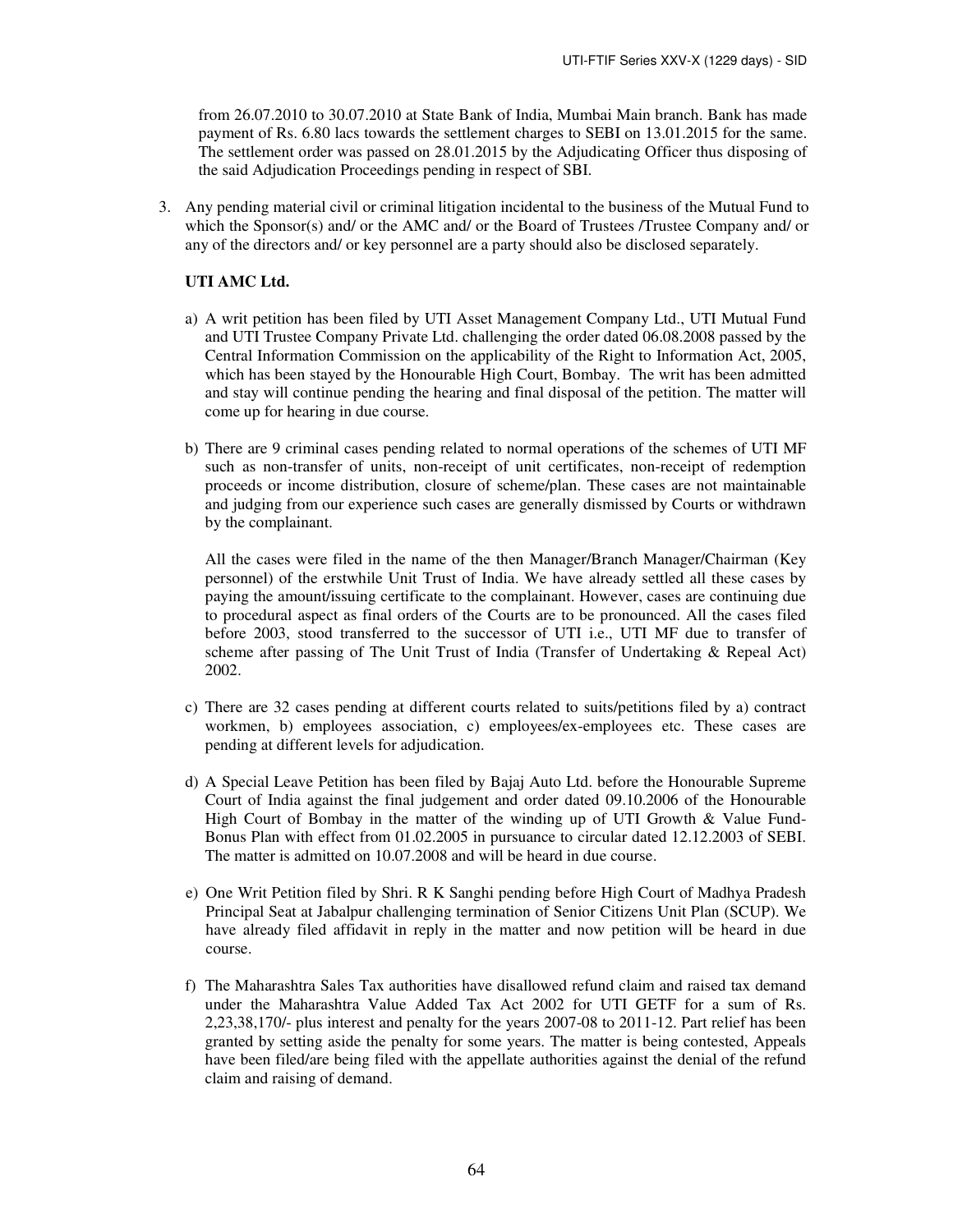from 26.07.2010 to 30.07.2010 at State Bank of India, Mumbai Main branch. Bank has made payment of Rs. 6.80 lacs towards the settlement charges to SEBI on 13.01.2015 for the same. The settlement order was passed on 28.01.2015 by the Adjudicating Officer thus disposing of the said Adjudication Proceedings pending in respect of SBI.

3. Any pending material civil or criminal litigation incidental to the business of the Mutual Fund to which the Sponsor(s) and/ or the AMC and/ or the Board of Trustees /Trustee Company and/ or any of the directors and/ or key personnel are a party should also be disclosed separately.

**UTI AMC Ltd.**

a) A writ petition has been filed by UTI Asset Management Company Ltd., UTI Mutual Fund and UTI Trustee Company Private Ltd. challenging the order dated 06.08.2008 passed by the Central Information Commission on the applicability of the Right to Information Act, 2005, which has been stayed by the Honourable High Court, Bombay. The writ has been admitted and stay will continue pending the hearing and final disposal of the petition. The matter will come up for hearing in due course.

b) There are 9 criminal cases pending related to normal operations of the schemes of UTI MF such as non-transfer of units, non-receipt of unit certificates, non-receipt of redemption proceeds or income distribution, closure of scheme/plan. These cases are not maintainable and judging from our experience such cases are generally dismissed by Courts or withdrawn by the complainant.

   All the cases were filed in the name of the then Manager/Branch Manager/Chairman (Key personnel) of the erstwhile Unit Trust of India. We have already settled all these cases by paying the amount/issuing certificate to the complainant. However, cases are continuing due to procedural aspect as final orders of the Courts are to be pronounced. All the cases filed before 2003, stood transferred to the successor of UTI i.e., UTI MF due to transfer of scheme after passing of The Unit Trust of India (Transfer of Undertaking & Repeal Act) 2002.

c) There are 32 cases pending at different courts related to suits/petitions filed by a) contract workmen, b) employees association, c) employees/ex-employees etc. These cases are pending at different levels for adjudication.

d) A Special Leave Petition has been filed by Bajaj Auto Ltd. before the Honourable Supreme Court of India against the final judgement and order dated 09.10.2006 of the Honourable High Court of Bombay in the matter of the winding up of UTI Growth & Value Fund-Bonus Plan with effect from 01.02.2005 in pursuance to circular dated 12.12.2003 of SEBI. The matter is admitted on 10.07.2008 and will be heard in due course.

e) One Writ Petition filed by Shri. R K Sanghi pending before High Court of Madhya Pradesh Principal Seat at Jabalpur challenging termination of Senior Citizens Unit Plan (SCUP). We have already filed affidavit in reply in the matter and now petition will be heard in due course.

f) The Maharashtra Sales Tax authorities have disallowed refund claim and raised tax demand under the Maharashtra Value Added Tax Act 2002 for UTI GETF for a sum of Rs. 2,23,38,170/- plus interest and penalty for the years 2007-08 to 2011-12. Part relief has been granted by setting aside the penalty for some years. The matter is being contested, Appeals have been filed/are being filed with the appellate authorities against the denial of the refund claim and raising of demand.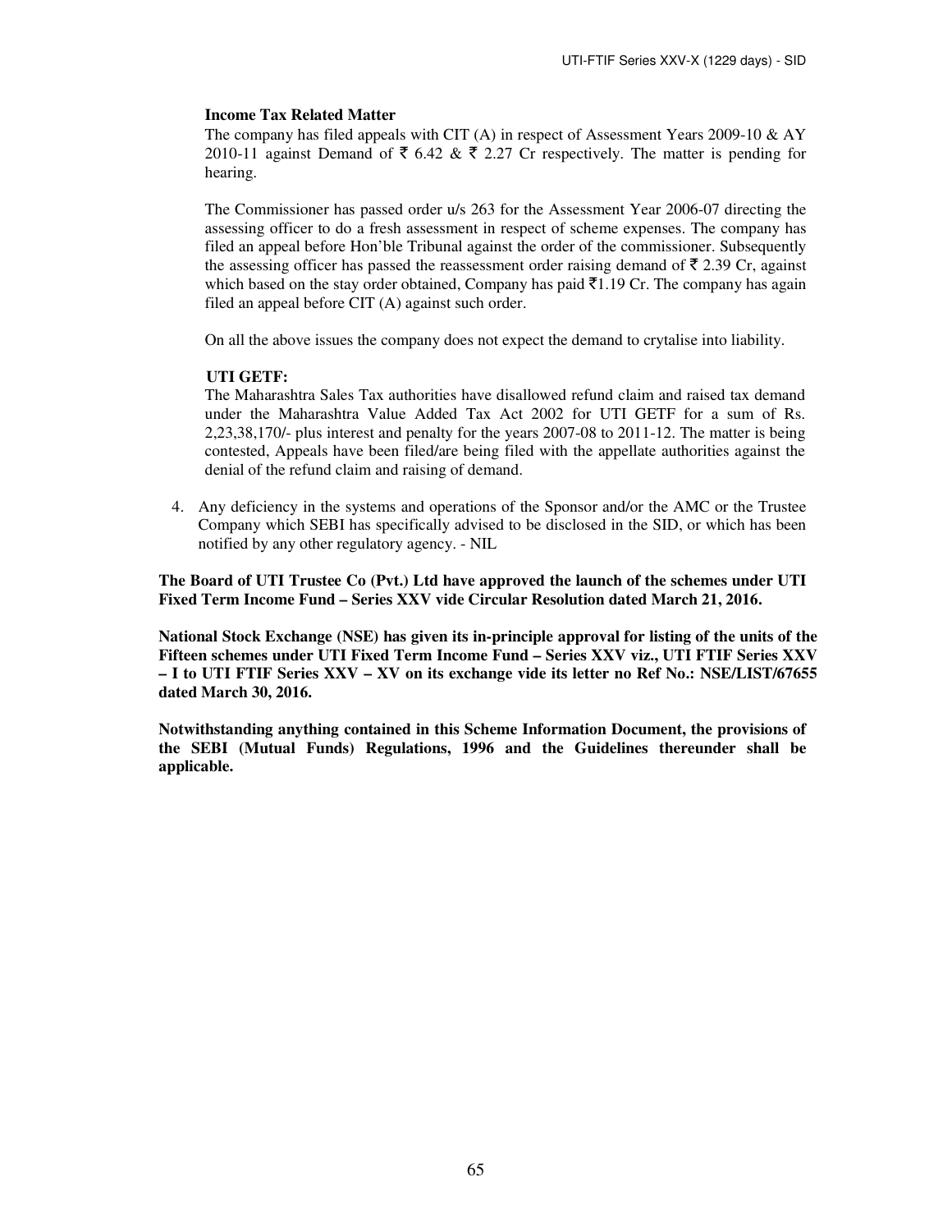**Income Tax Related Matter**

The company has filed appeals with CIT (A) in respect of Assessment Years 2009-10 & AY 2010-11 against Demand of ₹ 6.42 & ₹ 2.27 Cr respectively. The matter is pending for hearing.

The Commissioner has passed order u/s 263 for the Assessment Year 2006-07 directing the assessing officer to do a fresh assessment in respect of scheme expenses. The company has filed an appeal before Hon'ble Tribunal against the order of the commissioner. Subsequently the assessing officer has passed the reassessment order raising demand of ₹ 2.39 Cr, against which based on the stay order obtained, Company has paid ₹1.19 Cr. The company has again filed an appeal before CIT (A) against such order.

On all the above issues the company does not expect the demand to crytalise into liability.

**UTI GETF:**

The Maharashtra Sales Tax authorities have disallowed refund claim and raised tax demand under the Maharashtra Value Added Tax Act 2002 for UTI GETF for a sum of Rs. 2,23,38,170/- plus interest and penalty for the years 2007-08 to 2011-12. The matter is being contested, Appeals have been filed/are being filed with the appellate authorities against the denial of the refund claim and raising of demand.

4. Any deficiency in the systems and operations of the Sponsor and/or the AMC or the Trustee Company which SEBI has specifically advised to be disclosed in the SID, or which has been notified by any other regulatory agency. - NIL

**The Board of UTI Trustee Co (Pvt.) Ltd have approved the launch of the schemes under UTI Fixed Term Income Fund – Series XXV vide Circular Resolution dated March 21, 2016.**

**National Stock Exchange (NSE) has given its in-principle approval for listing of the units of the Fifteen schemes under UTI Fixed Term Income Fund – Series XXV viz., UTI FTIF Series XXV – I to UTI FTIF Series XXV – XV on its exchange vide its letter no Ref No.: NSE/LIST/67655 dated March 30, 2016.**

**Notwithstanding anything contained in this Scheme Information Document, the provisions of the SEBI (Mutual Funds) Regulations, 1996 and the Guidelines thereunder shall be applicable.**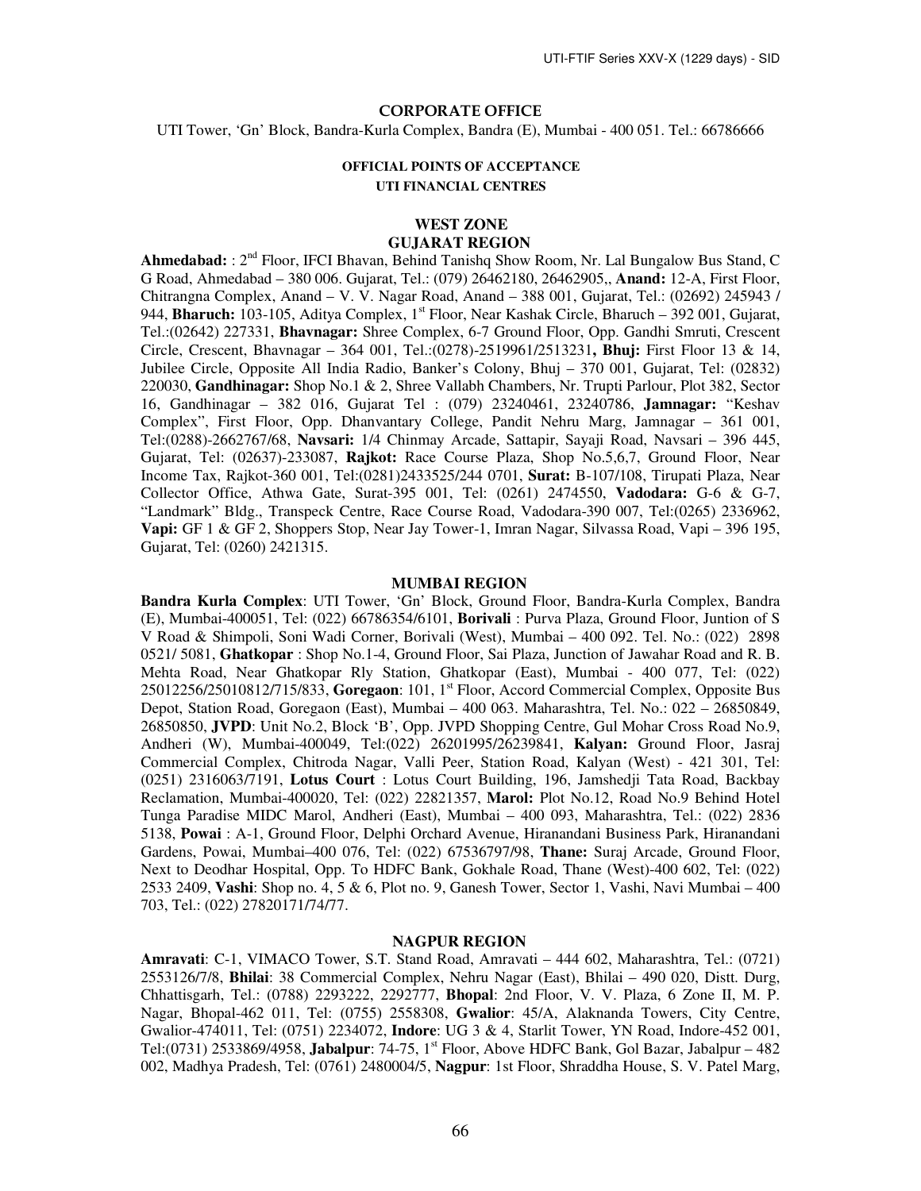## CORPORATE OFFICE

UTI Tower, 'Gn' Block, Bandra-Kurla Complex, Bandra (E), Mumbai - 400 051. Tel.: 66786666

### OFFICIAL POINTS OF ACCEPTANCE

### UTI FINANCIAL CENTRES

### WEST ZONE

### GUJARAT REGION

**Ahmedabad:** : 2nd Floor, IFCI Bhavan, Behind Tanishq Show Room, Nr. Lal Bungalow Bus Stand, C G Road, Ahmedabad – 380 006. Gujarat, Tel.: (079) 26462180, 26462905,, **Anand:** 12-A, First Floor, Chitrangna Complex, Anand – V. V. Nagar Road, Anand – 388 001, Gujarat, Tel.: (02692) 245943 / 944, **Bharuch:** 103-105, Aditya Complex, 1st Floor, Near Kashak Circle, Bharuch – 392 001, Gujarat, Tel.:(02642) 227331, **Bhavnagar:** Shree Complex, 6-7 Ground Floor, Opp. Gandhi Smruti, Crescent Circle, Crescent, Bhavnagar – 364 001, Tel.:(0278)-2519961/2513231**, Bhuj:** First Floor 13 & 14, Jubilee Circle, Opposite All India Radio, Banker's Colony, Bhuj – 370 001, Gujarat, Tel: (02832) 220030, **Gandhinagar:** Shop No.1 & 2, Shree Vallabh Chambers, Nr. Trupti Parlour, Plot 382, Sector 16, Gandhinagar – 382 016, Gujarat Tel : (079) 23240461, 23240786, **Jamnagar:** "Keshav Complex", First Floor, Opp. Dhanvantary College, Pandit Nehru Marg, Jamnagar – 361 001, Tel:(0288)-2662767/68, **Navsari:** 1/4 Chinmay Arcade, Sattapir, Sayaji Road, Navsari – 396 445, Gujarat, Tel: (02637)-233087, **Rajkot:** Race Course Plaza, Shop No.5,6,7, Ground Floor, Near Income Tax, Rajkot-360 001, Tel:(0281)2433525/244 0701, **Surat:** B-107/108, Tirupati Plaza, Near Collector Office, Athwa Gate, Surat-395 001, Tel: (0261) 2474550, **Vadodara:** G-6 & G-7, "Landmark" Bldg., Transpeck Centre, Race Course Road, Vadodara-390 007, Tel:(0265) 2336962, **Vapi:** GF 1 & GF 2, Shoppers Stop, Near Jay Tower-1, Imran Nagar, Silvassa Road, Vapi – 396 195, Gujarat, Tel: (0260) 2421315.

### MUMBAI REGION

**Bandra Kurla Complex**: UTI Tower, 'Gn' Block, Ground Floor, Bandra-Kurla Complex, Bandra (E), Mumbai-400051, Tel: (022) 66786354/6101, **Borivali** : Purva Plaza, Ground Floor, Juntion of S V Road & Shimpoli, Soni Wadi Corner, Borivali (West), Mumbai – 400 092. Tel. No.: (022) 2898 0521/ 5081, **Ghatkopar** : Shop No.1-4, Ground Floor, Sai Plaza, Junction of Jawahar Road and R. B. Mehta Road, Near Ghatkopar Rly Station, Ghatkopar (East), Mumbai - 400 077, Tel: (022) 25012256/25010812/715/833, **Goregaon**: 101, 1st Floor, Accord Commercial Complex, Opposite Bus Depot, Station Road, Goregaon (East), Mumbai – 400 063. Maharashtra, Tel. No.: 022 – 26850849, 26850850, **JVPD**: Unit No.2, Block 'B', Opp. JVPD Shopping Centre, Gul Mohar Cross Road No.9, Andheri (W), Mumbai-400049, Tel:(022) 26201995/26239841, **Kalyan:** Ground Floor, Jasraj Commercial Complex, Chitroda Nagar, Valli Peer, Station Road, Kalyan (West) - 421 301, Tel: (0251) 2316063/7191, **Lotus Court** : Lotus Court Building, 196, Jamshedji Tata Road, Backbay Reclamation, Mumbai-400020, Tel: (022) 22821357, **Marol:** Plot No.12, Road No.9 Behind Hotel Tunga Paradise MIDC Marol, Andheri (East), Mumbai – 400 093, Maharashtra, Tel.: (022) 2836 5138, **Powai** : A-1, Ground Floor, Delphi Orchard Avenue, Hiranandani Business Park, Hiranandani Gardens, Powai, Mumbai–400 076, Tel: (022) 67536797/98, **Thane:** Suraj Arcade, Ground Floor, Next to Deodhar Hospital, Opp. To HDFC Bank, Gokhale Road, Thane (West)-400 602, Tel: (022) 2533 2409, **Vashi**: Shop no. 4, 5 & 6, Plot no. 9, Ganesh Tower, Sector 1, Vashi, Navi Mumbai – 400 703, Tel.: (022) 27820171/74/77.

### NAGPUR REGION

**Amravati**: C-1, VIMACO Tower, S.T. Stand Road, Amravati – 444 602, Maharashtra, Tel.: (0721) 2553126/7/8, **Bhilai**: 38 Commercial Complex, Nehru Nagar (East), Bhilai – 490 020, Distt. Durg, Chhattisgarh, Tel.: (0788) 2293222, 2292777, **Bhopal**: 2nd Floor, V. V. Plaza, 6 Zone II, M. P. Nagar, Bhopal-462 011, Tel: (0755) 2558308, **Gwalior**: 45/A, Alaknanda Towers, City Centre, Gwalior-474011, Tel: (0751) 2234072, **Indore**: UG 3 & 4, Starlit Tower, YN Road, Indore-452 001, Tel:(0731) 2533869/4958, **Jabalpur**: 74-75, 1st Floor, Above HDFC Bank, Gol Bazar, Jabalpur – 482 002, Madhya Pradesh, Tel: (0761) 2480004/5, **Nagpur**: 1st Floor, Shraddha House, S. V. Patel Marg,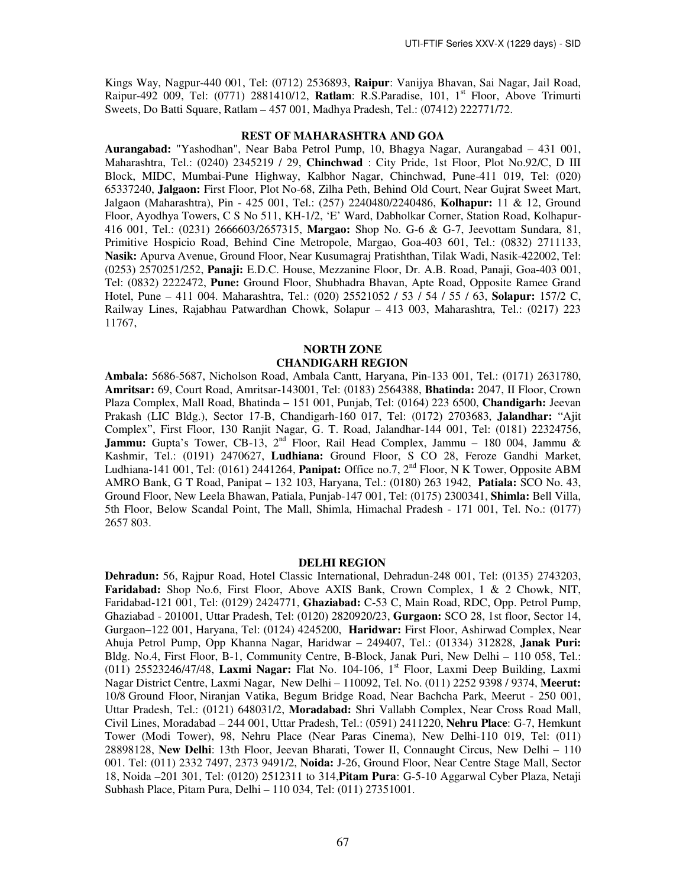Kings Way, Nagpur-440 001, Tel: (0712) 2536893, **Raipur**: Vanijya Bhavan, Sai Nagar, Jail Road, Raipur-492 009, Tel: (0771) 2881410/12, **Ratlam**: R.S.Paradise, 101, 1st Floor, Above Trimurti Sweets, Do Batti Square, Ratlam – 457 001, Madhya Pradesh, Tel.: (07412) 222771/72.

### REST OF MAHARASHTRA AND GOA

**Aurangabad:** "Yashodhan", Near Baba Petrol Pump, 10, Bhagya Nagar, Aurangabad – 431 001, Maharashtra, Tel.: (0240) 2345219 / 29, **Chinchwad** : City Pride, 1st Floor, Plot No.92/C, D III Block, MIDC, Mumbai-Pune Highway, Kalbhor Nagar, Chinchwad, Pune-411 019, Tel: (020) 65337240, **Jalgaon:** First Floor, Plot No-68, Zilha Peth, Behind Old Court, Near Gujrat Sweet Mart, Jalgaon (Maharashtra), Pin - 425 001, Tel.: (257) 2240480/2240486, **Kolhapur:** 11 & 12, Ground Floor, Ayodhya Towers, C S No 511, KH-1/2, 'E' Ward, Dabholkar Corner, Station Road, Kolhapur-416 001, Tel.: (0231) 2666603/2657315, **Margao:** Shop No. G-6 & G-7, Jeevottam Sundara, 81, Primitive Hospicio Road, Behind Cine Metropole, Margao, Goa-403 601, Tel.: (0832) 2711133, **Nasik:** Apurva Avenue, Ground Floor, Near Kusumagraj Pratishthan, Tilak Wadi, Nasik-422002, Tel: (0253) 2570251/252, **Panaji:** E.D.C. House, Mezzanine Floor, Dr. A.B. Road, Panaji, Goa-403 001, Tel: (0832) 2222472, **Pune:** Ground Floor, Shubhadra Bhavan, Apte Road, Opposite Ramee Grand Hotel, Pune – 411 004. Maharashtra, Tel.: (020) 25521052 / 53 / 54 / 55 / 63, **Solapur:** 157/2 C, Railway Lines, Rajabhau Patwardhan Chowk, Solapur – 413 003, Maharashtra, Tel.: (0217) 223 11767,

### NORTH ZONE
### CHANDIGARH REGION

**Ambala:** 5686-5687, Nicholson Road, Ambala Cantt, Haryana, Pin-133 001, Tel.: (0171) 2631780, **Amritsar:** 69, Court Road, Amritsar-143001, Tel: (0183) 2564388, **Bhatinda:** 2047, II Floor, Crown Plaza Complex, Mall Road, Bhatinda – 151 001, Punjab, Tel: (0164) 223 6500, **Chandigarh:** Jeevan Prakash (LIC Bldg.), Sector 17-B, Chandigarh-160 017, Tel: (0172) 2703683, **Jalandhar:** "Ajit Complex", First Floor, 130 Ranjit Nagar, G. T. Road, Jalandhar-144 001, Tel: (0181) 22324756, **Jammu:** Gupta's Tower, CB-13, 2nd Floor, Rail Head Complex, Jammu – 180 004, Jammu & Kashmir, Tel.: (0191) 2470627, **Ludhiana:** Ground Floor, S CO 28, Feroze Gandhi Market, Ludhiana-141 001, Tel: (0161) 2441264, **Panipat:** Office no.7, 2nd Floor, N K Tower, Opposite ABM AMRO Bank, G T Road, Panipat – 132 103, Haryana, Tel.: (0180) 263 1942, **Patiala:** SCO No. 43, Ground Floor, New Leela Bhawan, Patiala, Punjab-147 001, Tel: (0175) 2300341, **Shimla:** Bell Villa, 5th Floor, Below Scandal Point, The Mall, Shimla, Himachal Pradesh - 171 001, Tel. No.: (0177) 2657 803.

### DELHI REGION

**Dehradun:** 56, Rajpur Road, Hotel Classic International, Dehradun-248 001, Tel: (0135) 2743203, **Faridabad:** Shop No.6, First Floor, Above AXIS Bank, Crown Complex, 1 & 2 Chowk, NIT, Faridabad-121 001, Tel: (0129) 2424771, **Ghaziabad:** C-53 C, Main Road, RDC, Opp. Petrol Pump, Ghaziabad - 201001, Uttar Pradesh, Tel: (0120) 2820920/23, **Gurgaon:** SCO 28, 1st floor, Sector 14, Gurgaon–122 001, Haryana, Tel: (0124) 4245200, **Haridwar:** First Floor, Ashirwad Complex, Near Ahuja Petrol Pump, Opp Khanna Nagar, Haridwar – 249407, Tel.: (01334) 312828, **Janak Puri:** Bldg. No.4, First Floor, B-1, Community Centre, B-Block, Janak Puri, New Delhi – 110 058, Tel.: (011) 25523246/47/48, **Laxmi Nagar:** Flat No. 104-106, 1st Floor, Laxmi Deep Building, Laxmi Nagar District Centre, Laxmi Nagar, New Delhi – 110092, Tel. No. (011) 2252 9398 / 9374, **Meerut:** 10/8 Ground Floor, Niranjan Vatika, Begum Bridge Road, Near Bachcha Park, Meerut - 250 001, Uttar Pradesh, Tel.: (0121) 648031/2, **Moradabad:** Shri Vallabh Complex, Near Cross Road Mall, Civil Lines, Moradabad – 244 001, Uttar Pradesh, Tel.: (0591) 2411220, **Nehru Place**: G-7, Hemkunt Tower (Modi Tower), 98, Nehru Place (Near Paras Cinema), New Delhi-110 019, Tel: (011) 28898128, **New Delhi**: 13th Floor, Jeevan Bharati, Tower II, Connaught Circus, New Delhi – 110 001. Tel: (011) 2332 7497, 2373 9491/2, **Noida:** J-26, Ground Floor, Near Centre Stage Mall, Sector 18, Noida –201 301, Tel: (0120) 2512311 to 314,**Pitam Pura**: G-5-10 Aggarwal Cyber Plaza, Netaji Subhash Place, Pitam Pura, Delhi – 110 034, Tel: (011) 27351001.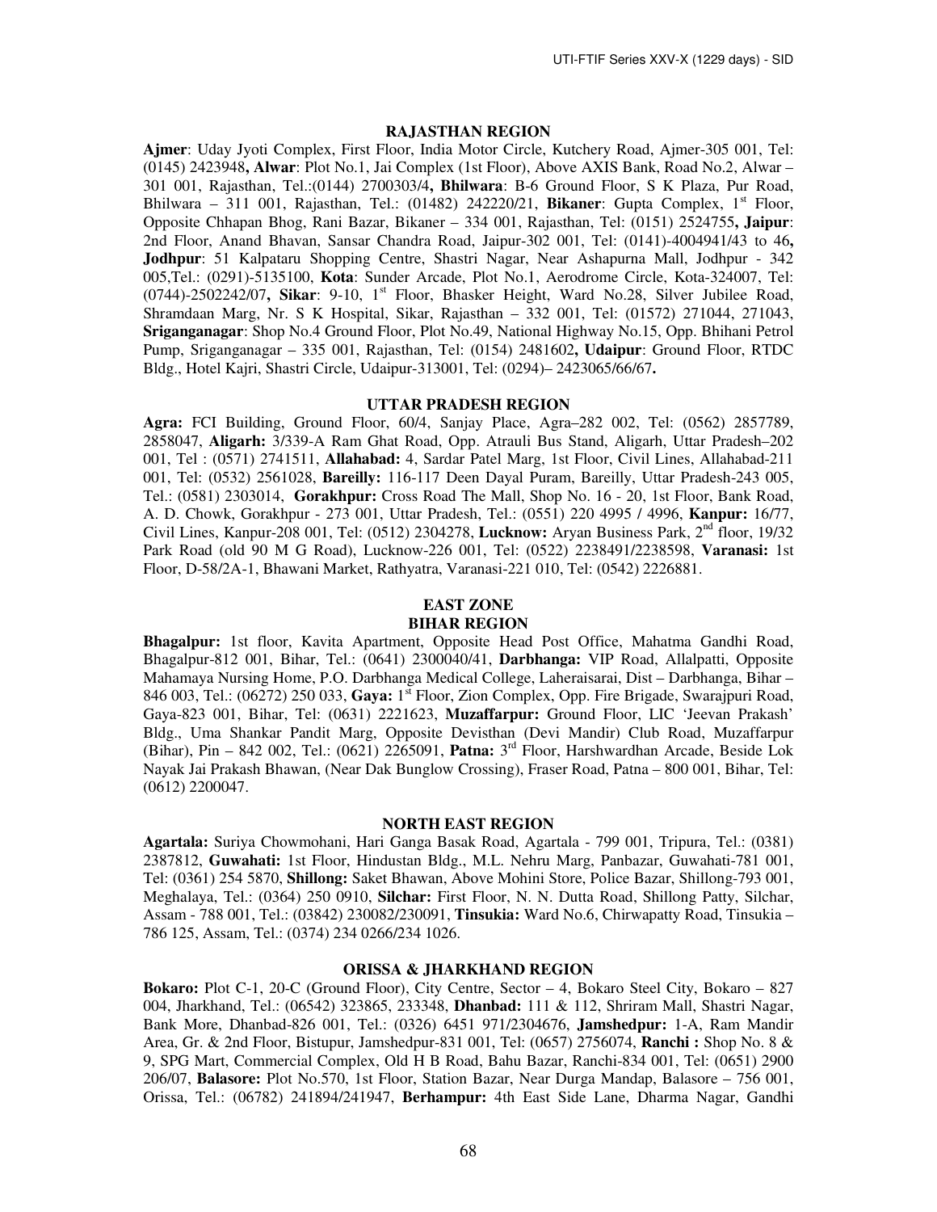### RAJASTHAN REGION

**Ajmer**: Uday Jyoti Complex, First Floor, India Motor Circle, Kutchery Road, Ajmer-305 001, Tel: (0145) 2423948**, Alwar**: Plot No.1, Jai Complex (1st Floor), Above AXIS Bank, Road No.2, Alwar – 301 001, Rajasthan, Tel.:(0144) 2700303/4**, Bhilwara**: B-6 Ground Floor, S K Plaza, Pur Road, Bhilwara – 311 001, Rajasthan, Tel.: (01482) 242220/21, **Bikaner**: Gupta Complex, 1st Floor, Opposite Chhapan Bhog, Rani Bazar, Bikaner – 334 001, Rajasthan, Tel: (0151) 2524755**, Jaipur**: 2nd Floor, Anand Bhavan, Sansar Chandra Road, Jaipur-302 001, Tel: (0141)-4004941/43 to 46**, Jodhpur**: 51 Kalpataru Shopping Centre, Shastri Nagar, Near Ashapurna Mall, Jodhpur - 342 005,Tel.: (0291)-5135100, **Kota**: Sunder Arcade, Plot No.1, Aerodrome Circle, Kota-324007, Tel: (0744)-2502242/07**, Sikar**: 9-10, 1st Floor, Bhasker Height, Ward No.28, Silver Jubilee Road, Shramdaan Marg, Nr. S K Hospital, Sikar, Rajasthan – 332 001, Tel: (01572) 271044, 271043, **Sriganganagar**: Shop No.4 Ground Floor, Plot No.49, National Highway No.15, Opp. Bhihani Petrol Pump, Sriganganagar – 335 001, Rajasthan, Tel: (0154) 2481602**, Udaipur**: Ground Floor, RTDC Bldg., Hotel Kajri, Shastri Circle, Udaipur-313001, Tel: (0294)– 2423065/66/67**.**

### UTTAR PRADESH REGION

**Agra:** FCI Building, Ground Floor, 60/4, Sanjay Place, Agra–282 002, Tel: (0562) 2857789, 2858047, **Aligarh:** 3/339-A Ram Ghat Road, Opp. Atrauli Bus Stand, Aligarh, Uttar Pradesh–202 001, Tel : (0571) 2741511, **Allahabad:** 4, Sardar Patel Marg, 1st Floor, Civil Lines, Allahabad-211 001, Tel: (0532) 2561028, **Bareilly:** 116-117 Deen Dayal Puram, Bareilly, Uttar Pradesh-243 005, Tel.: (0581) 2303014, **Gorakhpur:** Cross Road The Mall, Shop No. 16 - 20, 1st Floor, Bank Road, A. D. Chowk, Gorakhpur - 273 001, Uttar Pradesh, Tel.: (0551) 220 4995 / 4996, **Kanpur:** 16/77, Civil Lines, Kanpur-208 001, Tel: (0512) 2304278, **Lucknow:** Aryan Business Park, 2nd floor, 19/32 Park Road (old 90 M G Road), Lucknow-226 001, Tel: (0522) 2238491/2238598, **Varanasi:** 1st Floor, D-58/2A-1, Bhawani Market, Rathyatra, Varanasi-221 010, Tel: (0542) 2226881.

## EAST ZONE

### BIHAR REGION

**Bhagalpur:** 1st floor, Kavita Apartment, Opposite Head Post Office, Mahatma Gandhi Road, Bhagalpur-812 001, Bihar, Tel.: (0641) 2300040/41, **Darbhanga:** VIP Road, Allalpatti, Opposite Mahamaya Nursing Home, P.O. Darbhanga Medical College, Laheraisarai, Dist – Darbhanga, Bihar – 846 003, Tel.: (06272) 250 033, **Gaya:** 1st Floor, Zion Complex, Opp. Fire Brigade, Swarajpuri Road, Gaya-823 001, Bihar, Tel: (0631) 2221623, **Muzaffarpur:** Ground Floor, LIC 'Jeevan Prakash' Bldg., Uma Shankar Pandit Marg, Opposite Devisthan (Devi Mandir) Club Road, Muzaffarpur (Bihar), Pin – 842 002, Tel.: (0621) 2265091, **Patna:** 3rd Floor, Harshwardhan Arcade, Beside Lok Nayak Jai Prakash Bhawan, (Near Dak Bunglow Crossing), Fraser Road, Patna – 800 001, Bihar, Tel: (0612) 2200047.

### NORTH EAST REGION

**Agartala:** Suriya Chowmohani, Hari Ganga Basak Road, Agartala - 799 001, Tripura, Tel.: (0381) 2387812, **Guwahati:** 1st Floor, Hindustan Bldg., M.L. Nehru Marg, Panbazar, Guwahati-781 001, Tel: (0361) 254 5870, **Shillong:** Saket Bhawan, Above Mohini Store, Police Bazar, Shillong-793 001, Meghalaya, Tel.: (0364) 250 0910, **Silchar:** First Floor, N. N. Dutta Road, Shillong Patty, Silchar, Assam - 788 001, Tel.: (03842) 230082/230091, **Tinsukia:** Ward No.6, Chirwapatty Road, Tinsukia – 786 125, Assam, Tel.: (0374) 234 0266/234 1026.

### ORISSA & JHARKHAND REGION

**Bokaro:** Plot C-1, 20-C (Ground Floor), City Centre, Sector – 4, Bokaro Steel City, Bokaro – 827 004, Jharkhand, Tel.: (06542) 323865, 233348, **Dhanbad:** 111 & 112, Shriram Mall, Shastri Nagar, Bank More, Dhanbad-826 001, Tel.: (0326) 6451 971/2304676, **Jamshedpur:** 1-A, Ram Mandir Area, Gr. & 2nd Floor, Bistupur, Jamshedpur-831 001, Tel: (0657) 2756074, **Ranchi :** Shop No. 8 & 9, SPG Mart, Commercial Complex, Old H B Road, Bahu Bazar, Ranchi-834 001, Tel: (0651) 2900 206/07, **Balasore:** Plot No.570, 1st Floor, Station Bazar, Near Durga Mandap, Balasore – 756 001, Orissa, Tel.: (06782) 241894/241947, **Berhampur:** 4th East Side Lane, Dharma Nagar, Gandhi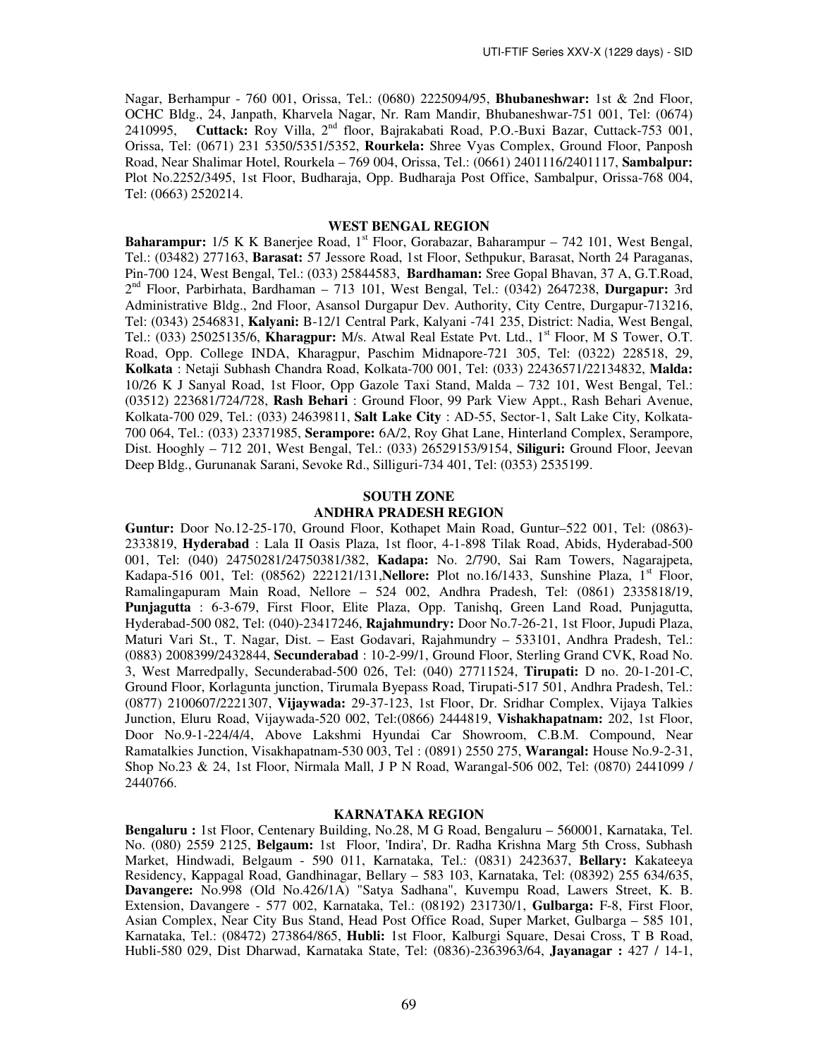Nagar, Berhampur - 760 001, Orissa, Tel.: (0680) 2225094/95, **Bhubaneshwar:** 1st & 2nd Floor, OCHC Bldg., 24, Janpath, Kharvela Nagar, Nr. Ram Mandir, Bhubaneshwar-751 001, Tel: (0674) 2410995, **Cuttack:** Roy Villa, 2nd floor, Bajrakabati Road, P.O.-Buxi Bazar, Cuttack-753 001, Orissa, Tel: (0671) 231 5350/5351/5352, **Rourkela:** Shree Vyas Complex, Ground Floor, Panposh Road, Near Shalimar Hotel, Rourkela – 769 004, Orissa, Tel.: (0661) 2401116/2401117, **Sambalpur:** Plot No.2252/3495, 1st Floor, Budharaja, Opp. Budharaja Post Office, Sambalpur, Orissa-768 004, Tel: (0663) 2520214.

### WEST BENGAL REGION

**Baharampur:** 1/5 K K Banerjee Road, 1st Floor, Gorabazar, Baharampur – 742 101, West Bengal, Tel.: (03482) 277163, **Barasat:** 57 Jessore Road, 1st Floor, Sethpukur, Barasat, North 24 Paraganas, Pin-700 124, West Bengal, Tel.: (033) 25844583, **Bardhaman:** Sree Gopal Bhavan, 37 A, G.T.Road, 2nd Floor, Parbirhata, Bardhaman – 713 101, West Bengal, Tel.: (0342) 2647238, **Durgapur:** 3rd Administrative Bldg., 2nd Floor, Asansol Durgapur Dev. Authority, City Centre, Durgapur-713216, Tel: (0343) 2546831, **Kalyani:** B-12/1 Central Park, Kalyani -741 235, District: Nadia, West Bengal, Tel.: (033) 25025135/6, **Kharagpur:** M/s. Atwal Real Estate Pvt. Ltd., 1st Floor, M S Tower, O.T. Road, Opp. College INDA, Kharagpur, Paschim Midnapore-721 305, Tel: (0322) 228518, 29, **Kolkata** : Netaji Subhash Chandra Road, Kolkata-700 001, Tel: (033) 22436571/22134832, **Malda:** 10/26 K J Sanyal Road, 1st Floor, Opp Gazole Taxi Stand, Malda – 732 101, West Bengal, Tel.: (03512) 223681/724/728, **Rash Behari** : Ground Floor, 99 Park View Appt., Rash Behari Avenue, Kolkata-700 029, Tel.: (033) 24639811, **Salt Lake City** : AD-55, Sector-1, Salt Lake City, Kolkata-700 064, Tel.: (033) 23371985, **Serampore:** 6A/2, Roy Ghat Lane, Hinterland Complex, Serampore, Dist. Hooghly – 712 201, West Bengal, Tel.: (033) 26529153/9154, **Siliguri:** Ground Floor, Jeevan Deep Bldg., Gurunanak Sarani, Sevoke Rd., Silliguri-734 401, Tel: (0353) 2535199.

## SOUTH ZONE

### ANDHRA PRADESH REGION

**Guntur:** Door No.12-25-170, Ground Floor, Kothapet Main Road, Guntur–522 001, Tel: (0863)-2333819, **Hyderabad** : Lala II Oasis Plaza, 1st floor, 4-1-898 Tilak Road, Abids, Hyderabad-500 001, Tel: (040) 24750281/24750381/382, **Kadapa:** No. 2/790, Sai Ram Towers, Nagarajpeta, Kadapa-516 001, Tel: (08562) 222121/131,**Nellore:** Plot no.16/1433, Sunshine Plaza, 1st Floor, Ramalingapuram Main Road, Nellore – 524 002, Andhra Pradesh, Tel: (0861) 2335818/19, **Punjagutta** : 6-3-679, First Floor, Elite Plaza, Opp. Tanishq, Green Land Road, Punjagutta, Hyderabad-500 082, Tel: (040)-23417246, **Rajahmundry:** Door No.7-26-21, 1st Floor, Jupudi Plaza, Maturi Vari St., T. Nagar, Dist. – East Godavari, Rajahmundry – 533101, Andhra Pradesh, Tel.: (0883) 2008399/2432844, **Secunderabad** : 10-2-99/1, Ground Floor, Sterling Grand CVK, Road No. 3, West Marredpally, Secunderabad-500 026, Tel: (040) 27711524, **Tirupati:** D no. 20-1-201-C, Ground Floor, Korlagunta junction, Tirumala Byepass Road, Tirupati-517 501, Andhra Pradesh, Tel.: (0877) 2100607/2221307, **Vijaywada:** 29-37-123, 1st Floor, Dr. Sridhar Complex, Vijaya Talkies Junction, Eluru Road, Vijaywada-520 002, Tel:(0866) 2444819, **Vishakhapatnam:** 202, 1st Floor, Door No.9-1-224/4/4, Above Lakshmi Hyundai Car Showroom, C.B.M. Compound, Near Ramatalkies Junction, Visakhapatnam-530 003, Tel : (0891) 2550 275, **Warangal:** House No.9-2-31, Shop No.23 & 24, 1st Floor, Nirmala Mall, J P N Road, Warangal-506 002, Tel: (0870) 2441099 / 2440766.

### KARNATAKA REGION

**Bengaluru :** 1st Floor, Centenary Building, No.28, M G Road, Bengaluru – 560001, Karnataka, Tel. No. (080) 2559 2125, **Belgaum:** 1st Floor, 'Indira', Dr. Radha Krishna Marg 5th Cross, Subhash Market, Hindwadi, Belgaum - 590 011, Karnataka, Tel.: (0831) 2423637, **Bellary:** Kakateeya Residency, Kappagal Road, Gandhinagar, Bellary – 583 103, Karnataka, Tel: (08392) 255 634/635, **Davangere:** No.998 (Old No.426/1A) "Satya Sadhana", Kuvempu Road, Lawers Street, K. B. Extension, Davangere - 577 002, Karnataka, Tel.: (08192) 231730/1, **Gulbarga:** F-8, First Floor, Asian Complex, Near City Bus Stand, Head Post Office Road, Super Market, Gulbarga – 585 101, Karnataka, Tel.: (08472) 273864/865, **Hubli:** 1st Floor, Kalburgi Square, Desai Cross, T B Road, Hubli-580 029, Dist Dharwad, Karnataka State, Tel: (0836)-2363963/64, **Jayanagar :** 427 / 14-1,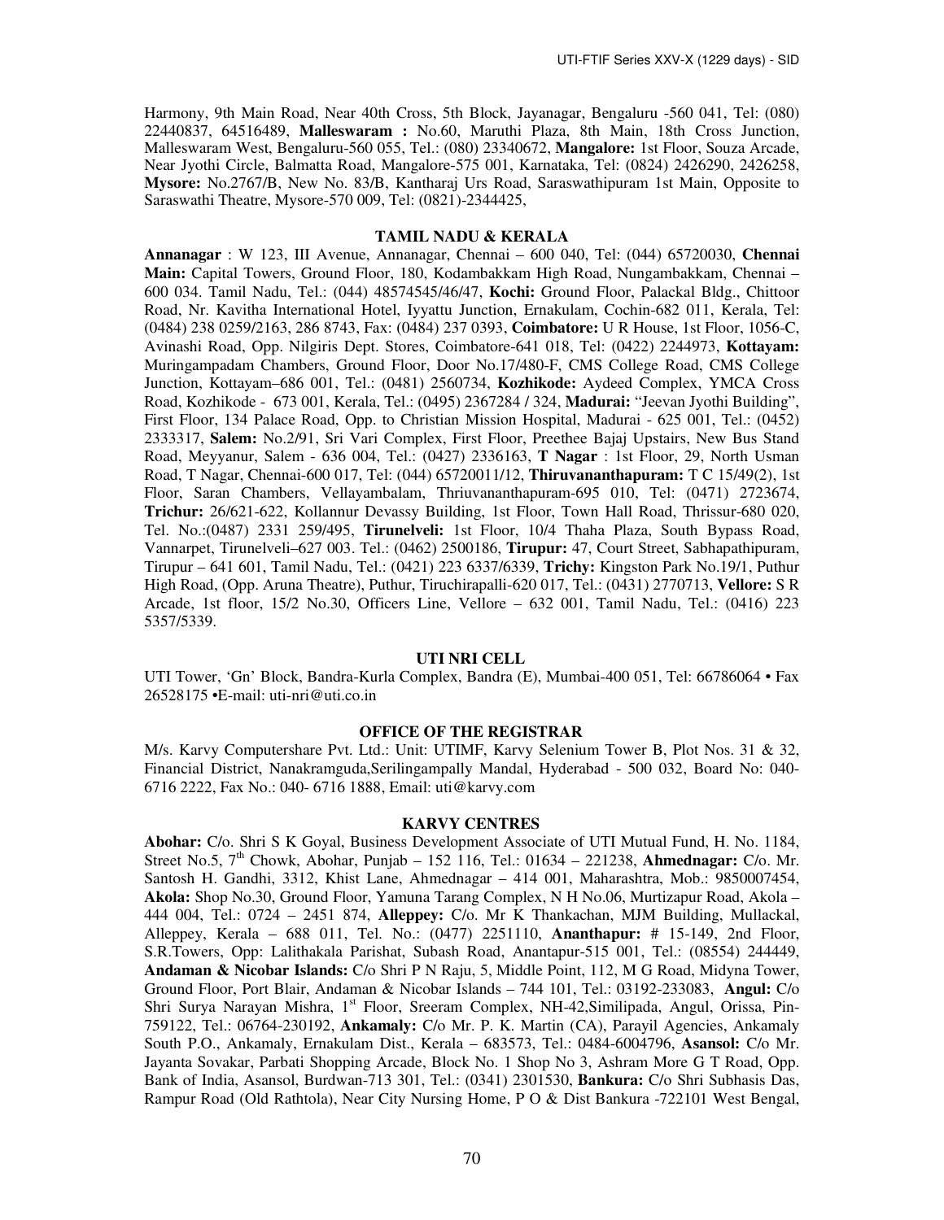Harmony, 9th Main Road, Near 40th Cross, 5th Block, Jayanagar, Bengaluru -560 041, Tel: (080) 22440837, 64516489, **Malleswaram :** No.60, Maruthi Plaza, 8th Main, 18th Cross Junction, Malleswaram West, Bengaluru-560 055, Tel.: (080) 23340672, **Mangalore:** 1st Floor, Souza Arcade, Near Jyothi Circle, Balmatta Road, Mangalore-575 001, Karnataka, Tel: (0824) 2426290, 2426258, **Mysore:** No.2767/B, New No. 83/B, Kantharaj Urs Road, Saraswathipuram 1st Main, Opposite to Saraswathi Theatre, Mysore-570 009, Tel: (0821)-2344425,

### TAMIL NADU & KERALA

**Annanagar** : W 123, III Avenue, Annanagar, Chennai – 600 040, Tel: (044) 65720030, **Chennai Main:** Capital Towers, Ground Floor, 180, Kodambakkam High Road, Nungambakkam, Chennai – 600 034. Tamil Nadu, Tel.: (044) 48574545/46/47, **Kochi:** Ground Floor, Palackal Bldg., Chittoor Road, Nr. Kavitha International Hotel, Iyyattu Junction, Ernakulam, Cochin-682 011, Kerala, Tel: (0484) 238 0259/2163, 286 8743, Fax: (0484) 237 0393, **Coimbatore:** U R House, 1st Floor, 1056-C, Avinashi Road, Opp. Nilgiris Dept. Stores, Coimbatore-641 018, Tel: (0422) 2244973, **Kottayam:** Muringampadam Chambers, Ground Floor, Door No.17/480-F, CMS College Road, CMS College Junction, Kottayam–686 001, Tel.: (0481) 2560734, **Kozhikode:** Aydeed Complex, YMCA Cross Road, Kozhikode - 673 001, Kerala, Tel.: (0495) 2367284 / 324, **Madurai:** "Jeevan Jyothi Building", First Floor, 134 Palace Road, Opp. to Christian Mission Hospital, Madurai - 625 001, Tel.: (0452) 2333317, **Salem:** No.2/91, Sri Vari Complex, First Floor, Preethee Bajaj Upstairs, New Bus Stand Road, Meyyanur, Salem - 636 004, Tel.: (0427) 2336163, **T Nagar** : 1st Floor, 29, North Usman Road, T Nagar, Chennai-600 017, Tel: (044) 65720011/12, **Thiruvananthapuram:** T C 15/49(2), 1st Floor, Saran Chambers, Vellayambalam, Thriuvananthapuram-695 010, Tel: (0471) 2723674, **Trichur:** 26/621-622, Kollannur Devassy Building, 1st Floor, Town Hall Road, Thrissur-680 020, Tel. No.:(0487) 2331 259/495, **Tirunelveli:** 1st Floor, 10/4 Thaha Plaza, South Bypass Road, Vannarpet, Tirunelveli–627 003. Tel.: (0462) 2500186, **Tirupur:** 47, Court Street, Sabhapathipuram, Tirupur – 641 601, Tamil Nadu, Tel.: (0421) 223 6337/6339, **Trichy:** Kingston Park No.19/1, Puthur High Road, (Opp. Aruna Theatre), Puthur, Tiruchirapalli-620 017, Tel.: (0431) 2770713, **Vellore:** S R Arcade, 1st floor, 15/2 No.30, Officers Line, Vellore – 632 001, Tamil Nadu, Tel.: (0416) 223 5357/5339.

### UTI NRI CELL

UTI Tower, 'Gn' Block, Bandra-Kurla Complex, Bandra (E), Mumbai-400 051, Tel: 66786064 • Fax 26528175 •E-mail: uti-nri@uti.co.in

### OFFICE OF THE REGISTRAR

M/s. Karvy Computershare Pvt. Ltd.: Unit: UTIMF, Karvy Selenium Tower B, Plot Nos. 31 & 32, Financial District, Nanakramguda,Serilingampally Mandal, Hyderabad - 500 032, Board No: 040-6716 2222, Fax No.: 040- 6716 1888, Email: uti@karvy.com

### KARVY CENTRES

**Abohar:** C/o. Shri S K Goyal, Business Development Associate of UTI Mutual Fund, H. No. 1184, Street No.5, 7th Chowk, Abohar, Punjab – 152 116, Tel.: 01634 – 221238, **Ahmednagar:** C/o. Mr. Santosh H. Gandhi, 3312, Khist Lane, Ahmednagar – 414 001, Maharashtra, Mob.: 9850007454, **Akola:** Shop No.30, Ground Floor, Yamuna Tarang Complex, N H No.06, Murtizapur Road, Akola – 444 004, Tel.: 0724 – 2451 874, **Alleppey:** C/o. Mr K Thankachan, MJM Building, Mullackal, Alleppey, Kerala – 688 011, Tel. No.: (0477) 2251110, **Ananthapur:** # 15-149, 2nd Floor, S.R.Towers, Opp: Lalithakala Parishat, Subash Road, Anantapur-515 001, Tel.: (08554) 244449, **Andaman & Nicobar Islands:** C/o Shri P N Raju, 5, Middle Point, 112, M G Road, Midyna Tower, Ground Floor, Port Blair, Andaman & Nicobar Islands – 744 101, Tel.: 03192-233083, **Angul:** C/o Shri Surya Narayan Mishra, 1st Floor, Sreeram Complex, NH-42,Similipada, Angul, Orissa, Pin-759122, Tel.: 06764-230192, **Ankamaly:** C/o Mr. P. K. Martin (CA), Parayil Agencies, Ankamaly South P.O., Ankamaly, Ernakulam Dist., Kerala – 683573, Tel.: 0484-6004796, **Asansol:** C/o Mr. Jayanta Sovakar, Parbati Shopping Arcade, Block No. 1 Shop No 3, Ashram More G T Road, Opp. Bank of India, Asansol, Burdwan-713 301, Tel.: (0341) 2301530, **Bankura:** C/o Shri Subhasis Das, Rampur Road (Old Rathtola), Near City Nursing Home, P O & Dist Bankura -722101 West Bengal,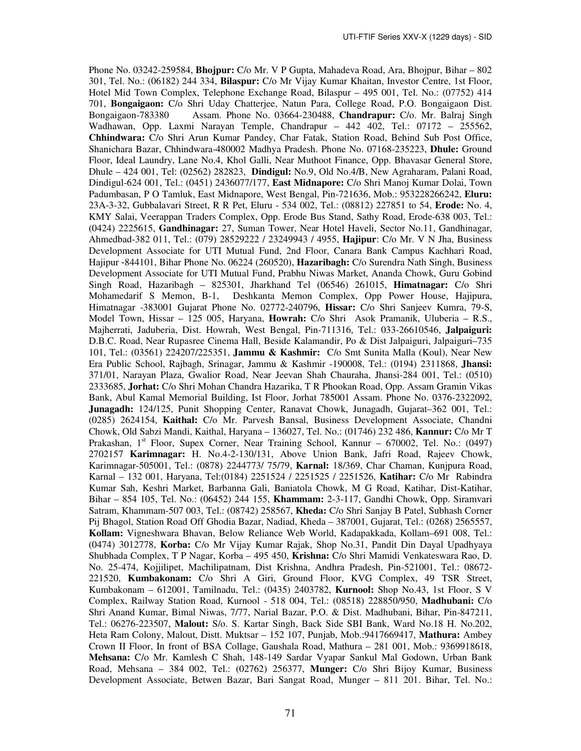Phone No. 03242-259584, **Bhojpur:** C/o Mr. V P Gupta, Mahadeva Road, Ara, Bhojpur, Bihar – 802 301, Tel. No.: (06182) 244 334, **Bilaspur:** C/o Mr Vijay Kumar Khaitan, Investor Centre, 1st Floor, Hotel Mid Town Complex, Telephone Exchange Road, Bilaspur – 495 001, Tel. No.: (07752) 414 701, **Bongaigaon:** C/o Shri Uday Chatterjee, Natun Para, College Road, P.O. Bongaigaon Dist. Bongaigaon-783380 Assam. Phone No. 03664-230488, **Chandrapur:** C/o. Mr. Balraj Singh Wadhawan, Opp. Laxmi Narayan Temple, Chandrapur – 442 402, Tel.: 07172 – 255562, **Chhindwara:** C/o Shri Arun Kumar Pandey, Char Fatak, Station Road, Behind Sub Post Office, Shanichara Bazar, Chhindwara-480002 Madhya Pradesh. Phone No. 07168-235223, **Dhule:** Ground Floor, Ideal Laundry, Lane No.4, Khol Galli, Near Muthoot Finance, Opp. Bhavasar General Store, Dhule – 424 001, Tel: (02562) 282823, **Dindigul:** No.9, Old No.4/B, New Agraharam, Palani Road, Dindigul-624 001, Tel.: (0451) 2436077/177, **East Midnapore:** C/o Shri Manoj Kumar Dolai, Town Padumbasan, P O Tamluk, East Midnapore, West Bengal, Pin-721636, Mob.: 953228266242, **Eluru:** 23A-3-32, Gubbalavari Street, R R Pet, Eluru - 534 002, Tel.: (08812) 227851 to 54, **Erode:** No. 4, KMY Salai, Veerappan Traders Complex, Opp. Erode Bus Stand, Sathy Road, Erode-638 003, Tel.: (0424) 2225615, **Gandhinagar:** 27, Suman Tower, Near Hotel Haveli, Sector No.11, Gandhinagar, Ahmedbad-382 011, Tel.: (079) 28529222 / 23249943 / 4955, **Hajipur**: C/o Mr. V N Jha, Business Development Associate for UTI Mutual Fund, 2nd Floor, Canara Bank Campus Kachhari Road, Hajipur -844101, Bihar Phone No. 06224 (260520), **Hazaribagh:** C/o Surendra Nath Singh, Business Development Associate for UTI Mutual Fund, Prabhu Niwas Market, Ananda Chowk, Guru Gobind Singh Road, Hazaribagh – 825301, Jharkhand Tel (06546) 261015, **Himatnagar:** C/o Shri Mohamedarif S Memon, B-1, Deshkanta Memon Complex, Opp Power House, Hajipura, Himatnagar -383001 Gujarat Phone No. 02772-240796, **Hissar:** C/o Shri Sanjeev Kumra, 79-S, Model Town, Hissar – 125 005, Haryana, **Howrah:** C/o Shri Asok Pramanik, Uluberia – R.S., Majherrati, Jaduberia, Dist. Howrah, West Bengal, Pin-711316, Tel.: 033-26610546, **Jalpaiguri:** D.B.C. Road, Near Rupasree Cinema Hall, Beside Kalamandir, Po & Dist Jalpaiguri, Jalpaiguri–735 101, Tel.: (03561) 224207/225351, **Jammu & Kashmir:** C/o Smt Sunita Malla (Koul), Near New Era Public School, Rajbagh, Srinagar, Jammu & Kashmir -190008, Tel.: (0194) 2311868, **Jhansi:** 371/01, Narayan Plaza, Gwalior Road, Near Jeevan Shah Chauraha, Jhansi-284 001, Tel.: (0510) 2333685, **Jorhat:** C/o Shri Mohan Chandra Hazarika, T R Phookan Road, Opp. Assam Gramin Vikas Bank, Abul Kamal Memorial Building, Ist Floor, Jorhat 785001 Assam. Phone No. 0376-2322092, **Junagadh:** 124/125, Punit Shopping Center, Ranavat Chowk, Junagadh, Gujarat–362 001, Tel.: (0285) 2624154, **Kaithal:** C/o Mr. Parvesh Bansal, Business Development Associate, Chandni Chowk, Old Sabzi Mandi, Kaithal, Haryana – 136027, Tel. No.: (01746) 232 486, **Kannur:** C/o Mr T Prakashan, 1st Floor, Supex Corner, Near Training School, Kannur – 670002, Tel. No.: (0497) 2702157 **Karimnagar:** H. No.4-2-130/131, Above Union Bank, Jafri Road, Rajeev Chowk, Karimnagar-505001, Tel.: (0878) 2244773/ 75/79, **Karnal:** 18/369, Char Chaman, Kunjpura Road, Karnal – 132 001, Haryana, Tel:(0184) 2251524 / 2251525 / 2251526, **Katihar:** C/o Mr Rabindra Kumar Sah, Keshri Market, Barbanna Gali, Baniatola Chowk, M G Road, Katihar, Dist-Katihar, Bihar – 854 105, Tel. No.: (06452) 244 155, **Khammam:** 2-3-117, Gandhi Chowk, Opp. Siramvari Satram, Khammam-507 003, Tel.: (08742) 258567, **Kheda:** C/o Shri Sanjay B Patel, Subhash Corner Pij Bhagol, Station Road Off Ghodia Bazar, Nadiad, Kheda – 387001, Gujarat, Tel.: (0268) 2565557, **Kollam:** Vigneshwara Bhavan, Below Reliance Web World, Kadapakkada, Kollam–691 008, Tel.: (0474) 3012778, **Korba:** C/o Mr Vijay Kumar Rajak, Shop No.31, Pandit Din Dayal Upadhyaya Shubhada Complex, T P Nagar, Korba – 495 450, **Krishna:** C/o Shri Mamidi Venkateswara Rao, D. No. 25-474, Kojjilipet, Machilipatnam, Dist Krishna, Andhra Pradesh, Pin-521001, Tel.: 08672-221520, **Kumbakonam:** C/o Shri A Giri, Ground Floor, KVG Complex, 49 TSR Street, Kumbakonam – 612001, Tamilnadu, Tel.: (0435) 2403782, **Kurnool:** Shop No.43, 1st Floor, S V Complex, Railway Station Road, Kurnool - 518 004, Tel.: (08518) 228850/950, **Madhubani:** C/o Shri Anand Kumar, Bimal Niwas, 7/77, Narial Bazar, P.O. & Dist. Madhubani, Bihar, Pin-847211, Tel.: 06276-223507, **Malout:** S/o. S. Kartar Singh, Back Side SBI Bank, Ward No.18 H. No.202, Heta Ram Colony, Malout, Distt. Muktsar – 152 107, Punjab, Mob.:9417669417, **Mathura:** Ambey Crown II Floor, In front of BSA Collage, Gaushala Road, Mathura – 281 001, Mob.: 9369918618, **Mehsana:** C/o Mr. Kamlesh C Shah, 148-149 Sardar Vyapar Sankul Mal Godown, Urban Bank Road, Mehsana – 384 002, Tel.: (02762) 256377, **Munger:** C/o Shri Bijoy Kumar, Business Development Associate, Betwen Bazar, Bari Sangat Road, Munger – 811 201. Bihar, Tel. No.: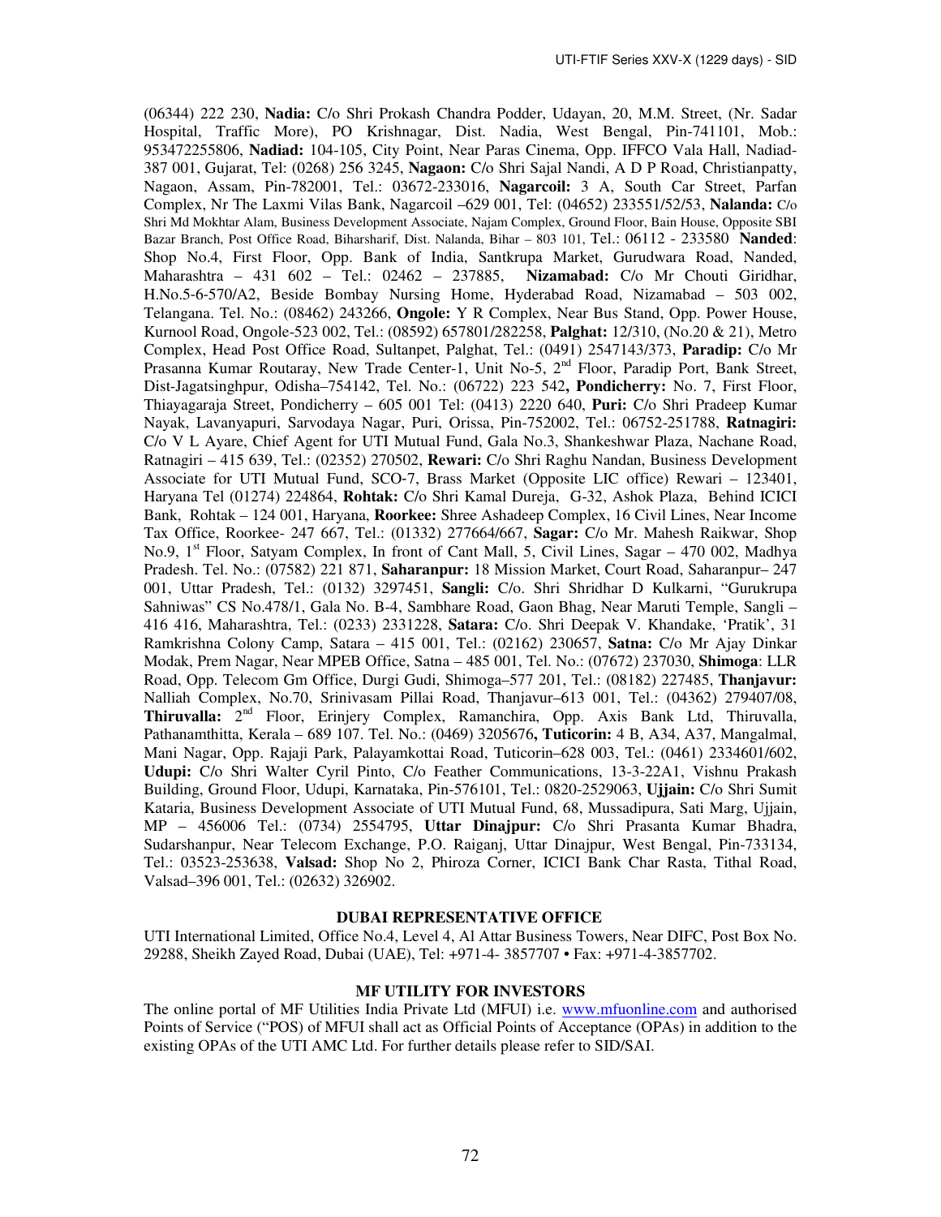(06344) 222 230, **Nadia:** C/o Shri Prokash Chandra Podder, Udayan, 20, M.M. Street, (Nr. Sadar Hospital, Traffic More), PO Krishnagar, Dist. Nadia, West Bengal, Pin-741101, Mob.: 953472255806, **Nadiad:** 104-105, City Point, Near Paras Cinema, Opp. IFFCO Vala Hall, Nadiad-387 001, Gujarat, Tel: (0268) 256 3245, **Nagaon:** C/o Shri Sajal Nandi, A D P Road, Christianpatty, Nagaon, Assam, Pin-782001, Tel.: 03672-233016, **Nagarcoil:** 3 A, South Car Street, Parfan Complex, Nr The Laxmi Vilas Bank, Nagarcoil –629 001, Tel: (04652) 233551/52/53, **Nalanda:** C/o Shri Md Mokhtar Alam, Business Development Associate, Najam Complex, Ground Floor, Bain House, Opposite SBI Bazar Branch, Post Office Road, Biharsharif, Dist. Nalanda, Bihar – 803 101, Tel.: 06112 - 233580 **Nanded**: Shop No.4, First Floor, Opp. Bank of India, Santkrupa Market, Gurudwara Road, Nanded, Maharashtra – 431 602 – Tel.: 02462 – 237885, **Nizamabad:** C/o Mr Chouti Giridhar, H.No.5-6-570/A2, Beside Bombay Nursing Home, Hyderabad Road, Nizamabad – 503 002, Telangana. Tel. No.: (08462) 243266, **Ongole:** Y R Complex, Near Bus Stand, Opp. Power House, Kurnool Road, Ongole-523 002, Tel.: (08592) 657801/282258, **Palghat:** 12/310, (No.20 & 21), Metro Complex, Head Post Office Road, Sultanpet, Palghat, Tel.: (0491) 2547143/373, **Paradip:** C/o Mr Prasanna Kumar Routaray, New Trade Center-1, Unit No-5, 2nd Floor, Paradip Port, Bank Street, Dist-Jagatsinghpur, Odisha–754142, Tel. No.: (06722) 223 542**, Pondicherry:** No. 7, First Floor, Thiayagaraja Street, Pondicherry – 605 001 Tel: (0413) 2220 640, **Puri:** C/o Shri Pradeep Kumar Nayak, Lavanyapuri, Sarvodaya Nagar, Puri, Orissa, Pin-752002, Tel.: 06752-251788, **Ratnagiri:** C/o V L Ayare, Chief Agent for UTI Mutual Fund, Gala No.3, Shankeshwar Plaza, Nachane Road, Ratnagiri – 415 639, Tel.: (02352) 270502, **Rewari:** C/o Shri Raghu Nandan, Business Development Associate for UTI Mutual Fund, SCO-7, Brass Market (Opposite LIC office) Rewari – 123401, Haryana Tel (01274) 224864, **Rohtak:** C/o Shri Kamal Dureja, G-32, Ashok Plaza, Behind ICICI Bank, Rohtak – 124 001, Haryana, **Roorkee:** Shree Ashadeep Complex, 16 Civil Lines, Near Income Tax Office, Roorkee- 247 667, Tel.: (01332) 277664/667, **Sagar:** C/o Mr. Mahesh Raikwar, Shop No.9, 1st Floor, Satyam Complex, In front of Cant Mall, 5, Civil Lines, Sagar – 470 002, Madhya Pradesh. Tel. No.: (07582) 221 871, **Saharanpur:** 18 Mission Market, Court Road, Saharanpur– 247 001, Uttar Pradesh, Tel.: (0132) 3297451, **Sangli:** C/o. Shri Shridhar D Kulkarni, "Gurukrupa Sahniwas" CS No.478/1, Gala No. B-4, Sambhare Road, Gaon Bhag, Near Maruti Temple, Sangli – 416 416, Maharashtra, Tel.: (0233) 2331228, **Satara:** C/o. Shri Deepak V. Khandake, 'Pratik', 31 Ramkrishna Colony Camp, Satara – 415 001, Tel.: (02162) 230657, **Satna:** C/o Mr Ajay Dinkar Modak, Prem Nagar, Near MPEB Office, Satna – 485 001, Tel. No.: (07672) 237030, **Shimoga**: LLR Road, Opp. Telecom Gm Office, Durgi Gudi, Shimoga–577 201, Tel.: (08182) 227485, **Thanjavur:** Nalliah Complex, No.70, Srinivasam Pillai Road, Thanjavur–613 001, Tel.: (04362) 279407/08, **Thiruvalla:** 2nd Floor, Erinjery Complex, Ramanchira, Opp. Axis Bank Ltd, Thiruvalla, Pathanamthitta, Kerala – 689 107. Tel. No.: (0469) 3205676**, Tuticorin:** 4 B, A34, A37, Mangalmal, Mani Nagar, Opp. Rajaji Park, Palayamkottai Road, Tuticorin–628 003, Tel.: (0461) 2334601/602, **Udupi:** C/o Shri Walter Cyril Pinto, C/o Feather Communications, 13-3-22A1, Vishnu Prakash Building, Ground Floor, Udupi, Karnataka, Pin-576101, Tel.: 0820-2529063, **Ujjain:** C/o Shri Sumit Kataria, Business Development Associate of UTI Mutual Fund, 68, Mussadipura, Sati Marg, Ujjain, MP – 456006 Tel.: (0734) 2554795, **Uttar Dinajpur:** C/o Shri Prasanta Kumar Bhadra, Sudarshanpur, Near Telecom Exchange, P.O. Raiganj, Uttar Dinajpur, West Bengal, Pin-733134, Tel.: 03523-253638, **Valsad:** Shop No 2, Phiroza Corner, ICICI Bank Char Rasta, Tithal Road, Valsad–396 001, Tel.: (02632) 326902.

## DUBAI REPRESENTATIVE OFFICE

UTI International Limited, Office No.4, Level 4, Al Attar Business Towers, Near DIFC, Post Box No. 29288, Sheikh Zayed Road, Dubai (UAE), Tel: +971-4- 3857707 • Fax: +971-4-3857702.

## MF UTILITY FOR INVESTORS

The online portal of MF Utilities India Private Ltd (MFUI) i.e. www.mfuonline.com and authorised Points of Service ("POS) of MFUI shall act as Official Points of Acceptance (OPAs) in addition to the existing OPAs of the UTI AMC Ltd. For further details please refer to SID/SAI.